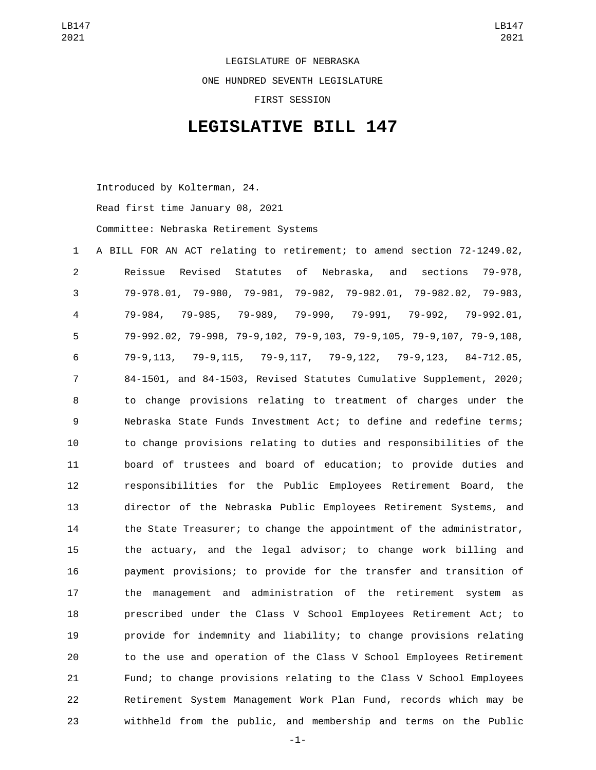LEGISLATURE OF NEBRASKA

ONE HUNDRED SEVENTH LEGISLATURE

FIRST SESSION

# LEGISLATIVE BILL 147

Introduced by Kolterman, 24.

Read first time January 08, 2021

Committee: Nebraska Retirement Systems

1 A BILL FOR AN ACT relating to retirement; to amend section 72-1249.02,
2 Reissue Revised Statutes of Nebraska, and sections 79-978,
3 79-978.01, 79-980, 79-981, 79-982, 79-982.01, 79-982.02, 79-983,
4 79-984, 79-985, 79-989, 79-990, 79-991, 79-992, 79-992.01,
5 79-992.02, 79-998, 79-9,102, 79-9,103, 79-9,105, 79-9,107, 79-9,108,
6 79-9,113, 79-9,115, 79-9,117, 79-9,122, 79-9,123, 84-712.05,
7 84-1501, and 84-1503, Revised Statutes Cumulative Supplement, 2020;
8 to change provisions relating to treatment of charges under the
9 Nebraska State Funds Investment Act; to define and redefine terms;
10 to change provisions relating to duties and responsibilities of the
11 board of trustees and board of education; to provide duties and
12 responsibilities for the Public Employees Retirement Board, the
13 director of the Nebraska Public Employees Retirement Systems, and
14 the State Treasurer; to change the appointment of the administrator,
15 the actuary, and the legal advisor; to change work billing and
16 payment provisions; to provide for the transfer and transition of
17 the management and administration of the retirement system as
18 prescribed under the Class V School Employees Retirement Act; to
19 provide for indemnity and liability; to change provisions relating
20 to the use and operation of the Class V School Employees Retirement
21 Fund; to change provisions relating to the Class V School Employees
22 Retirement System Management Work Plan Fund, records which may be
23 withheld from the public, and membership and terms on the Public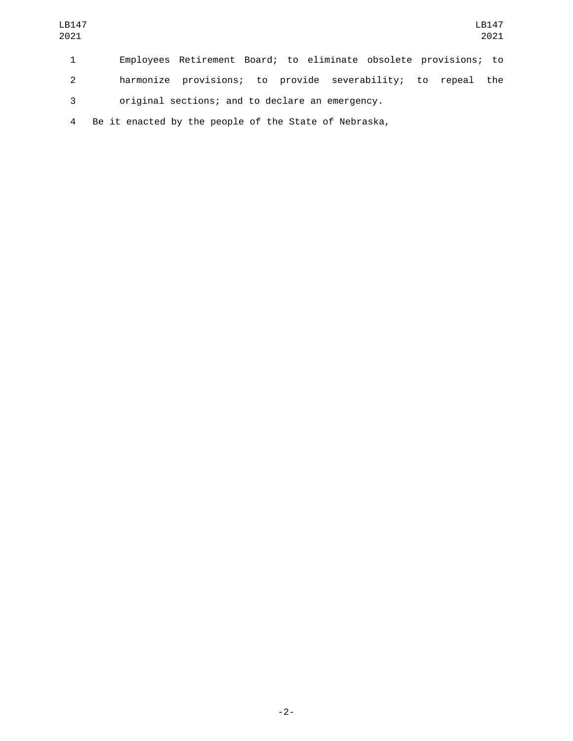Employees Retirement Board; to eliminate obsolete provisions; to harmonize provisions; to provide severability; to repeal the original sections; and to declare an emergency.

Be it enacted by the people of the State of Nebraska,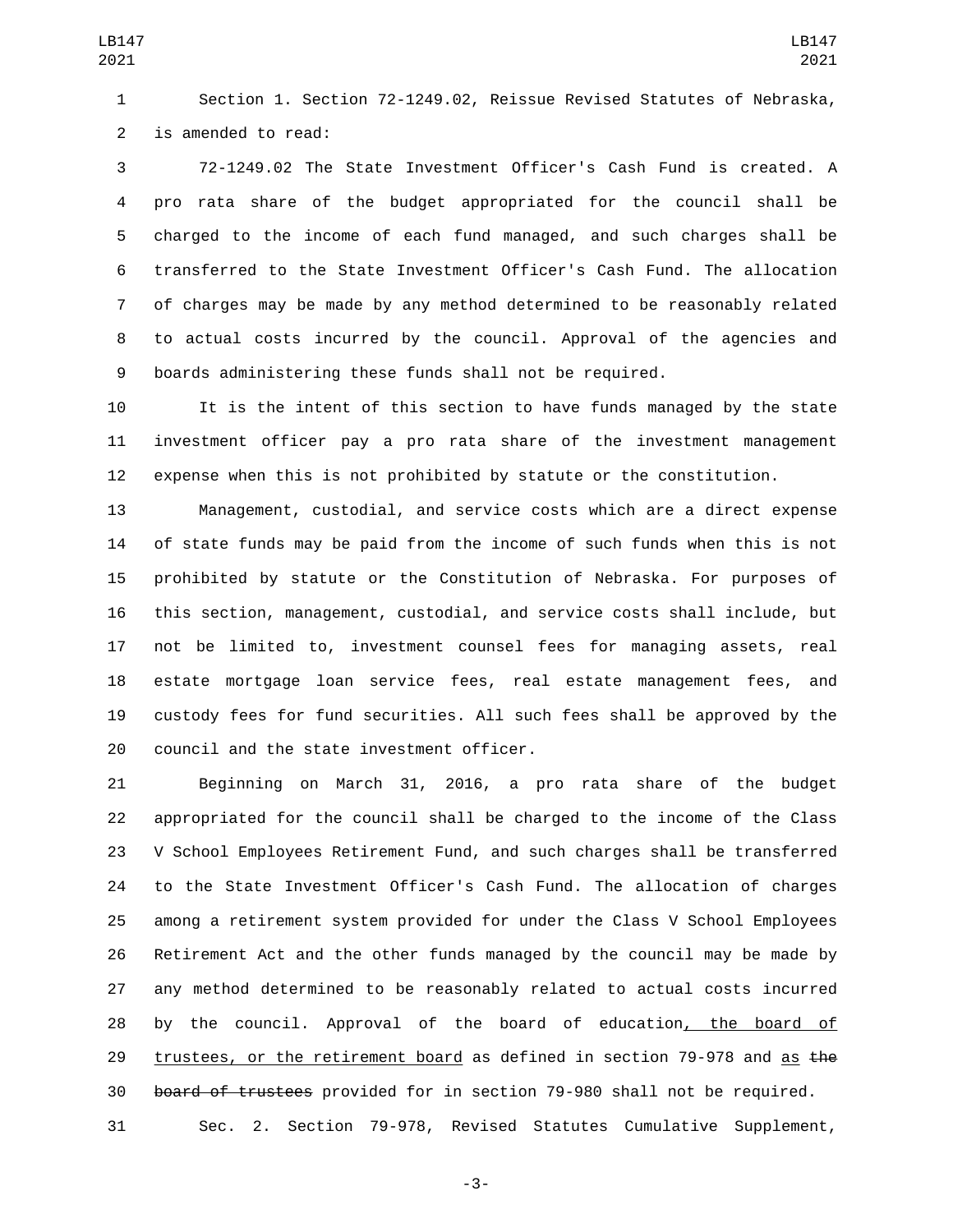Section 1. Section 72-1249.02, Reissue Revised Statutes of Nebraska, is amended to read:

72-1249.02 The State Investment Officer's Cash Fund is created. A pro rata share of the budget appropriated for the council shall be charged to the income of each fund managed, and such charges shall be transferred to the State Investment Officer's Cash Fund. The allocation of charges may be made by any method determined to be reasonably related to actual costs incurred by the council. Approval of the agencies and boards administering these funds shall not be required.

It is the intent of this section to have funds managed by the state investment officer pay a pro rata share of the investment management expense when this is not prohibited by statute or the constitution.

Management, custodial, and service costs which are a direct expense of state funds may be paid from the income of such funds when this is not prohibited by statute or the Constitution of Nebraska. For purposes of this section, management, custodial, and service costs shall include, but not be limited to, investment counsel fees for managing assets, real estate mortgage loan service fees, real estate management fees, and custody fees for fund securities. All such fees shall be approved by the council and the state investment officer.

Beginning on March 31, 2016, a pro rata share of the budget appropriated for the council shall be charged to the income of the Class V School Employees Retirement Fund, and such charges shall be transferred to the State Investment Officer's Cash Fund. The allocation of charges among a retirement system provided for under the Class V School Employees Retirement Act and the other funds managed by the council may be made by any method determined to be reasonably related to actual costs incurred by the council. Approval of the board of education, the board of trustees, or the retirement board as defined in section 79-978 and as ~~the board of trustees~~ provided for in section 79-980 shall not be required.

Sec. 2. Section 79-978, Revised Statutes Cumulative Supplement,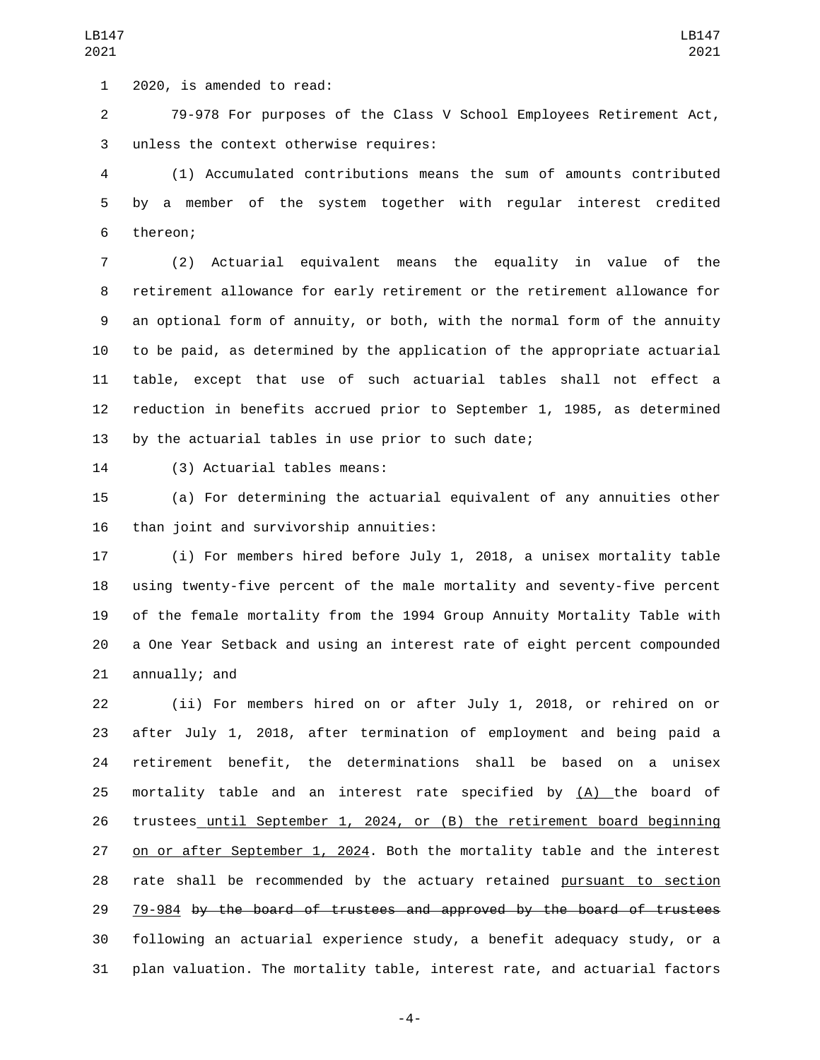2020, is amended to read:

79-978 For purposes of the Class V School Employees Retirement Act, unless the context otherwise requires:

(1) Accumulated contributions means the sum of amounts contributed by a member of the system together with regular interest credited thereon;

(2) Actuarial equivalent means the equality in value of the retirement allowance for early retirement or the retirement allowance for an optional form of annuity, or both, with the normal form of the annuity to be paid, as determined by the application of the appropriate actuarial table, except that use of such actuarial tables shall not effect a reduction in benefits accrued prior to September 1, 1985, as determined by the actuarial tables in use prior to such date;

(3) Actuarial tables means:

(a) For determining the actuarial equivalent of any annuities other than joint and survivorship annuities:

(i) For members hired before July 1, 2018, a unisex mortality table using twenty-five percent of the male mortality and seventy-five percent of the female mortality from the 1994 Group Annuity Mortality Table with a One Year Setback and using an interest rate of eight percent compounded annually; and

(ii) For members hired on or after July 1, 2018, or rehired on or after July 1, 2018, after termination of employment and being paid a retirement benefit, the determinations shall be based on a unisex mortality table and an interest rate specified by <u>(A) </u>the board of trustees<u> until September 1, 2024, or (B) the retirement board beginning on or after September 1, 2024</u>. Both the mortality table and the interest rate shall be recommended by the actuary retained <u>pursuant to section 79-984</u> ~~by the board of trustees and approved by the board of trustees~~ following an actuarial experience study, a benefit adequacy study, or a plan valuation. The mortality table, interest rate, and actuarial factors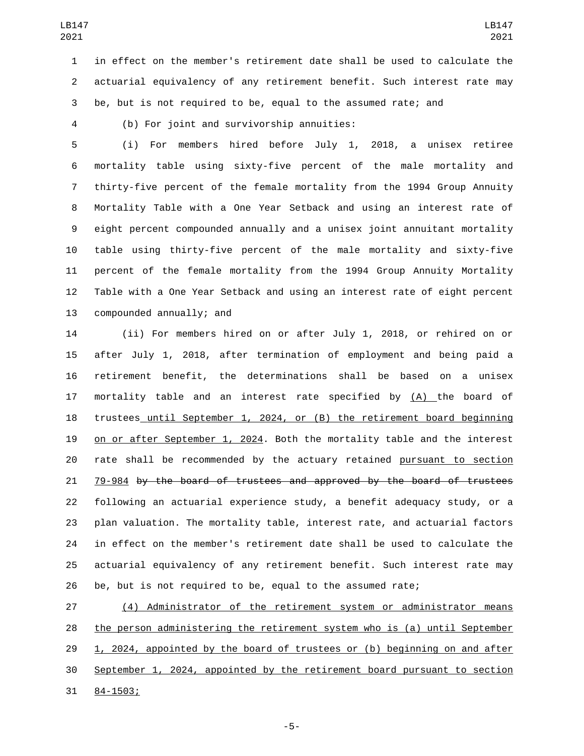in effect on the member's retirement date shall be used to calculate the actuarial equivalency of any retirement benefit. Such interest rate may be, but is not required to be, equal to the assumed rate; and

(b) For joint and survivorship annuities:

(i) For members hired before July 1, 2018, a unisex retiree mortality table using sixty-five percent of the male mortality and thirty-five percent of the female mortality from the 1994 Group Annuity Mortality Table with a One Year Setback and using an interest rate of eight percent compounded annually and a unisex joint annuitant mortality table using thirty-five percent of the male mortality and sixty-five percent of the female mortality from the 1994 Group Annuity Mortality Table with a One Year Setback and using an interest rate of eight percent compounded annually; and

(ii) For members hired on or after July 1, 2018, or rehired on or after July 1, 2018, after termination of employment and being paid a retirement benefit, the determinations shall be based on a unisex mortality table and an interest rate specified by (A) the board of trustees until September 1, 2024, or (B) the retirement board beginning on or after September 1, 2024. Both the mortality table and the interest rate shall be recommended by the actuary retained pursuant to section 79-984 ~~by the board of trustees and approved by the board of trustees~~ following an actuarial experience study, a benefit adequacy study, or a plan valuation. The mortality table, interest rate, and actuarial factors in effect on the member's retirement date shall be used to calculate the actuarial equivalency of any retirement benefit. Such interest rate may be, but is not required to be, equal to the assumed rate;

(4) Administrator of the retirement system or administrator means the person administering the retirement system who is (a) until September 1, 2024, appointed by the board of trustees or (b) beginning on and after September 1, 2024, appointed by the retirement board pursuant to section 84-1503;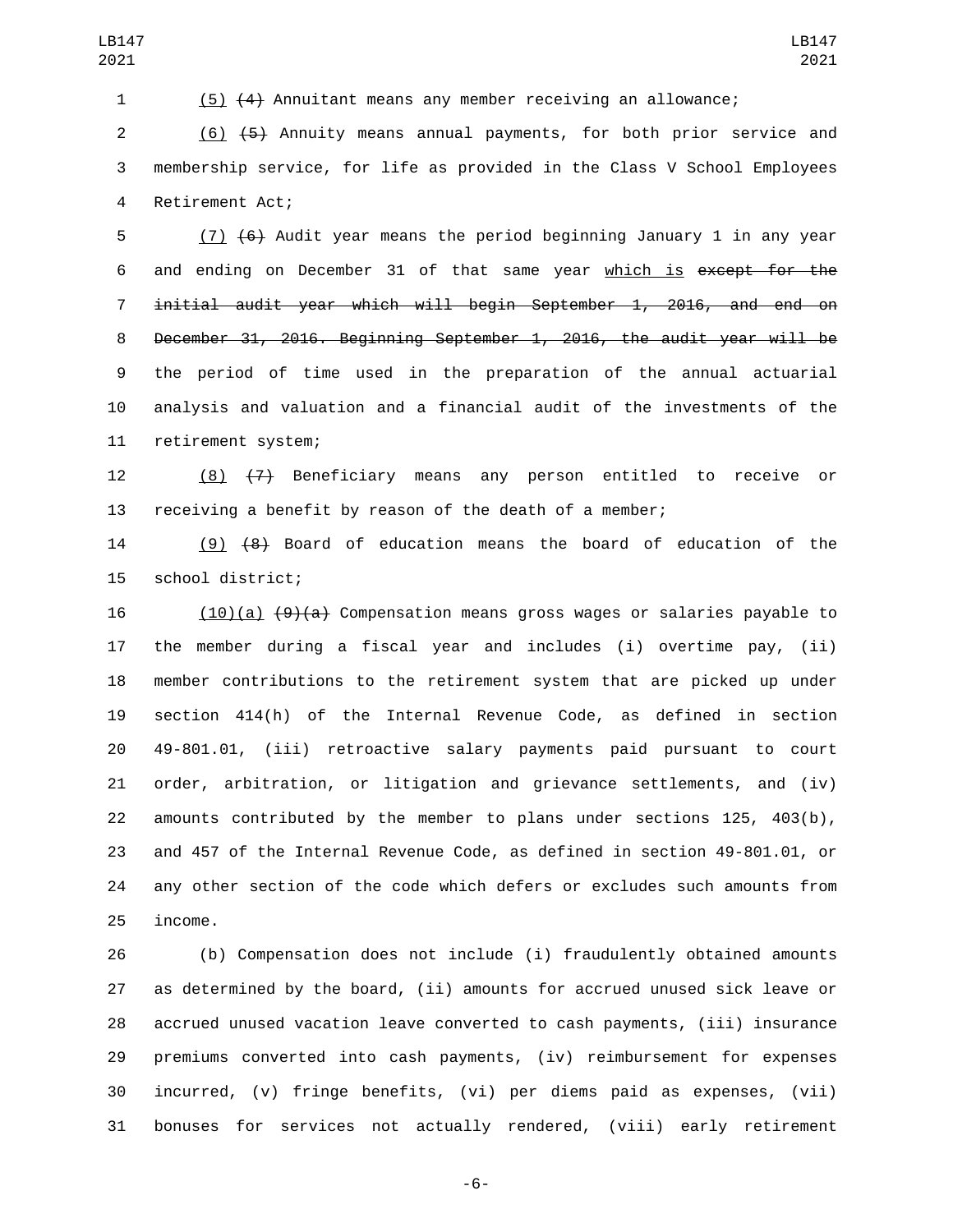(5) ~~(4)~~ Annuitant means any member receiving an allowance;

(6) ~~(5)~~ Annuity means annual payments, for both prior service and membership service, for life as provided in the Class V School Employees Retirement Act;

(7) ~~(6)~~ Audit year means the period beginning January 1 in any year and ending on December 31 of that same year which is ~~except for the initial audit year which will begin September 1, 2016, and end on December 31, 2016. Beginning September 1, 2016, the audit year will be~~ the period of time used in the preparation of the annual actuarial analysis and valuation and a financial audit of the investments of the retirement system;

(8) ~~(7)~~ Beneficiary means any person entitled to receive or receiving a benefit by reason of the death of a member;

(9) ~~(8)~~ Board of education means the board of education of the school district;

(10)(a) ~~(9)(a)~~ Compensation means gross wages or salaries payable to the member during a fiscal year and includes (i) overtime pay, (ii) member contributions to the retirement system that are picked up under section 414(h) of the Internal Revenue Code, as defined in section 49-801.01, (iii) retroactive salary payments paid pursuant to court order, arbitration, or litigation and grievance settlements, and (iv) amounts contributed by the member to plans under sections 125, 403(b), and 457 of the Internal Revenue Code, as defined in section 49-801.01, or any other section of the code which defers or excludes such amounts from income.

(b) Compensation does not include (i) fraudulently obtained amounts as determined by the board, (ii) amounts for accrued unused sick leave or accrued unused vacation leave converted to cash payments, (iii) insurance premiums converted into cash payments, (iv) reimbursement for expenses incurred, (v) fringe benefits, (vi) per diems paid as expenses, (vii) bonuses for services not actually rendered, (viii) early retirement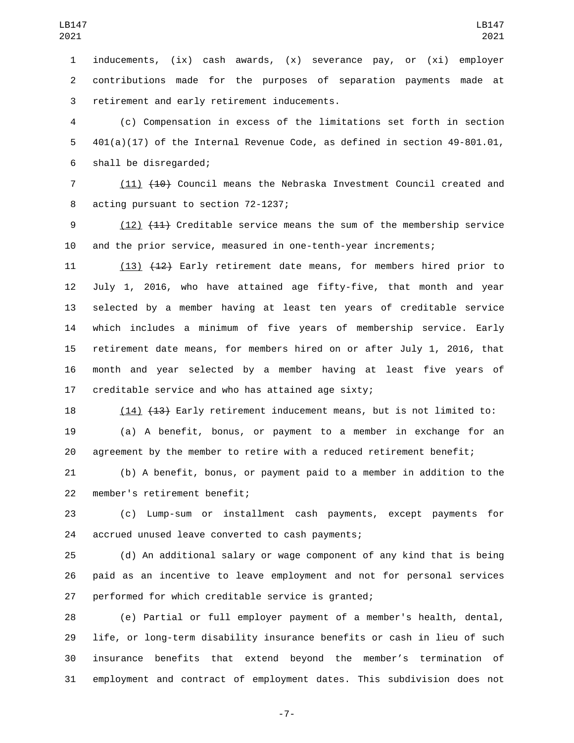inducements, (ix) cash awards, (x) severance pay, or (xi) employer contributions made for the purposes of separation payments made at retirement and early retirement inducements.

(c) Compensation in excess of the limitations set forth in section 401(a)(17) of the Internal Revenue Code, as defined in section 49-801.01, shall be disregarded;

(11) ~~(10)~~ Council means the Nebraska Investment Council created and acting pursuant to section 72-1237;

(12) ~~(11)~~ Creditable service means the sum of the membership service and the prior service, measured in one-tenth-year increments;

(13) ~~(12)~~ Early retirement date means, for members hired prior to July 1, 2016, who have attained age fifty-five, that month and year selected by a member having at least ten years of creditable service which includes a minimum of five years of membership service. Early retirement date means, for members hired on or after July 1, 2016, that month and year selected by a member having at least five years of creditable service and who has attained age sixty;

(14) ~~(13)~~ Early retirement inducement means, but is not limited to:

(a) A benefit, bonus, or payment to a member in exchange for an agreement by the member to retire with a reduced retirement benefit;

(b) A benefit, bonus, or payment paid to a member in addition to the member's retirement benefit;

(c) Lump-sum or installment cash payments, except payments for accrued unused leave converted to cash payments;

(d) An additional salary or wage component of any kind that is being paid as an incentive to leave employment and not for personal services performed for which creditable service is granted;

(e) Partial or full employer payment of a member's health, dental, life, or long-term disability insurance benefits or cash in lieu of such insurance benefits that extend beyond the member's termination of employment and contract of employment dates. This subdivision does not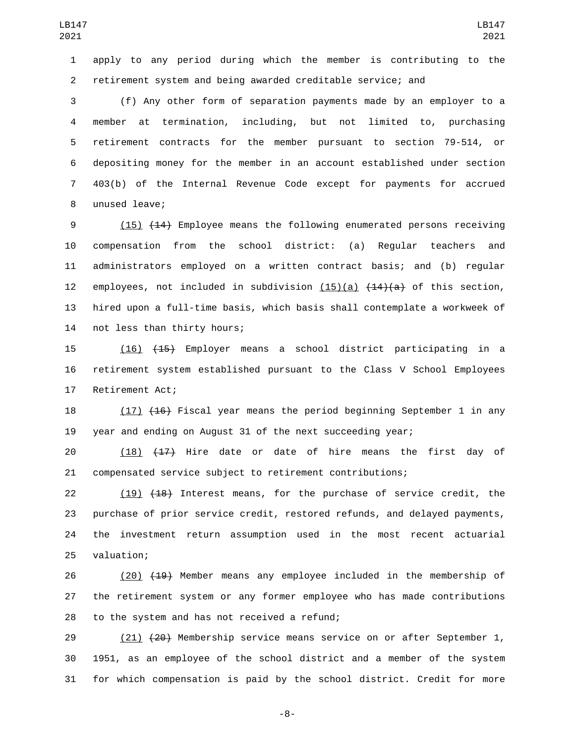apply to any period during which the member is contributing to the retirement system and being awarded creditable service; and

(f) Any other form of separation payments made by an employer to a member at termination, including, but not limited to, purchasing retirement contracts for the member pursuant to section 79-514, or depositing money for the member in an account established under section 403(b) of the Internal Revenue Code except for payments for accrued unused leave;

(15) ~~(14)~~ Employee means the following enumerated persons receiving compensation from the school district: (a) Regular teachers and administrators employed on a written contract basis; and (b) regular employees, not included in subdivision (15)(a) ~~(14)(a)~~ of this section, hired upon a full-time basis, which basis shall contemplate a workweek of not less than thirty hours;

(16) ~~(15)~~ Employer means a school district participating in a retirement system established pursuant to the Class V School Employees Retirement Act;

(17) ~~(16)~~ Fiscal year means the period beginning September 1 in any year and ending on August 31 of the next succeeding year;

(18) ~~(17)~~ Hire date or date of hire means the first day of compensated service subject to retirement contributions;

(19) ~~(18)~~ Interest means, for the purchase of service credit, the purchase of prior service credit, restored refunds, and delayed payments, the investment return assumption used in the most recent actuarial valuation;

(20) ~~(19)~~ Member means any employee included in the membership of the retirement system or any former employee who has made contributions to the system and has not received a refund;

(21) ~~(20)~~ Membership service means service on or after September 1, 1951, as an employee of the school district and a member of the system for which compensation is paid by the school district. Credit for more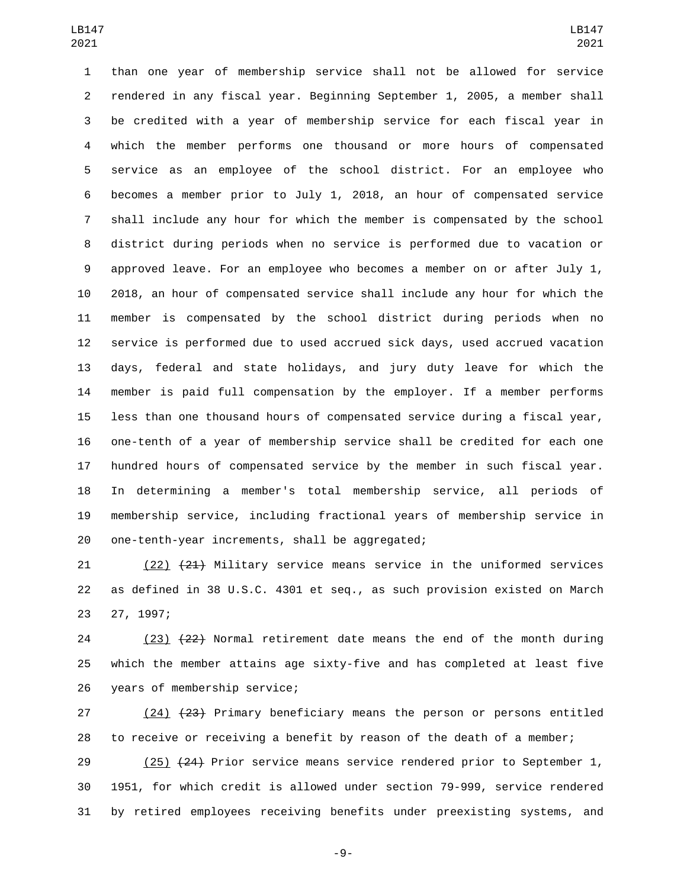than one year of membership service shall not be allowed for service rendered in any fiscal year. Beginning September 1, 2005, a member shall be credited with a year of membership service for each fiscal year in which the member performs one thousand or more hours of compensated service as an employee of the school district. For an employee who becomes a member prior to July 1, 2018, an hour of compensated service shall include any hour for which the member is compensated by the school district during periods when no service is performed due to vacation or approved leave. For an employee who becomes a member on or after July 1, 2018, an hour of compensated service shall include any hour for which the member is compensated by the school district during periods when no service is performed due to used accrued sick days, used accrued vacation days, federal and state holidays, and jury duty leave for which the member is paid full compensation by the employer. If a member performs less than one thousand hours of compensated service during a fiscal year, one-tenth of a year of membership service shall be credited for each one hundred hours of compensated service by the member in such fiscal year. In determining a member's total membership service, all periods of membership service, including fractional years of membership service in one-tenth-year increments, shall be aggregated;

(22) ~~(21)~~ Military service means service in the uniformed services as defined in 38 U.S.C. 4301 et seq., as such provision existed on March 27, 1997;

(23) ~~(22)~~ Normal retirement date means the end of the month during which the member attains age sixty-five and has completed at least five years of membership service;

(24) ~~(23)~~ Primary beneficiary means the person or persons entitled to receive or receiving a benefit by reason of the death of a member;

(25) ~~(24)~~ Prior service means service rendered prior to September 1, 1951, for which credit is allowed under section 79-999, service rendered by retired employees receiving benefits under preexisting systems, and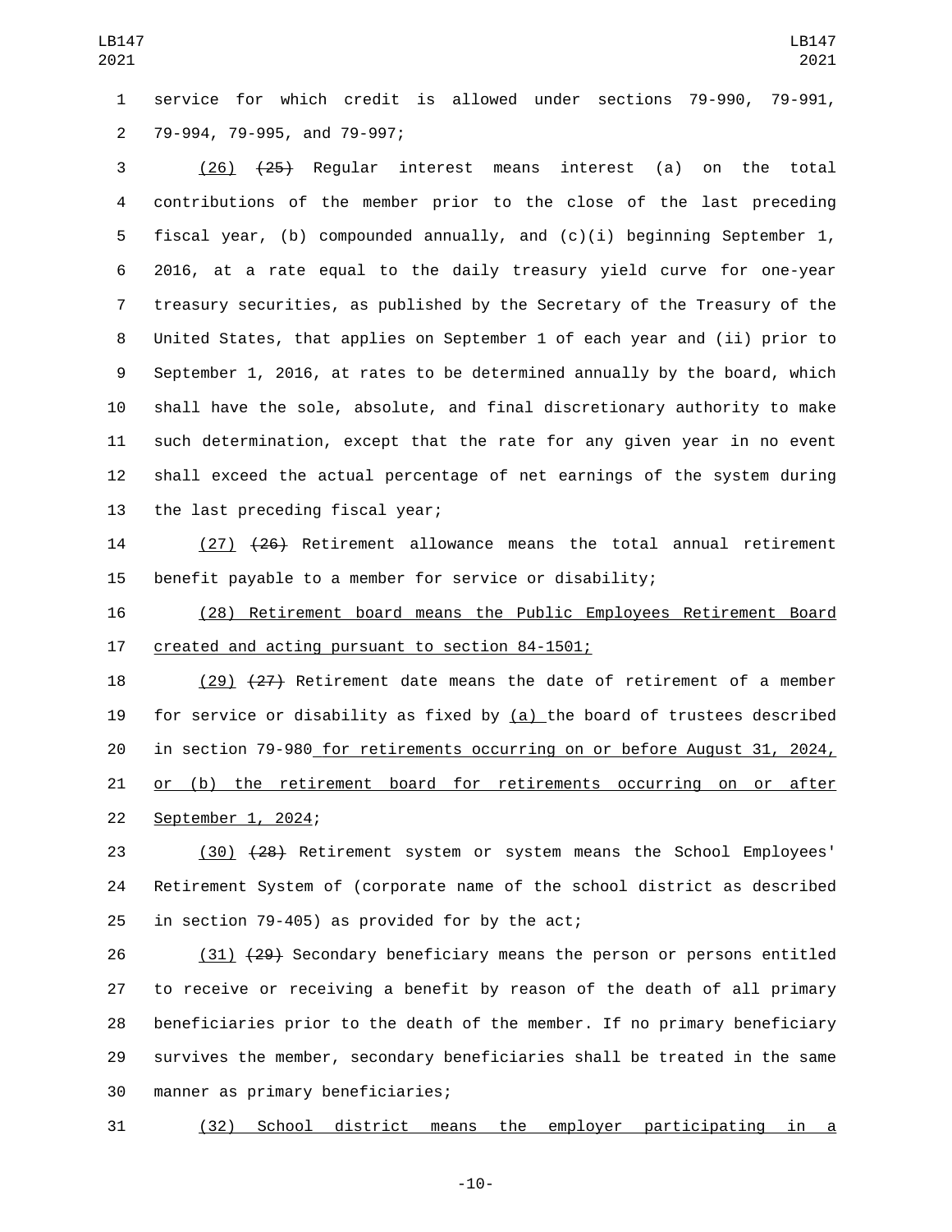service for which credit is allowed under sections 79-990, 79-991, 79-994, 79-995, and 79-997;

(26) ~~(25)~~ Regular interest means interest (a) on the total contributions of the member prior to the close of the last preceding fiscal year, (b) compounded annually, and (c)(i) beginning September 1, 2016, at a rate equal to the daily treasury yield curve for one-year treasury securities, as published by the Secretary of the Treasury of the United States, that applies on September 1 of each year and (ii) prior to September 1, 2016, at rates to be determined annually by the board, which shall have the sole, absolute, and final discretionary authority to make such determination, except that the rate for any given year in no event shall exceed the actual percentage of net earnings of the system during the last preceding fiscal year;

(27) ~~(26)~~ Retirement allowance means the total annual retirement benefit payable to a member for service or disability;

(28) Retirement board means the Public Employees Retirement Board created and acting pursuant to section 84-1501;

(29) ~~(27)~~ Retirement date means the date of retirement of a member for service or disability as fixed by (a) the board of trustees described in section 79-980 for retirements occurring on or before August 31, 2024, or (b) the retirement board for retirements occurring on or after September 1, 2024;

(30) ~~(28)~~ Retirement system or system means the School Employees' Retirement System of (corporate name of the school district as described in section 79-405) as provided for by the act;

(31) ~~(29)~~ Secondary beneficiary means the person or persons entitled to receive or receiving a benefit by reason of the death of all primary beneficiaries prior to the death of the member. If no primary beneficiary survives the member, secondary beneficiaries shall be treated in the same manner as primary beneficiaries;

(32) School district means the employer participating in a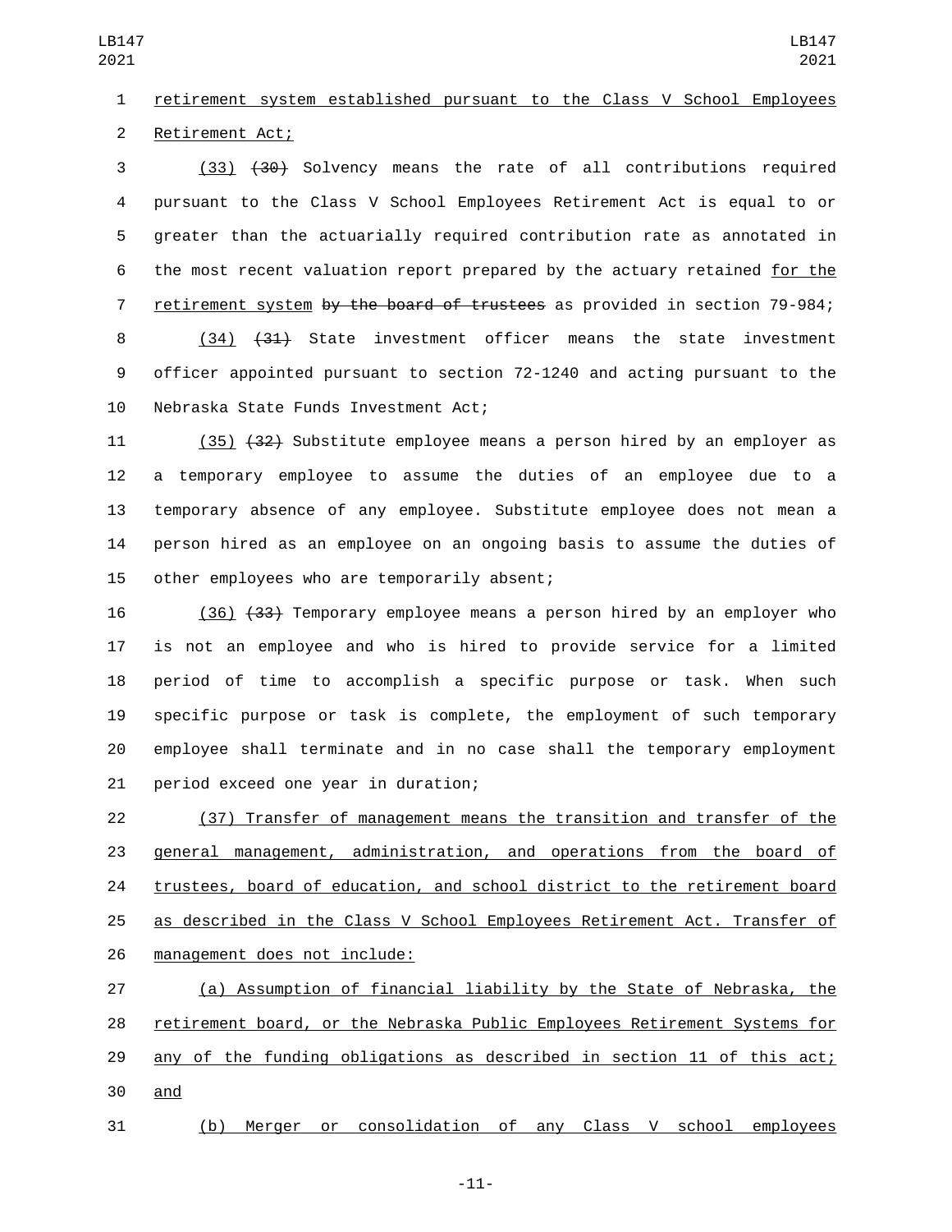retirement system established pursuant to the Class V School Employees Retirement Act;

(33) ~~(30)~~ Solvency means the rate of all contributions required pursuant to the Class V School Employees Retirement Act is equal to or greater than the actuarially required contribution rate as annotated in the most recent valuation report prepared by the actuary retained for the retirement system ~~by the board of trustees~~ as provided in section 79-984;

(34) ~~(31)~~ State investment officer means the state investment officer appointed pursuant to section 72-1240 and acting pursuant to the Nebraska State Funds Investment Act;

(35) ~~(32)~~ Substitute employee means a person hired by an employer as a temporary employee to assume the duties of an employee due to a temporary absence of any employee. Substitute employee does not mean a person hired as an employee on an ongoing basis to assume the duties of other employees who are temporarily absent;

(36) ~~(33)~~ Temporary employee means a person hired by an employer who is not an employee and who is hired to provide service for a limited period of time to accomplish a specific purpose or task. When such specific purpose or task is complete, the employment of such temporary employee shall terminate and in no case shall the temporary employment period exceed one year in duration;

(37) Transfer of management means the transition and transfer of the general management, administration, and operations from the board of trustees, board of education, and school district to the retirement board as described in the Class V School Employees Retirement Act. Transfer of management does not include:

(a) Assumption of financial liability by the State of Nebraska, the retirement board, or the Nebraska Public Employees Retirement Systems for any of the funding obligations as described in section 11 of this act; and

(b) Merger or consolidation of any Class V school employees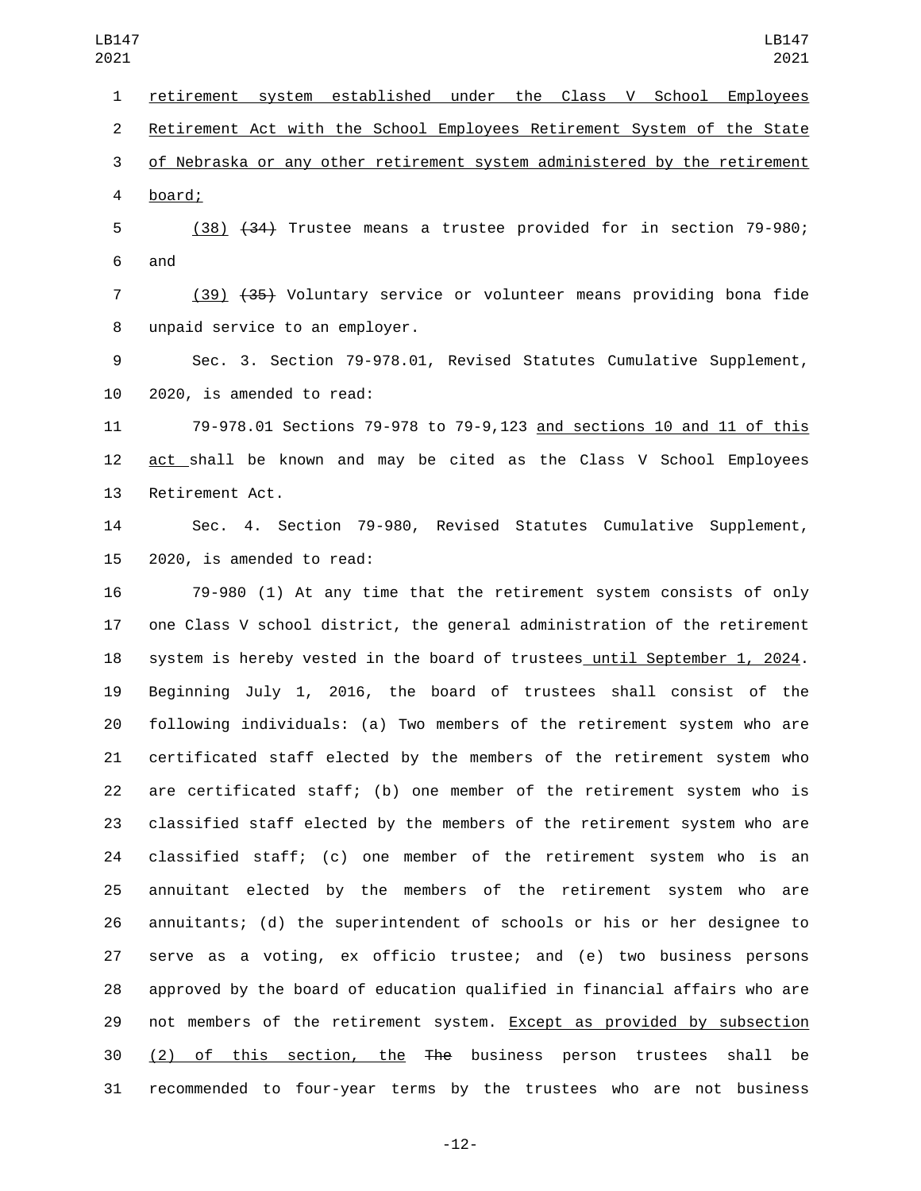retirement system established under the Class V School Employees Retirement Act with the School Employees Retirement System of the State of Nebraska or any other retirement system administered by the retirement board;

(38) ~~(34)~~ Trustee means a trustee provided for in section 79-980; and

(39) ~~(35)~~ Voluntary service or volunteer means providing bona fide unpaid service to an employer.

Sec. 3. Section 79-978.01, Revised Statutes Cumulative Supplement, 2020, is amended to read:

79-978.01 Sections 79-978 to 79-9,123 and sections 10 and 11 of this act shall be known and may be cited as the Class V School Employees Retirement Act.

Sec. 4. Section 79-980, Revised Statutes Cumulative Supplement, 2020, is amended to read:

79-980 (1) At any time that the retirement system consists of only one Class V school district, the general administration of the retirement system is hereby vested in the board of trustees until September 1, 2024. Beginning July 1, 2016, the board of trustees shall consist of the following individuals: (a) Two members of the retirement system who are certificated staff elected by the members of the retirement system who are certificated staff; (b) one member of the retirement system who is classified staff elected by the members of the retirement system who are classified staff; (c) one member of the retirement system who is an annuitant elected by the members of the retirement system who are annuitants; (d) the superintendent of schools or his or her designee to serve as a voting, ex officio trustee; and (e) two business persons approved by the board of education qualified in financial affairs who are not members of the retirement system. Except as provided by subsection (2) of this section, the ~~The~~ business person trustees shall be recommended to four-year terms by the trustees who are not business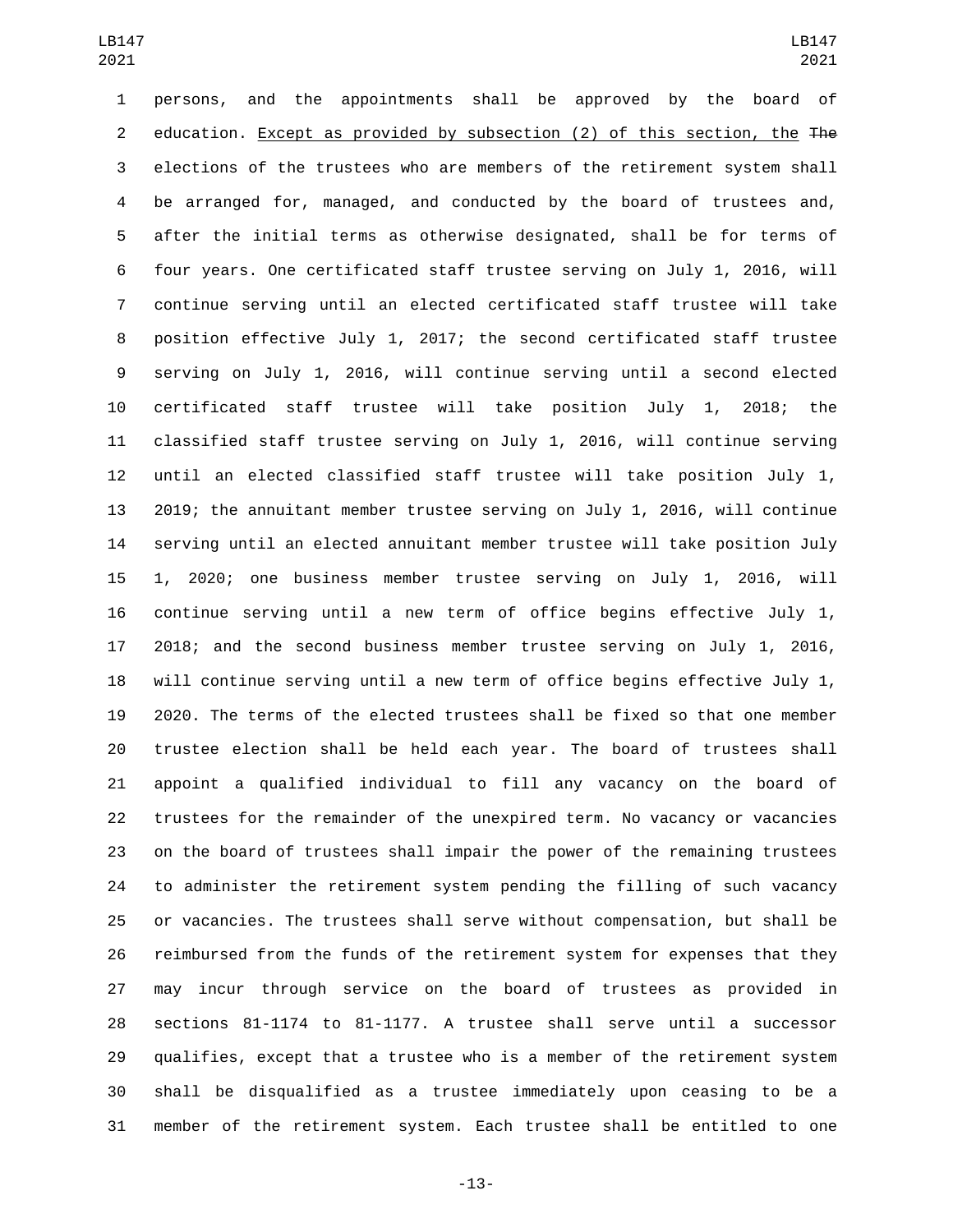persons, and the appointments shall be approved by the board of education. Except as provided by subsection (2) of this section, the ~~The~~ elections of the trustees who are members of the retirement system shall be arranged for, managed, and conducted by the board of trustees and, after the initial terms as otherwise designated, shall be for terms of four years. One certificated staff trustee serving on July 1, 2016, will continue serving until an elected certificated staff trustee will take position effective July 1, 2017; the second certificated staff trustee serving on July 1, 2016, will continue serving until a second elected certificated staff trustee will take position July 1, 2018; the classified staff trustee serving on July 1, 2016, will continue serving until an elected classified staff trustee will take position July 1, 2019; the annuitant member trustee serving on July 1, 2016, will continue serving until an elected annuitant member trustee will take position July 1, 2020; one business member trustee serving on July 1, 2016, will continue serving until a new term of office begins effective July 1, 2018; and the second business member trustee serving on July 1, 2016, will continue serving until a new term of office begins effective July 1, 2020. The terms of the elected trustees shall be fixed so that one member trustee election shall be held each year. The board of trustees shall appoint a qualified individual to fill any vacancy on the board of trustees for the remainder of the unexpired term. No vacancy or vacancies on the board of trustees shall impair the power of the remaining trustees to administer the retirement system pending the filling of such vacancy or vacancies. The trustees shall serve without compensation, but shall be reimbursed from the funds of the retirement system for expenses that they may incur through service on the board of trustees as provided in sections 81-1174 to 81-1177. A trustee shall serve until a successor qualifies, except that a trustee who is a member of the retirement system shall be disqualified as a trustee immediately upon ceasing to be a member of the retirement system. Each trustee shall be entitled to one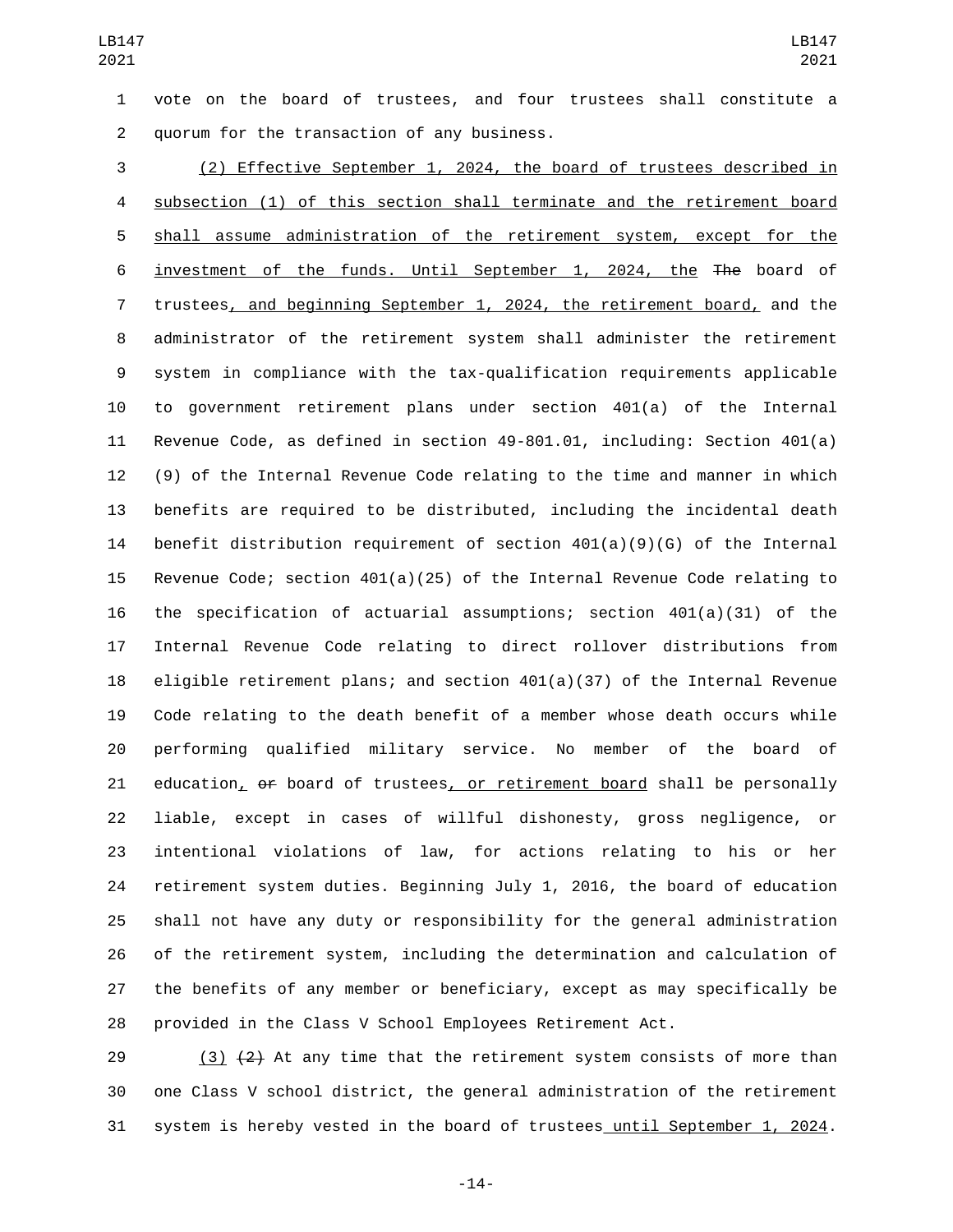vote on the board of trustees, and four trustees shall constitute a quorum for the transaction of any business.

(2) Effective September 1, 2024, the board of trustees described in subsection (1) of this section shall terminate and the retirement board shall assume administration of the retirement system, except for the investment of the funds. Until September 1, 2024, the ~~The~~ board of trustees, and beginning September 1, 2024, the retirement board, and the administrator of the retirement system shall administer the retirement system in compliance with the tax-qualification requirements applicable to government retirement plans under section 401(a) of the Internal Revenue Code, as defined in section 49-801.01, including: Section 401(a)(9) of the Internal Revenue Code relating to the time and manner in which benefits are required to be distributed, including the incidental death benefit distribution requirement of section 401(a)(9)(G) of the Internal Revenue Code; section 401(a)(25) of the Internal Revenue Code relating to the specification of actuarial assumptions; section 401(a)(31) of the Internal Revenue Code relating to direct rollover distributions from eligible retirement plans; and section 401(a)(37) of the Internal Revenue Code relating to the death benefit of a member whose death occurs while performing qualified military service. No member of the board of education, ~~or~~ board of trustees, or retirement board shall be personally liable, except in cases of willful dishonesty, gross negligence, or intentional violations of law, for actions relating to his or her retirement system duties. Beginning July 1, 2016, the board of education shall not have any duty or responsibility for the general administration of the retirement system, including the determination and calculation of the benefits of any member or beneficiary, except as may specifically be provided in the Class V School Employees Retirement Act.

(3) ~~(2)~~ At any time that the retirement system consists of more than one Class V school district, the general administration of the retirement system is hereby vested in the board of trustees until September 1, 2024.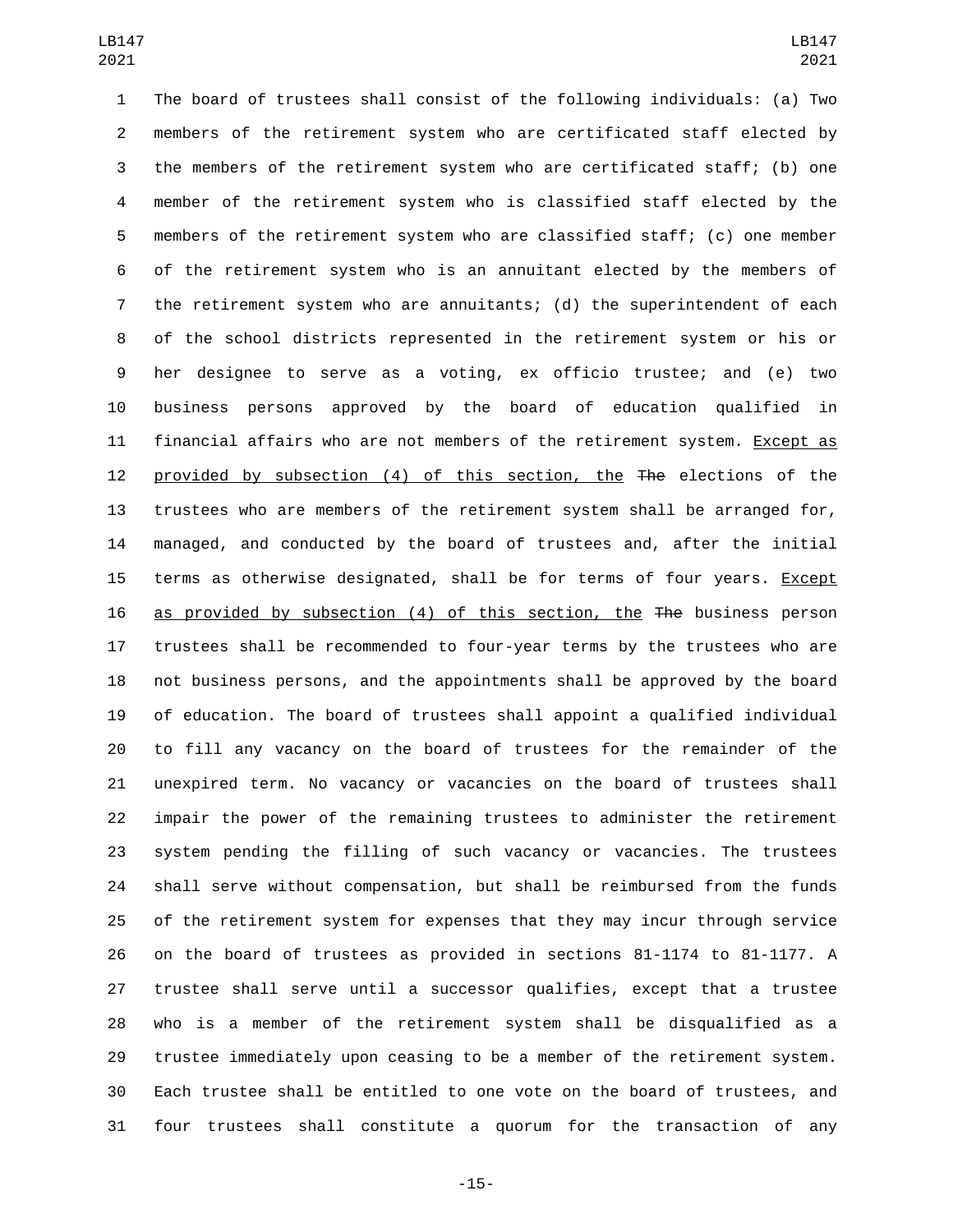The board of trustees shall consist of the following individuals: (a) Two members of the retirement system who are certificated staff elected by the members of the retirement system who are certificated staff; (b) one member of the retirement system who is classified staff elected by the members of the retirement system who are classified staff; (c) one member of the retirement system who is an annuitant elected by the members of the retirement system who are annuitants; (d) the superintendent of each of the school districts represented in the retirement system or his or her designee to serve as a voting, ex officio trustee; and (e) two business persons approved by the board of education qualified in financial affairs who are not members of the retirement system. Except as provided by subsection (4) of this section, the ~~The~~ elections of the trustees who are members of the retirement system shall be arranged for, managed, and conducted by the board of trustees and, after the initial terms as otherwise designated, shall be for terms of four years. Except as provided by subsection (4) of this section, the ~~The~~ business person trustees shall be recommended to four-year terms by the trustees who are not business persons, and the appointments shall be approved by the board of education. The board of trustees shall appoint a qualified individual to fill any vacancy on the board of trustees for the remainder of the unexpired term. No vacancy or vacancies on the board of trustees shall impair the power of the remaining trustees to administer the retirement system pending the filling of such vacancy or vacancies. The trustees shall serve without compensation, but shall be reimbursed from the funds of the retirement system for expenses that they may incur through service on the board of trustees as provided in sections 81-1174 to 81-1177. A trustee shall serve until a successor qualifies, except that a trustee who is a member of the retirement system shall be disqualified as a trustee immediately upon ceasing to be a member of the retirement system. Each trustee shall be entitled to one vote on the board of trustees, and four trustees shall constitute a quorum for the transaction of any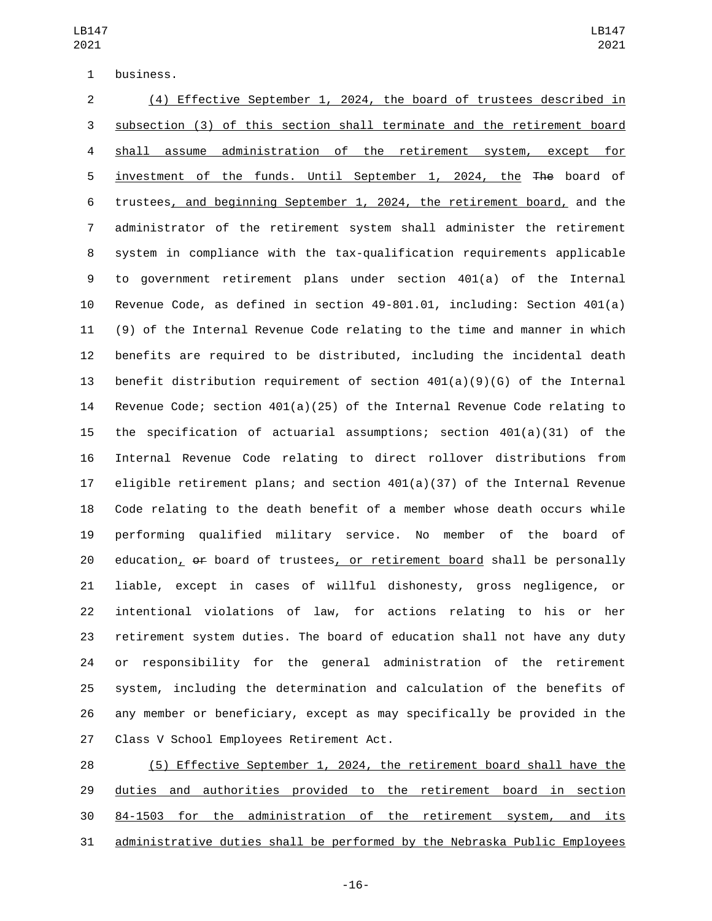business.

(4) Effective September 1, 2024, the board of trustees described in subsection (3) of this section shall terminate and the retirement board shall assume administration of the retirement system, except for investment of the funds. Until September 1, 2024, the ~~The~~ board of trustees, and beginning September 1, 2024, the retirement board, and the administrator of the retirement system shall administer the retirement system in compliance with the tax-qualification requirements applicable to government retirement plans under section 401(a) of the Internal Revenue Code, as defined in section 49-801.01, including: Section 401(a)(9) of the Internal Revenue Code relating to the time and manner in which benefits are required to be distributed, including the incidental death benefit distribution requirement of section 401(a)(9)(G) of the Internal Revenue Code; section 401(a)(25) of the Internal Revenue Code relating to the specification of actuarial assumptions; section 401(a)(31) of the Internal Revenue Code relating to direct rollover distributions from eligible retirement plans; and section 401(a)(37) of the Internal Revenue Code relating to the death benefit of a member whose death occurs while performing qualified military service. No member of the board of education, ~~or~~ board of trustees, or retirement board shall be personally liable, except in cases of willful dishonesty, gross negligence, or intentional violations of law, for actions relating to his or her retirement system duties. The board of education shall not have any duty or responsibility for the general administration of the retirement system, including the determination and calculation of the benefits of any member or beneficiary, except as may specifically be provided in the Class V School Employees Retirement Act.

(5) Effective September 1, 2024, the retirement board shall have the duties and authorities provided to the retirement board in section 84-1503 for the administration of the retirement system, and its administrative duties shall be performed by the Nebraska Public Employees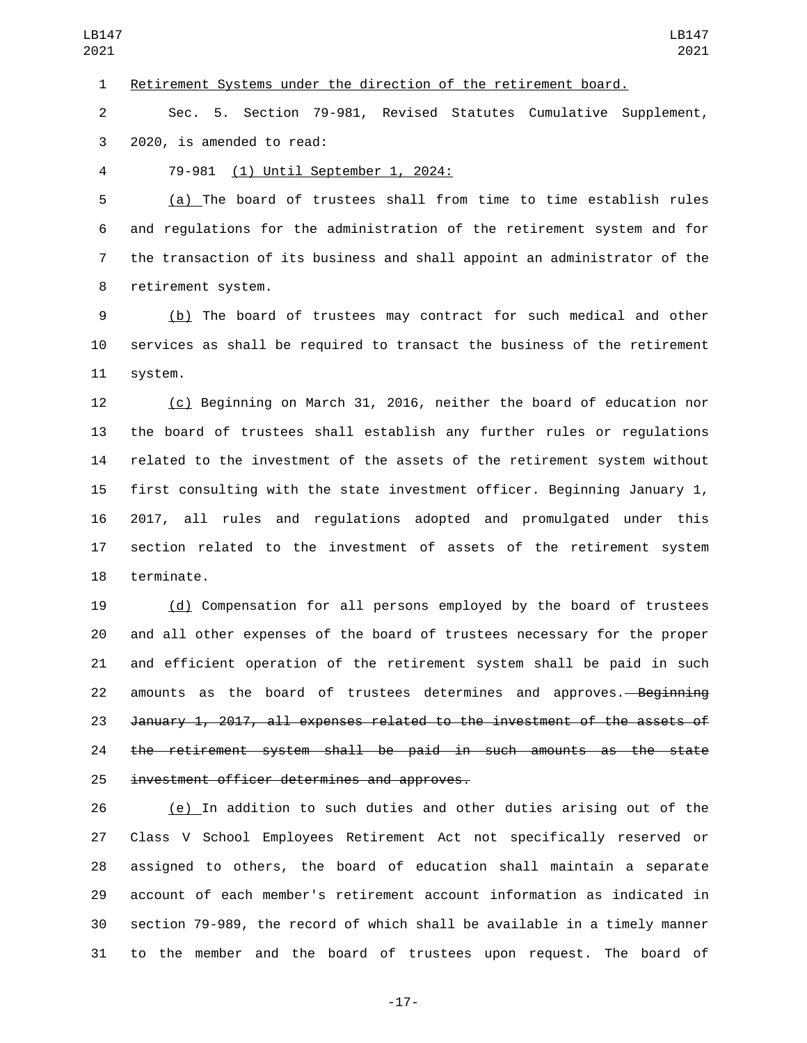Retirement Systems under the direction of the retirement board.

Sec. 5. Section 79-981, Revised Statutes Cumulative Supplement, 2020, is amended to read:

79-981 (1) Until September 1, 2024:

(a) The board of trustees shall from time to time establish rules and regulations for the administration of the retirement system and for the transaction of its business and shall appoint an administrator of the retirement system.

(b) The board of trustees may contract for such medical and other services as shall be required to transact the business of the retirement system.

(c) Beginning on March 31, 2016, neither the board of education nor the board of trustees shall establish any further rules or regulations related to the investment of the assets of the retirement system without first consulting with the state investment officer. Beginning January 1, 2017, all rules and regulations adopted and promulgated under this section related to the investment of assets of the retirement system terminate.

(d) Compensation for all persons employed by the board of trustees and all other expenses of the board of trustees necessary for the proper and efficient operation of the retirement system shall be paid in such amounts as the board of trustees determines and approves. ~~Beginning January 1, 2017, all expenses related to the investment of the assets of the retirement system shall be paid in such amounts as the state investment officer determines and approves.~~

(e) In addition to such duties and other duties arising out of the Class V School Employees Retirement Act not specifically reserved or assigned to others, the board of education shall maintain a separate account of each member's retirement account information as indicated in section 79-989, the record of which shall be available in a timely manner to the member and the board of trustees upon request. The board of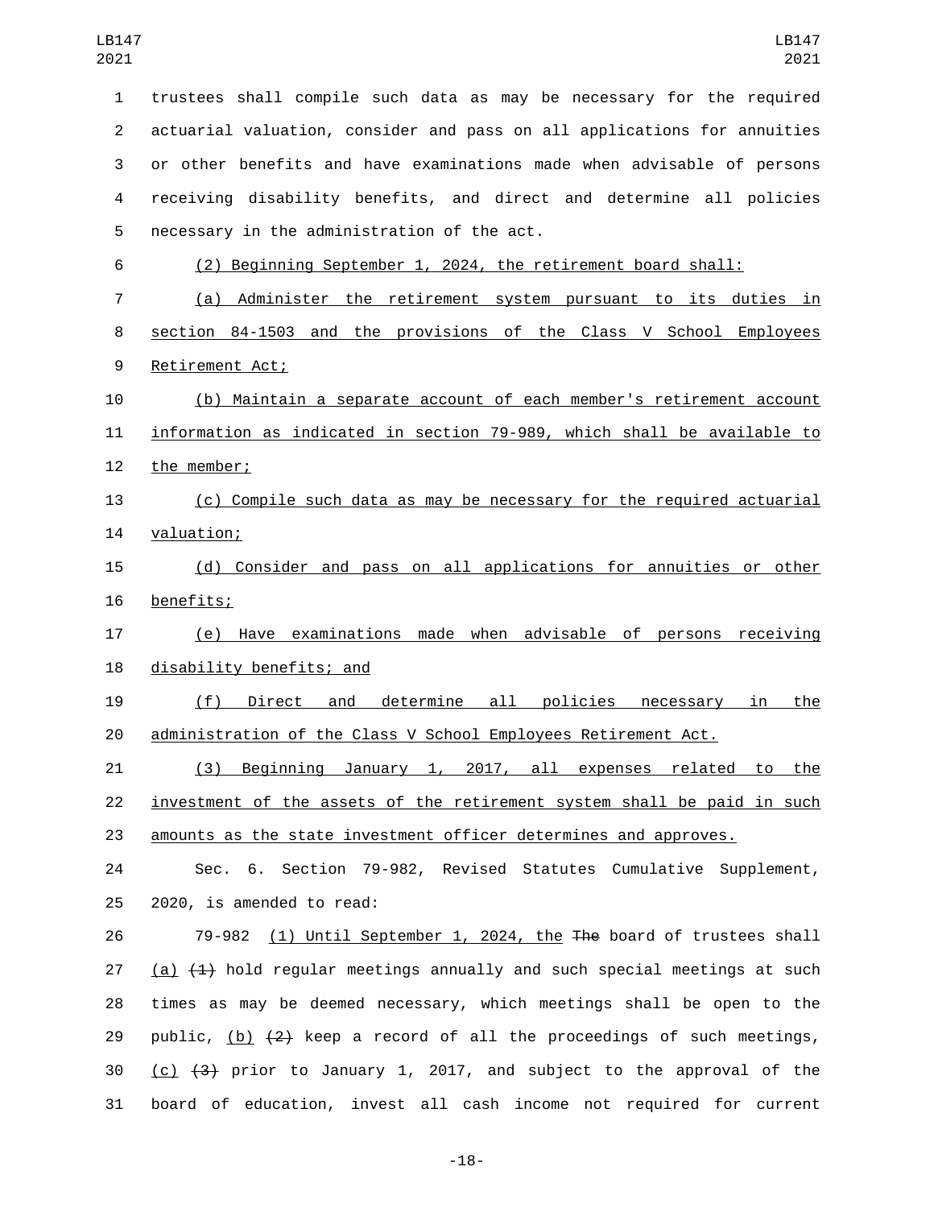trustees shall compile such data as may be necessary for the required actuarial valuation, consider and pass on all applications for annuities or other benefits and have examinations made when advisable of persons receiving disability benefits, and direct and determine all policies necessary in the administration of the act.

(2) Beginning September 1, 2024, the retirement board shall:

(a) Administer the retirement system pursuant to its duties in section 84-1503 and the provisions of the Class V School Employees Retirement Act;

(b) Maintain a separate account of each member's retirement account information as indicated in section 79-989, which shall be available to the member;

(c) Compile such data as may be necessary for the required actuarial valuation;

(d) Consider and pass on all applications for annuities or other benefits;

(e) Have examinations made when advisable of persons receiving disability benefits; and

(f) Direct and determine all policies necessary in the administration of the Class V School Employees Retirement Act.

(3) Beginning January 1, 2017, all expenses related to the investment of the assets of the retirement system shall be paid in such amounts as the state investment officer determines and approves.

Sec. 6. Section 79-982, Revised Statutes Cumulative Supplement, 2020, is amended to read:

79-982 (1) Until September 1, 2024, the ~~The~~ board of trustees shall (a) ~~(1)~~ hold regular meetings annually and such special meetings at such times as may be deemed necessary, which meetings shall be open to the public, (b) ~~(2)~~ keep a record of all the proceedings of such meetings, (c) ~~(3)~~ prior to January 1, 2017, and subject to the approval of the board of education, invest all cash income not required for current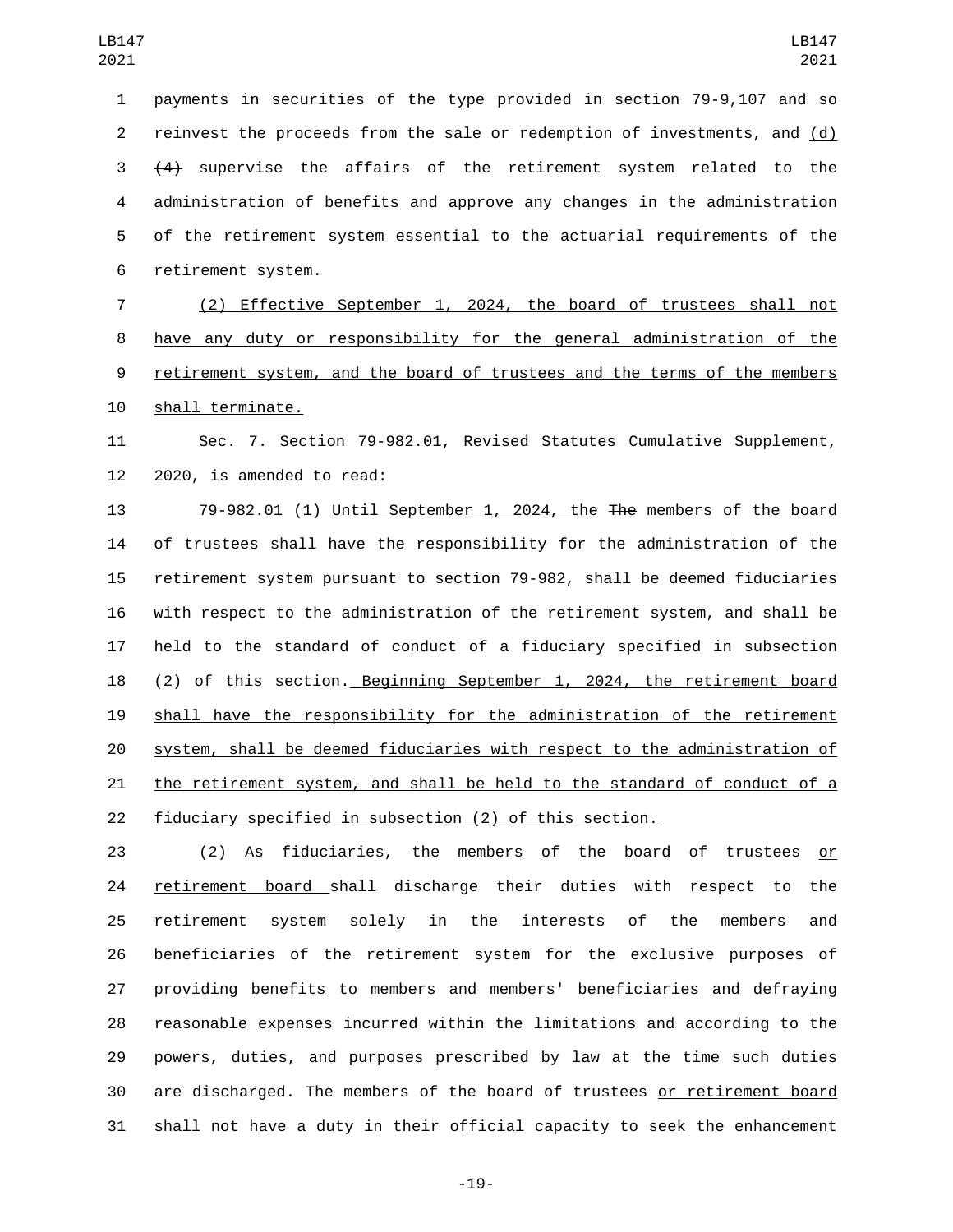payments in securities of the type provided in section 79-9,107 and so reinvest the proceeds from the sale or redemption of investments, and (d) ~~(4)~~ supervise the affairs of the retirement system related to the administration of benefits and approve any changes in the administration of the retirement system essential to the actuarial requirements of the retirement system.

(2) Effective September 1, 2024, the board of trustees shall not have any duty or responsibility for the general administration of the retirement system, and the board of trustees and the terms of the members shall terminate.

Sec. 7. Section 79-982.01, Revised Statutes Cumulative Supplement, 2020, is amended to read:

79-982.01 (1) Until September 1, 2024, the ~~The~~ members of the board of trustees shall have the responsibility for the administration of the retirement system pursuant to section 79-982, shall be deemed fiduciaries with respect to the administration of the retirement system, and shall be held to the standard of conduct of a fiduciary specified in subsection (2) of this section. Beginning September 1, 2024, the retirement board shall have the responsibility for the administration of the retirement system, shall be deemed fiduciaries with respect to the administration of the retirement system, and shall be held to the standard of conduct of a fiduciary specified in subsection (2) of this section.

(2) As fiduciaries, the members of the board of trustees or retirement board shall discharge their duties with respect to the retirement system solely in the interests of the members and beneficiaries of the retirement system for the exclusive purposes of providing benefits to members and members' beneficiaries and defraying reasonable expenses incurred within the limitations and according to the powers, duties, and purposes prescribed by law at the time such duties are discharged. The members of the board of trustees or retirement board shall not have a duty in their official capacity to seek the enhancement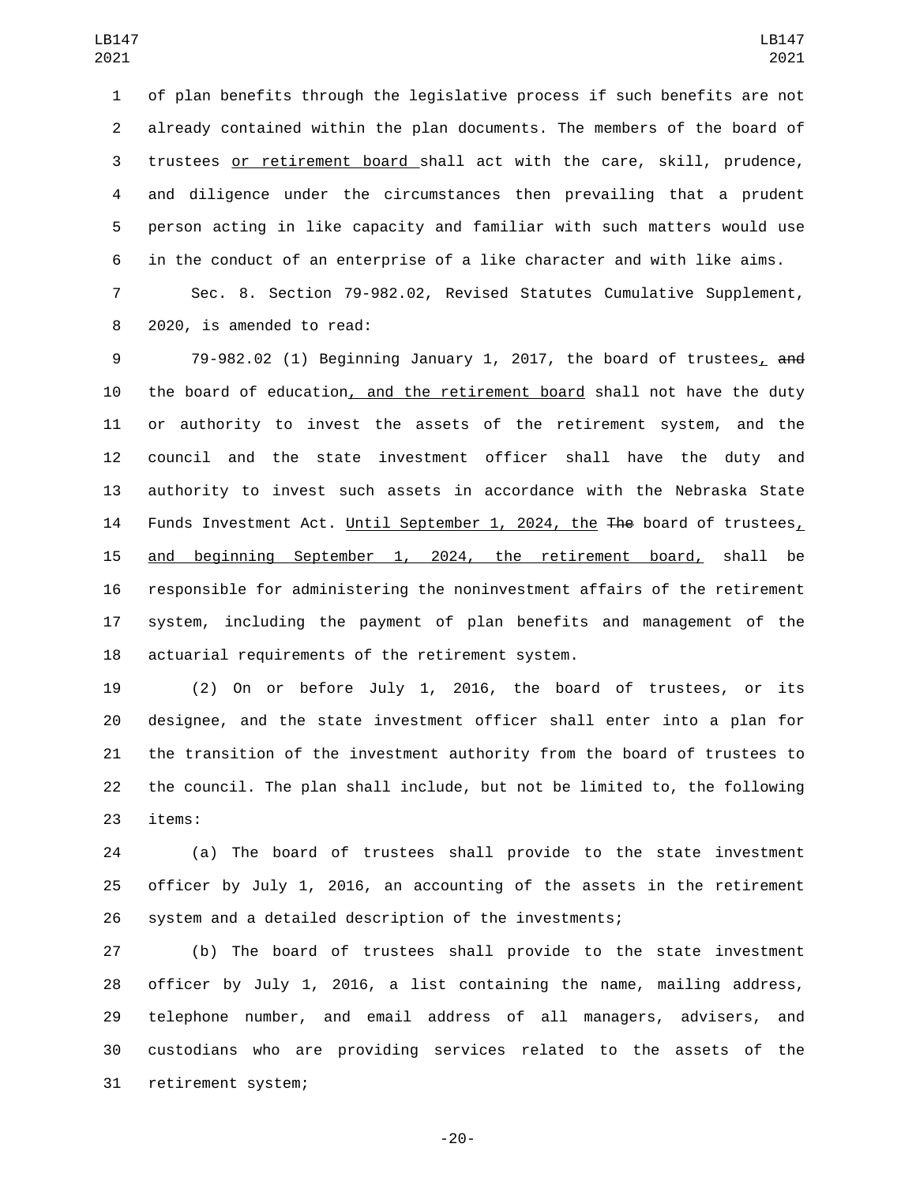of plan benefits through the legislative process if such benefits are not already contained within the plan documents. The members of the board of trustees <u>or retirement board</u> shall act with the care, skill, prudence, and diligence under the circumstances then prevailing that a prudent person acting in like capacity and familiar with such matters would use in the conduct of an enterprise of a like character and with like aims.

Sec. 8. Section 79-982.02, Revised Statutes Cumulative Supplement, 2020, is amended to read:

79-982.02 (1) Beginning January 1, 2017, the board of trustees<u>,</u> ~~and~~ the board of education<u>, and the retirement board</u> shall not have the duty or authority to invest the assets of the retirement system, and the council and the state investment officer shall have the duty and authority to invest such assets in accordance with the Nebraska State Funds Investment Act. <u>Until September 1, 2024, the</u> ~~The~~ board of trustees<u>, and beginning September 1, 2024, the retirement board,</u> shall be responsible for administering the noninvestment affairs of the retirement system, including the payment of plan benefits and management of the actuarial requirements of the retirement system.

(2) On or before July 1, 2016, the board of trustees, or its designee, and the state investment officer shall enter into a plan for the transition of the investment authority from the board of trustees to the council. The plan shall include, but not be limited to, the following items:

(a) The board of trustees shall provide to the state investment officer by July 1, 2016, an accounting of the assets in the retirement system and a detailed description of the investments;

(b) The board of trustees shall provide to the state investment officer by July 1, 2016, a list containing the name, mailing address, telephone number, and email address of all managers, advisers, and custodians who are providing services related to the assets of the retirement system;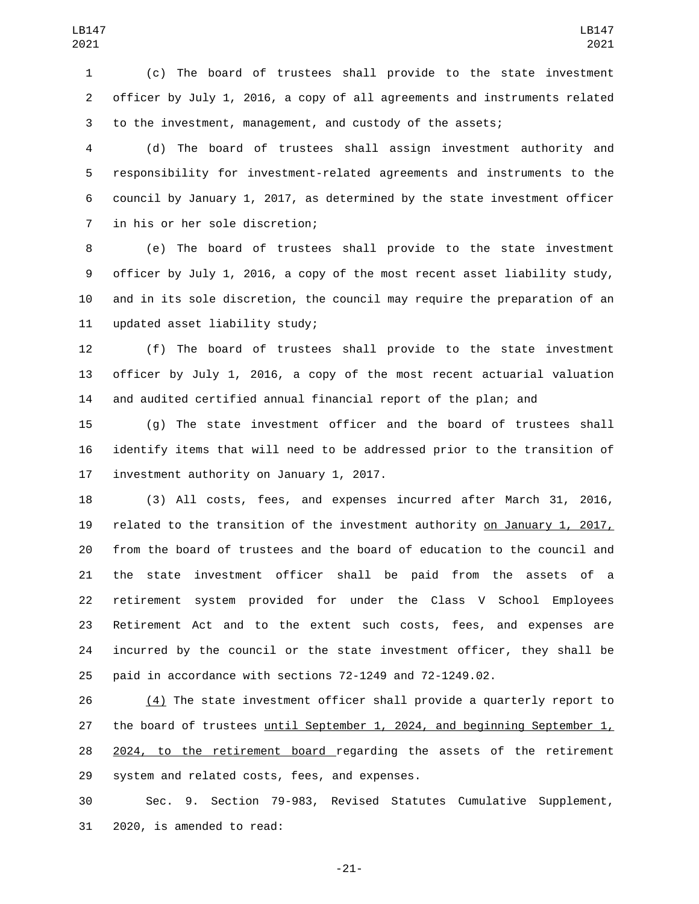(c) The board of trustees shall provide to the state investment officer by July 1, 2016, a copy of all agreements and instruments related to the investment, management, and custody of the assets;

(d) The board of trustees shall assign investment authority and responsibility for investment-related agreements and instruments to the council by January 1, 2017, as determined by the state investment officer in his or her sole discretion;

(e) The board of trustees shall provide to the state investment officer by July 1, 2016, a copy of the most recent asset liability study, and in its sole discretion, the council may require the preparation of an updated asset liability study;

(f) The board of trustees shall provide to the state investment officer by July 1, 2016, a copy of the most recent actuarial valuation and audited certified annual financial report of the plan; and

(g) The state investment officer and the board of trustees shall identify items that will need to be addressed prior to the transition of investment authority on January 1, 2017.

(3) All costs, fees, and expenses incurred after March 31, 2016, related to the transition of the investment authority on January 1, 2017, from the board of trustees and the board of education to the council and the state investment officer shall be paid from the assets of a retirement system provided for under the Class V School Employees Retirement Act and to the extent such costs, fees, and expenses are incurred by the council or the state investment officer, they shall be paid in accordance with sections 72-1249 and 72-1249.02.

(4) The state investment officer shall provide a quarterly report to the board of trustees until September 1, 2024, and beginning September 1, 2024, to the retirement board regarding the assets of the retirement system and related costs, fees, and expenses.

Sec. 9. Section 79-983, Revised Statutes Cumulative Supplement, 2020, is amended to read: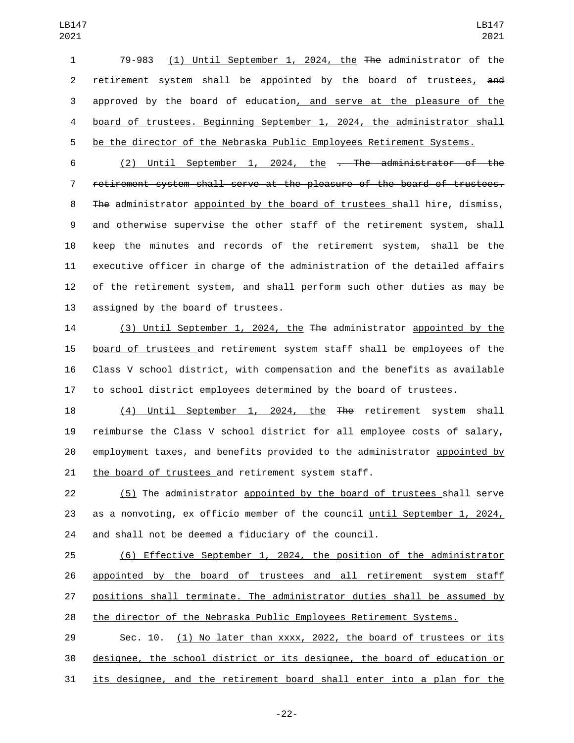79-983 (1) Until September 1, 2024, the The administrator of the retirement system shall be appointed by the board of trustees, and approved by the board of education, and serve at the pleasure of the board of trustees. Beginning September 1, 2024, the administrator shall be the director of the Nebraska Public Employees Retirement Systems.

(2) Until September 1, 2024, the . The administrator of the retirement system shall serve at the pleasure of the board of trustees. The administrator appointed by the board of trustees shall hire, dismiss, and otherwise supervise the other staff of the retirement system, shall keep the minutes and records of the retirement system, shall be the executive officer in charge of the administration of the detailed affairs of the retirement system, and shall perform such other duties as may be assigned by the board of trustees.

(3) Until September 1, 2024, the The administrator appointed by the board of trustees and retirement system staff shall be employees of the Class V school district, with compensation and the benefits as available to school district employees determined by the board of trustees.

(4) Until September 1, 2024, the The retirement system shall reimburse the Class V school district for all employee costs of salary, employment taxes, and benefits provided to the administrator appointed by the board of trustees and retirement system staff.

(5) The administrator appointed by the board of trustees shall serve as a nonvoting, ex officio member of the council until September 1, 2024, and shall not be deemed a fiduciary of the council.

(6) Effective September 1, 2024, the position of the administrator appointed by the board of trustees and all retirement system staff positions shall terminate. The administrator duties shall be assumed by the director of the Nebraska Public Employees Retirement Systems.

Sec. 10. (1) No later than xxxx, 2022, the board of trustees or its designee, the school district or its designee, the board of education or its designee, and the retirement board shall enter into a plan for the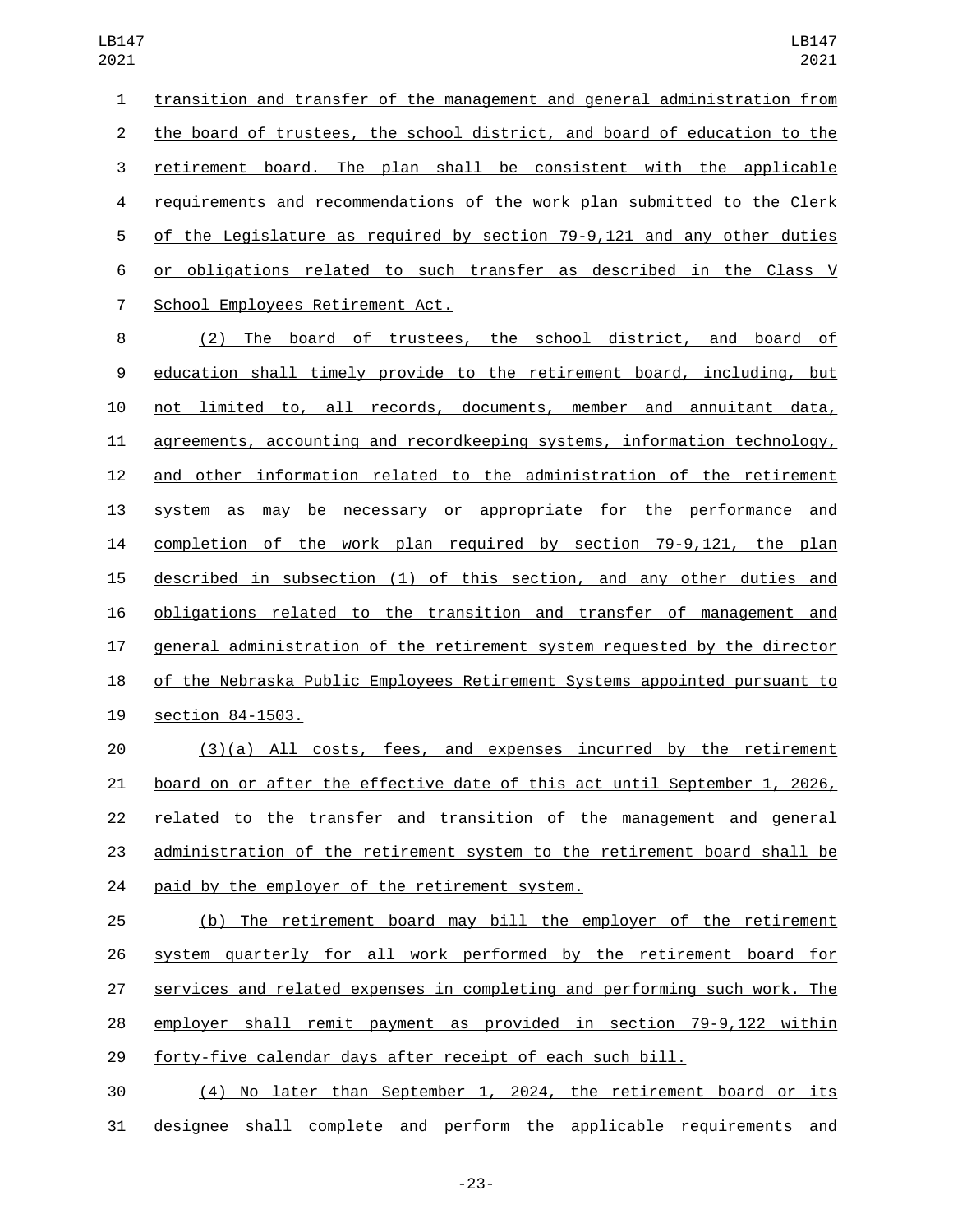transition and transfer of the management and general administration from the board of trustees, the school district, and board of education to the retirement board. The plan shall be consistent with the applicable requirements and recommendations of the work plan submitted to the Clerk of the Legislature as required by section 79-9,121 and any other duties or obligations related to such transfer as described in the Class V School Employees Retirement Act.

(2) The board of trustees, the school district, and board of education shall timely provide to the retirement board, including, but not limited to, all records, documents, member and annuitant data, agreements, accounting and recordkeeping systems, information technology, and other information related to the administration of the retirement system as may be necessary or appropriate for the performance and completion of the work plan required by section 79-9,121, the plan described in subsection (1) of this section, and any other duties and obligations related to the transition and transfer of management and general administration of the retirement system requested by the director of the Nebraska Public Employees Retirement Systems appointed pursuant to section 84-1503.

(3)(a) All costs, fees, and expenses incurred by the retirement board on or after the effective date of this act until September 1, 2026, related to the transfer and transition of the management and general administration of the retirement system to the retirement board shall be paid by the employer of the retirement system.

(b) The retirement board may bill the employer of the retirement system quarterly for all work performed by the retirement board for services and related expenses in completing and performing such work. The employer shall remit payment as provided in section 79-9,122 within forty-five calendar days after receipt of each such bill.

(4) No later than September 1, 2024, the retirement board or its designee shall complete and perform the applicable requirements and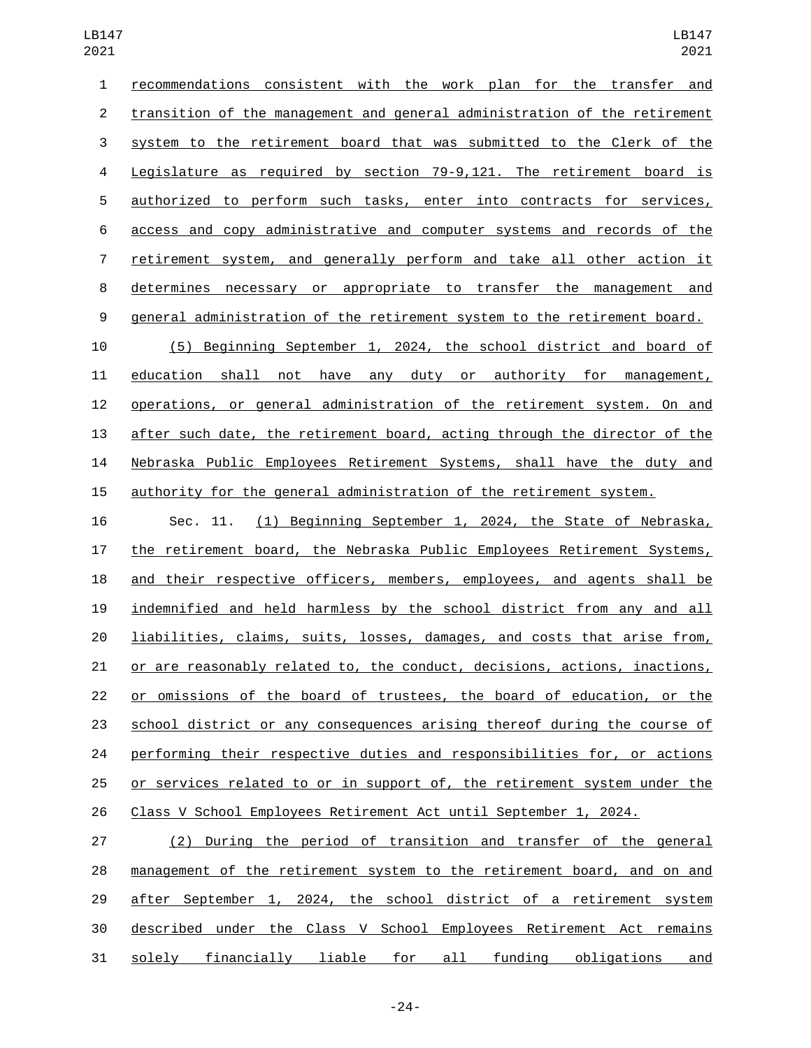recommendations consistent with the work plan for the transfer and transition of the management and general administration of the retirement system to the retirement board that was submitted to the Clerk of the Legislature as required by section 79-9,121. The retirement board is authorized to perform such tasks, enter into contracts for services, access and copy administrative and computer systems and records of the retirement system, and generally perform and take all other action it determines necessary or appropriate to transfer the management and general administration of the retirement system to the retirement board.

(5) Beginning September 1, 2024, the school district and board of education shall not have any duty or authority for management, operations, or general administration of the retirement system. On and after such date, the retirement board, acting through the director of the Nebraska Public Employees Retirement Systems, shall have the duty and authority for the general administration of the retirement system.

Sec. 11. (1) Beginning September 1, 2024, the State of Nebraska, the retirement board, the Nebraska Public Employees Retirement Systems, and their respective officers, members, employees, and agents shall be indemnified and held harmless by the school district from any and all liabilities, claims, suits, losses, damages, and costs that arise from, or are reasonably related to, the conduct, decisions, actions, inactions, or omissions of the board of trustees, the board of education, or the school district or any consequences arising thereof during the course of performing their respective duties and responsibilities for, or actions or services related to or in support of, the retirement system under the Class V School Employees Retirement Act until September 1, 2024.

(2) During the period of transition and transfer of the general management of the retirement system to the retirement board, and on and after September 1, 2024, the school district of a retirement system described under the Class V School Employees Retirement Act remains solely financially liable for all funding obligations and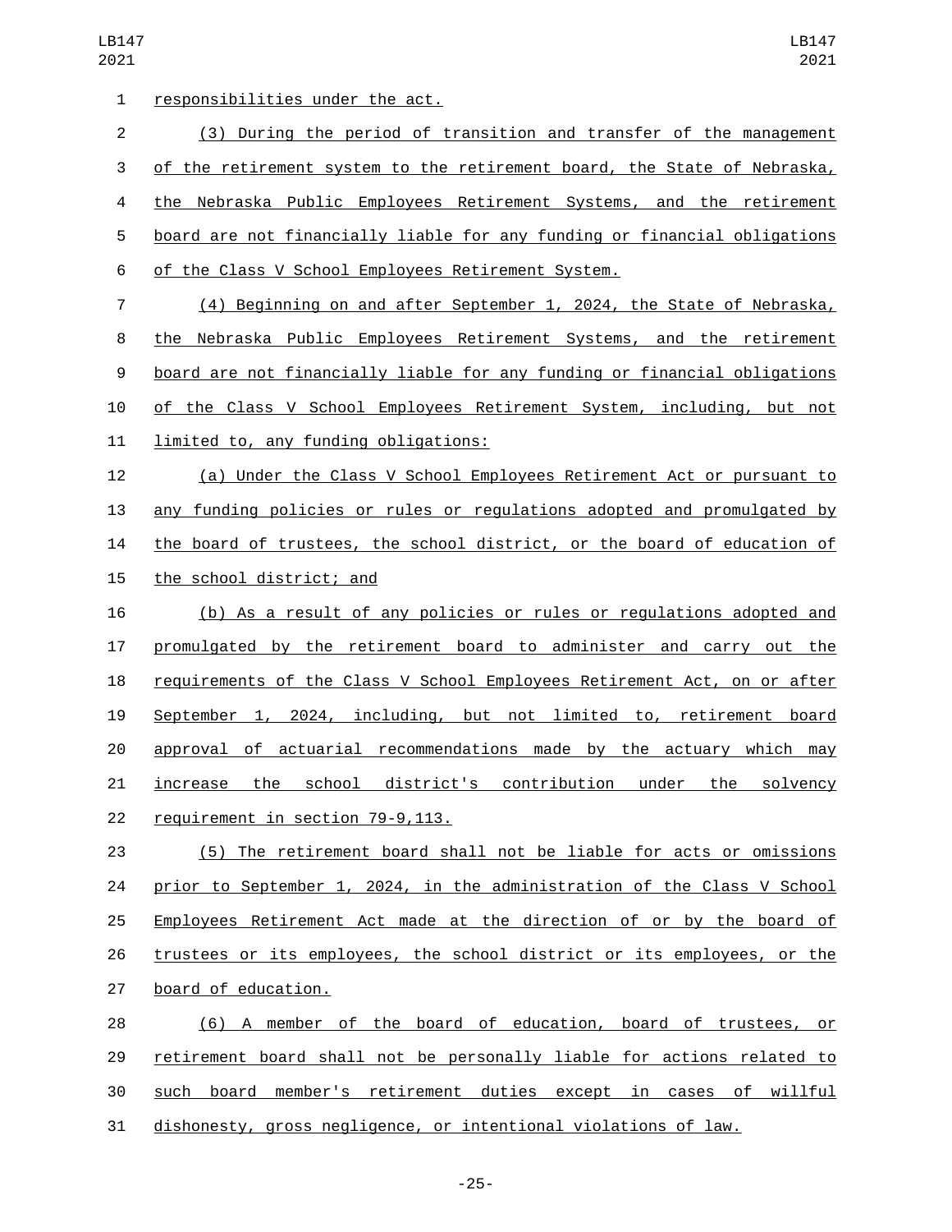responsibilities under the act.

(3) During the period of transition and transfer of the management of the retirement system to the retirement board, the State of Nebraska, the Nebraska Public Employees Retirement Systems, and the retirement board are not financially liable for any funding or financial obligations of the Class V School Employees Retirement System.

(4) Beginning on and after September 1, 2024, the State of Nebraska, the Nebraska Public Employees Retirement Systems, and the retirement board are not financially liable for any funding or financial obligations of the Class V School Employees Retirement System, including, but not limited to, any funding obligations:

(a) Under the Class V School Employees Retirement Act or pursuant to any funding policies or rules or regulations adopted and promulgated by the board of trustees, the school district, or the board of education of the school district; and

(b) As a result of any policies or rules or regulations adopted and promulgated by the retirement board to administer and carry out the requirements of the Class V School Employees Retirement Act, on or after September 1, 2024, including, but not limited to, retirement board approval of actuarial recommendations made by the actuary which may increase the school district's contribution under the solvency requirement in section 79-9,113.

(5) The retirement board shall not be liable for acts or omissions prior to September 1, 2024, in the administration of the Class V School Employees Retirement Act made at the direction of or by the board of trustees or its employees, the school district or its employees, or the board of education.

(6) A member of the board of education, board of trustees, or retirement board shall not be personally liable for actions related to such board member's retirement duties except in cases of willful dishonesty, gross negligence, or intentional violations of law.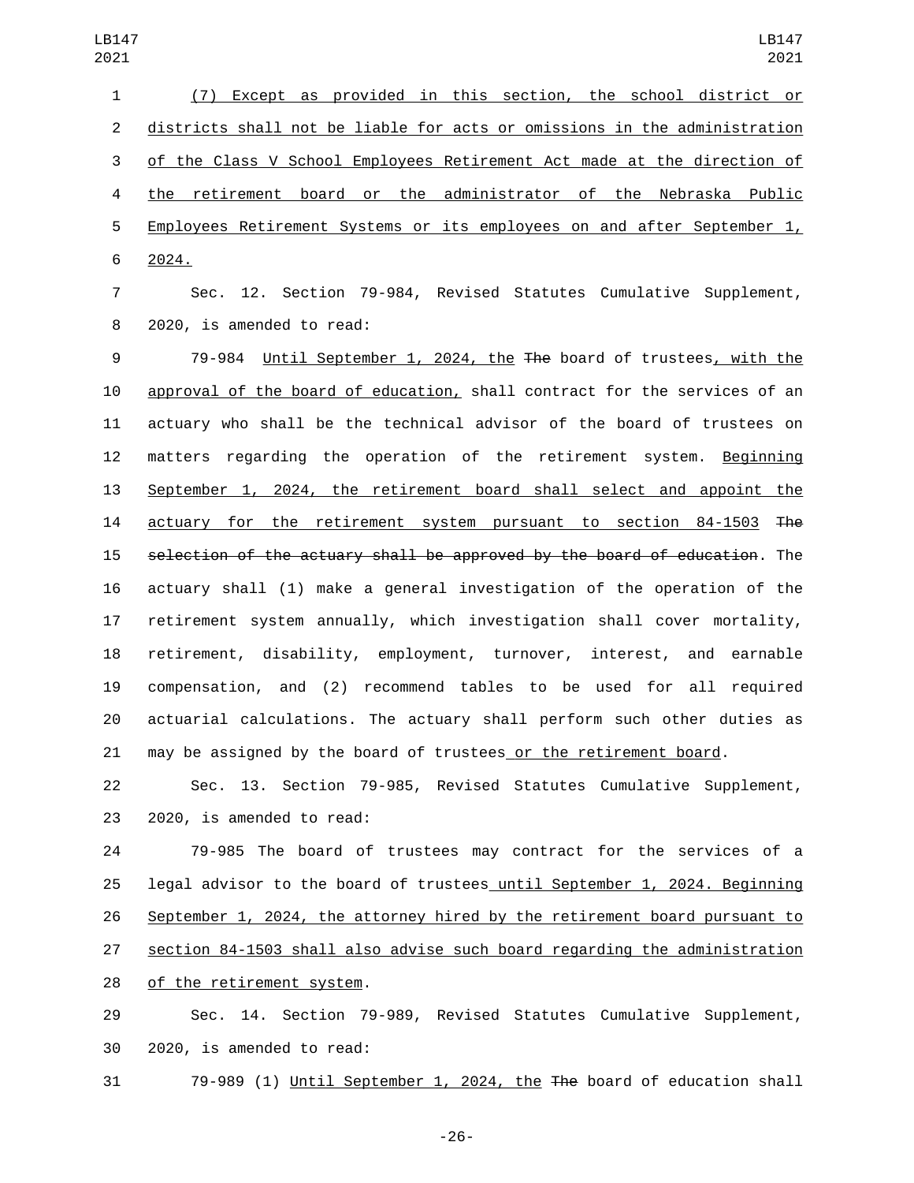(7) Except as provided in this section, the school district or districts shall not be liable for acts or omissions in the administration of the Class V School Employees Retirement Act made at the direction of the retirement board or the administrator of the Nebraska Public Employees Retirement Systems or its employees on and after September 1, 2024.

Sec. 12. Section 79-984, Revised Statutes Cumulative Supplement, 2020, is amended to read:

79-984 Until September 1, 2024, the ~~The~~ board of trustees, with the approval of the board of education, shall contract for the services of an actuary who shall be the technical advisor of the board of trustees on matters regarding the operation of the retirement system. Beginning September 1, 2024, the retirement board shall select and appoint the actuary for the retirement system pursuant to section 84-1503 ~~The selection of the actuary shall be approved by the board of education~~. The actuary shall (1) make a general investigation of the operation of the retirement system annually, which investigation shall cover mortality, retirement, disability, employment, turnover, interest, and earnable compensation, and (2) recommend tables to be used for all required actuarial calculations. The actuary shall perform such other duties as may be assigned by the board of trustees or the retirement board.

Sec. 13. Section 79-985, Revised Statutes Cumulative Supplement, 2020, is amended to read:

79-985 The board of trustees may contract for the services of a legal advisor to the board of trustees until September 1, 2024. Beginning September 1, 2024, the attorney hired by the retirement board pursuant to section 84-1503 shall also advise such board regarding the administration of the retirement system.

Sec. 14. Section 79-989, Revised Statutes Cumulative Supplement, 2020, is amended to read:

79-989 (1) Until September 1, 2024, the ~~The~~ board of education shall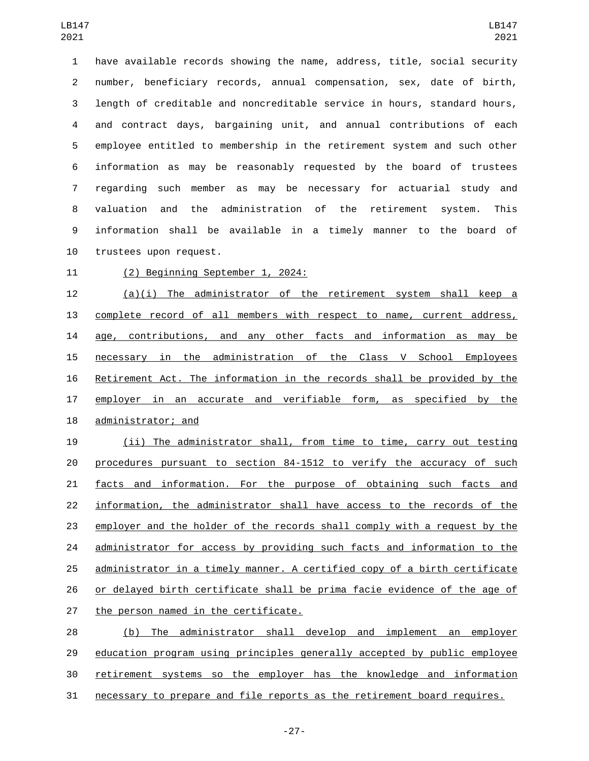have available records showing the name, address, title, social security number, beneficiary records, annual compensation, sex, date of birth, length of creditable and noncreditable service in hours, standard hours, and contract days, bargaining unit, and annual contributions of each employee entitled to membership in the retirement system and such other information as may be reasonably requested by the board of trustees regarding such member as may be necessary for actuarial study and valuation and the administration of the retirement system. This information shall be available in a timely manner to the board of trustees upon request.

(2) Beginning September 1, 2024:

(a)(i) The administrator of the retirement system shall keep a complete record of all members with respect to name, current address, age, contributions, and any other facts and information as may be necessary in the administration of the Class V School Employees Retirement Act. The information in the records shall be provided by the employer in an accurate and verifiable form, as specified by the administrator; and

(ii) The administrator shall, from time to time, carry out testing procedures pursuant to section 84-1512 to verify the accuracy of such facts and information. For the purpose of obtaining such facts and information, the administrator shall have access to the records of the employer and the holder of the records shall comply with a request by the administrator for access by providing such facts and information to the administrator in a timely manner. A certified copy of a birth certificate or delayed birth certificate shall be prima facie evidence of the age of the person named in the certificate.

(b) The administrator shall develop and implement an employer education program using principles generally accepted by public employee retirement systems so the employer has the knowledge and information necessary to prepare and file reports as the retirement board requires.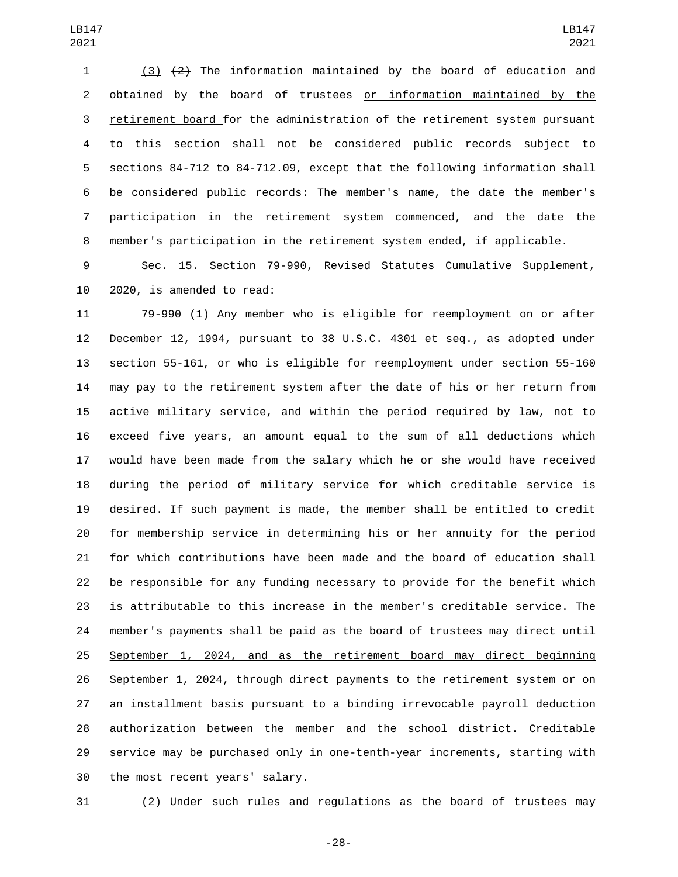(3) ~~(2)~~ The information maintained by the board of education and obtained by the board of trustees <u>or information maintained by the retirement board</u> for the administration of the retirement system pursuant to this section shall not be considered public records subject to sections 84-712 to 84-712.09, except that the following information shall be considered public records: The member's name, the date the member's participation in the retirement system commenced, and the date the member's participation in the retirement system ended, if applicable.

Sec. 15. Section 79-990, Revised Statutes Cumulative Supplement, 2020, is amended to read:

79-990 (1) Any member who is eligible for reemployment on or after December 12, 1994, pursuant to 38 U.S.C. 4301 et seq., as adopted under section 55-161, or who is eligible for reemployment under section 55-160 may pay to the retirement system after the date of his or her return from active military service, and within the period required by law, not to exceed five years, an amount equal to the sum of all deductions which would have been made from the salary which he or she would have received during the period of military service for which creditable service is desired. If such payment is made, the member shall be entitled to credit for membership service in determining his or her annuity for the period for which contributions have been made and the board of education shall be responsible for any funding necessary to provide for the benefit which is attributable to this increase in the member's creditable service. The member's payments shall be paid as the board of trustees may direct<u> until September 1, 2024, and as the retirement board may direct beginning September 1, 2024</u>, through direct payments to the retirement system or on an installment basis pursuant to a binding irrevocable payroll deduction authorization between the member and the school district. Creditable service may be purchased only in one-tenth-year increments, starting with the most recent years' salary.

(2) Under such rules and regulations as the board of trustees may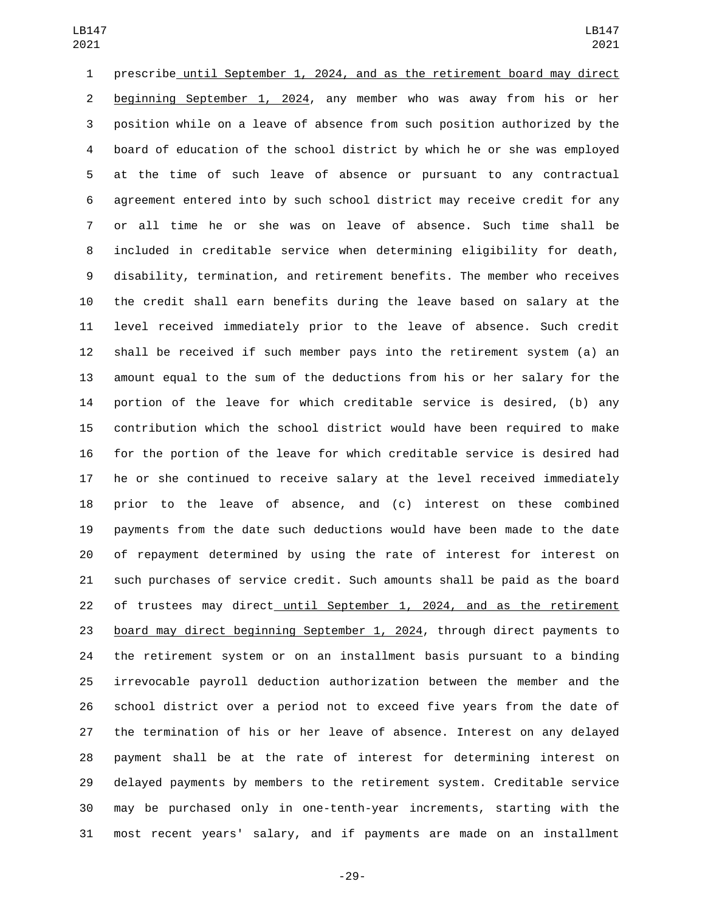prescribe until September 1, 2024, and as the retirement board may direct beginning September 1, 2024, any member who was away from his or her position while on a leave of absence from such position authorized by the board of education of the school district by which he or she was employed at the time of such leave of absence or pursuant to any contractual agreement entered into by such school district may receive credit for any or all time he or she was on leave of absence. Such time shall be included in creditable service when determining eligibility for death, disability, termination, and retirement benefits. The member who receives the credit shall earn benefits during the leave based on salary at the level received immediately prior to the leave of absence. Such credit shall be received if such member pays into the retirement system (a) an amount equal to the sum of the deductions from his or her salary for the portion of the leave for which creditable service is desired, (b) any contribution which the school district would have been required to make for the portion of the leave for which creditable service is desired had he or she continued to receive salary at the level received immediately prior to the leave of absence, and (c) interest on these combined payments from the date such deductions would have been made to the date of repayment determined by using the rate of interest for interest on such purchases of service credit. Such amounts shall be paid as the board of trustees may direct until September 1, 2024, and as the retirement board may direct beginning September 1, 2024, through direct payments to the retirement system or on an installment basis pursuant to a binding irrevocable payroll deduction authorization between the member and the school district over a period not to exceed five years from the date of the termination of his or her leave of absence. Interest on any delayed payment shall be at the rate of interest for determining interest on delayed payments by members to the retirement system. Creditable service may be purchased only in one-tenth-year increments, starting with the most recent years' salary, and if payments are made on an installment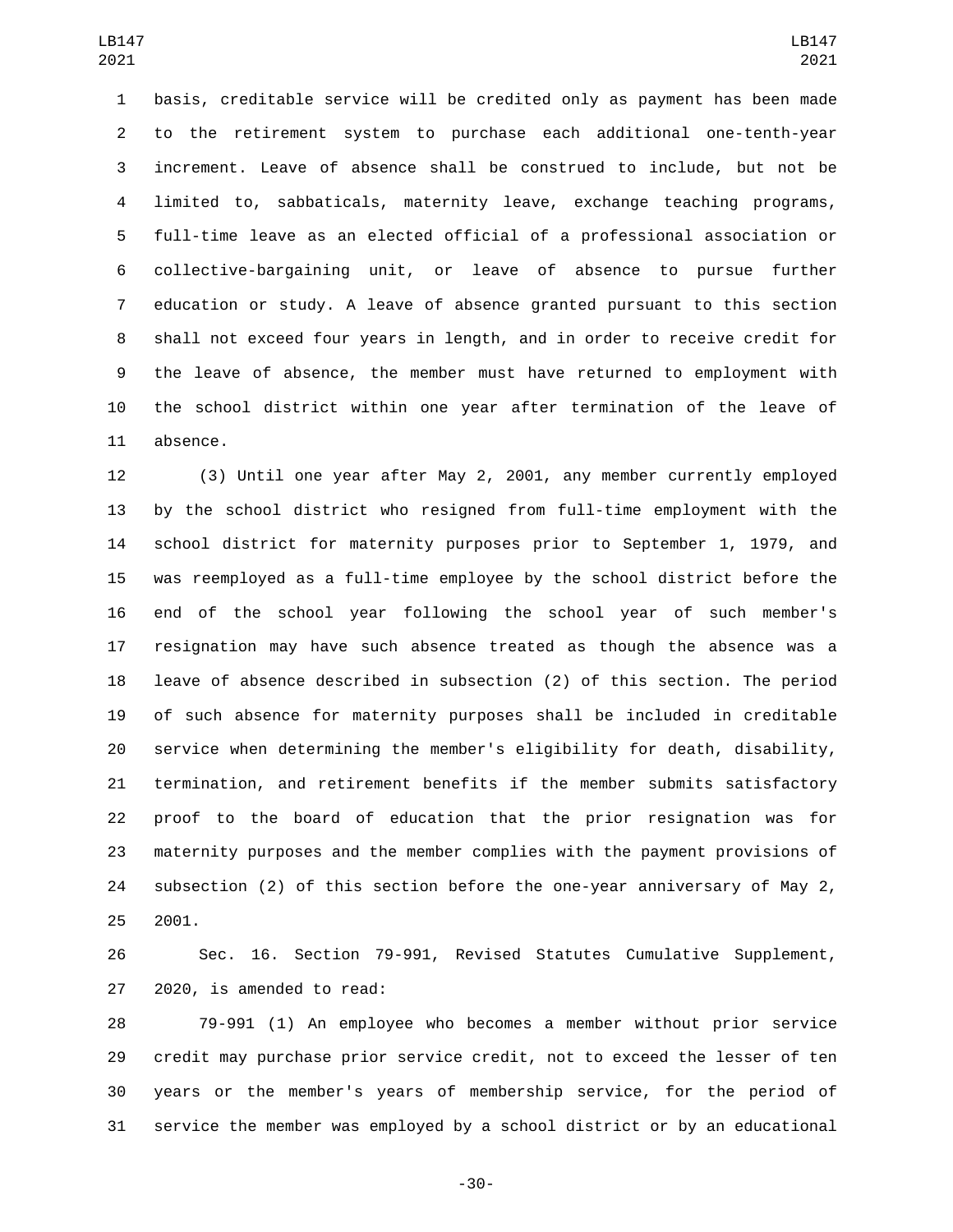basis, creditable service will be credited only as payment has been made to the retirement system to purchase each additional one-tenth-year increment. Leave of absence shall be construed to include, but not be limited to, sabbaticals, maternity leave, exchange teaching programs, full-time leave as an elected official of a professional association or collective-bargaining unit, or leave of absence to pursue further education or study. A leave of absence granted pursuant to this section shall not exceed four years in length, and in order to receive credit for the leave of absence, the member must have returned to employment with the school district within one year after termination of the leave of absence.

(3) Until one year after May 2, 2001, any member currently employed by the school district who resigned from full-time employment with the school district for maternity purposes prior to September 1, 1979, and was reemployed as a full-time employee by the school district before the end of the school year following the school year of such member's resignation may have such absence treated as though the absence was a leave of absence described in subsection (2) of this section. The period of such absence for maternity purposes shall be included in creditable service when determining the member's eligibility for death, disability, termination, and retirement benefits if the member submits satisfactory proof to the board of education that the prior resignation was for maternity purposes and the member complies with the payment provisions of subsection (2) of this section before the one-year anniversary of May 2, 2001.

Sec. 16. Section 79-991, Revised Statutes Cumulative Supplement, 2020, is amended to read:

79-991 (1) An employee who becomes a member without prior service credit may purchase prior service credit, not to exceed the lesser of ten years or the member's years of membership service, for the period of service the member was employed by a school district or by an educational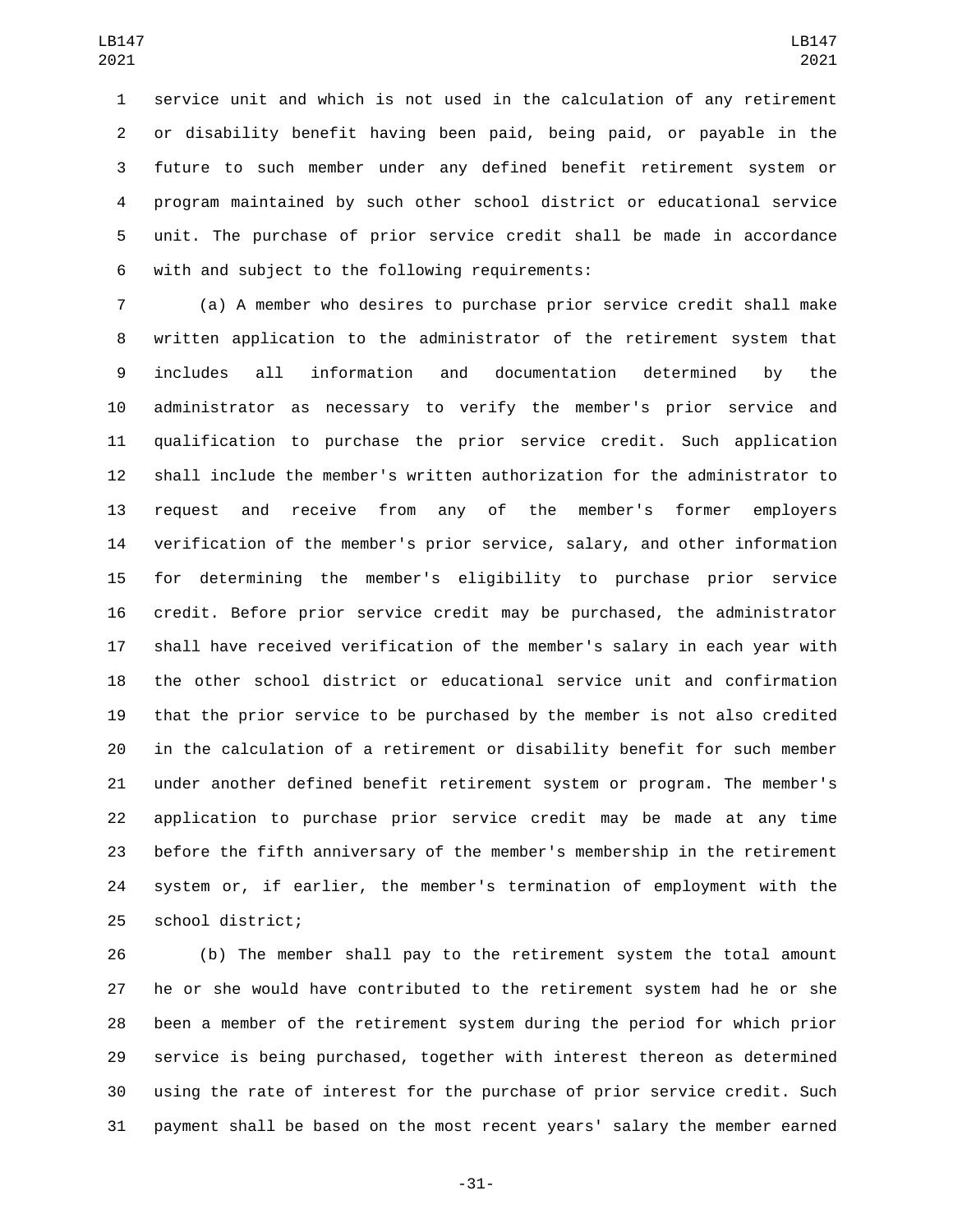service unit and which is not used in the calculation of any retirement or disability benefit having been paid, being paid, or payable in the future to such member under any defined benefit retirement system or program maintained by such other school district or educational service unit. The purchase of prior service credit shall be made in accordance with and subject to the following requirements:

(a) A member who desires to purchase prior service credit shall make written application to the administrator of the retirement system that includes all information and documentation determined by the administrator as necessary to verify the member's prior service and qualification to purchase the prior service credit. Such application shall include the member's written authorization for the administrator to request and receive from any of the member's former employers verification of the member's prior service, salary, and other information for determining the member's eligibility to purchase prior service credit. Before prior service credit may be purchased, the administrator shall have received verification of the member's salary in each year with the other school district or educational service unit and confirmation that the prior service to be purchased by the member is not also credited in the calculation of a retirement or disability benefit for such member under another defined benefit retirement system or program. The member's application to purchase prior service credit may be made at any time before the fifth anniversary of the member's membership in the retirement system or, if earlier, the member's termination of employment with the school district;

(b) The member shall pay to the retirement system the total amount he or she would have contributed to the retirement system had he or she been a member of the retirement system during the period for which prior service is being purchased, together with interest thereon as determined using the rate of interest for the purchase of prior service credit. Such payment shall be based on the most recent years' salary the member earned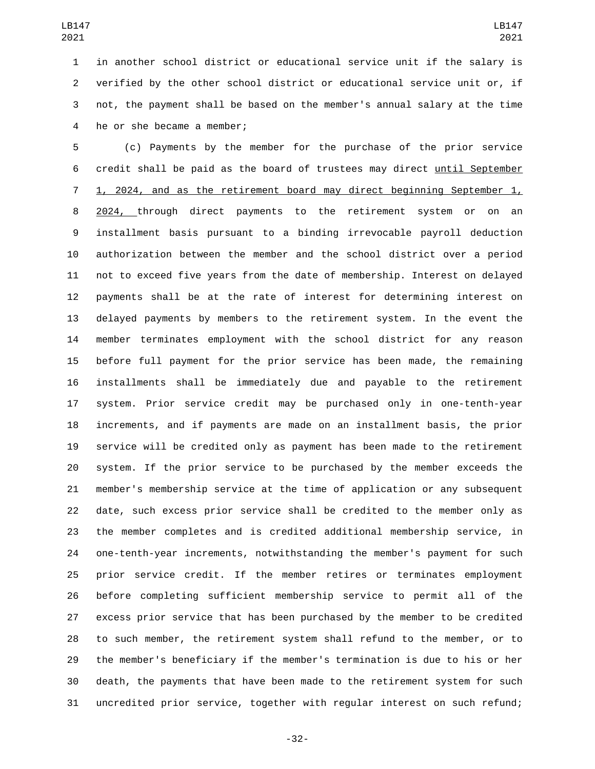in another school district or educational service unit if the salary is verified by the other school district or educational service unit or, if not, the payment shall be based on the member's annual salary at the time he or she became a member;

(c) Payments by the member for the purchase of the prior service credit shall be paid as the board of trustees may direct until September 1, 2024, and as the retirement board may direct beginning September 1, 2024, through direct payments to the retirement system or on an installment basis pursuant to a binding irrevocable payroll deduction authorization between the member and the school district over a period not to exceed five years from the date of membership. Interest on delayed payments shall be at the rate of interest for determining interest on delayed payments by members to the retirement system. In the event the member terminates employment with the school district for any reason before full payment for the prior service has been made, the remaining installments shall be immediately due and payable to the retirement system. Prior service credit may be purchased only in one-tenth-year increments, and if payments are made on an installment basis, the prior service will be credited only as payment has been made to the retirement system. If the prior service to be purchased by the member exceeds the member's membership service at the time of application or any subsequent date, such excess prior service shall be credited to the member only as the member completes and is credited additional membership service, in one-tenth-year increments, notwithstanding the member's payment for such prior service credit. If the member retires or terminates employment before completing sufficient membership service to permit all of the excess prior service that has been purchased by the member to be credited to such member, the retirement system shall refund to the member, or to the member's beneficiary if the member's termination is due to his or her death, the payments that have been made to the retirement system for such uncredited prior service, together with regular interest on such refund;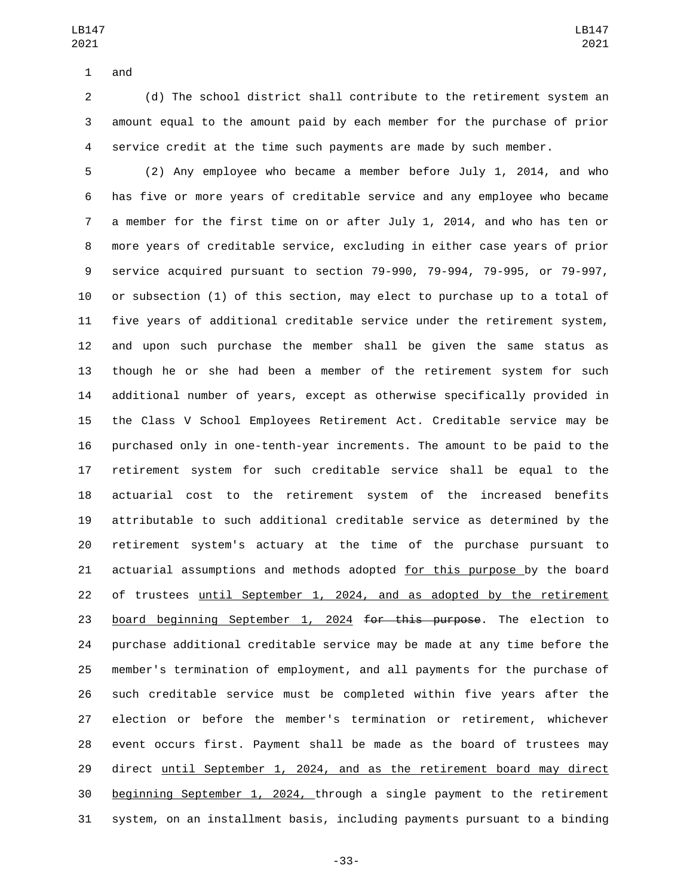and

(d) The school district shall contribute to the retirement system an amount equal to the amount paid by each member for the purchase of prior service credit at the time such payments are made by such member.

(2) Any employee who became a member before July 1, 2014, and who has five or more years of creditable service and any employee who became a member for the first time on or after July 1, 2014, and who has ten or more years of creditable service, excluding in either case years of prior service acquired pursuant to section 79-990, 79-994, 79-995, or 79-997, or subsection (1) of this section, may elect to purchase up to a total of five years of additional creditable service under the retirement system, and upon such purchase the member shall be given the same status as though he or she had been a member of the retirement system for such additional number of years, except as otherwise specifically provided in the Class V School Employees Retirement Act. Creditable service may be purchased only in one-tenth-year increments. The amount to be paid to the retirement system for such creditable service shall be equal to the actuarial cost to the retirement system of the increased benefits attributable to such additional creditable service as determined by the retirement system's actuary at the time of the purchase pursuant to actuarial assumptions and methods adopted for this purpose by the board of trustees until September 1, 2024, and as adopted by the retirement board beginning September 1, 2024 ~~for this purpose~~. The election to purchase additional creditable service may be made at any time before the member's termination of employment, and all payments for the purchase of such creditable service must be completed within five years after the election or before the member's termination or retirement, whichever event occurs first. Payment shall be made as the board of trustees may direct until September 1, 2024, and as the retirement board may direct beginning September 1, 2024, through a single payment to the retirement system, on an installment basis, including payments pursuant to a binding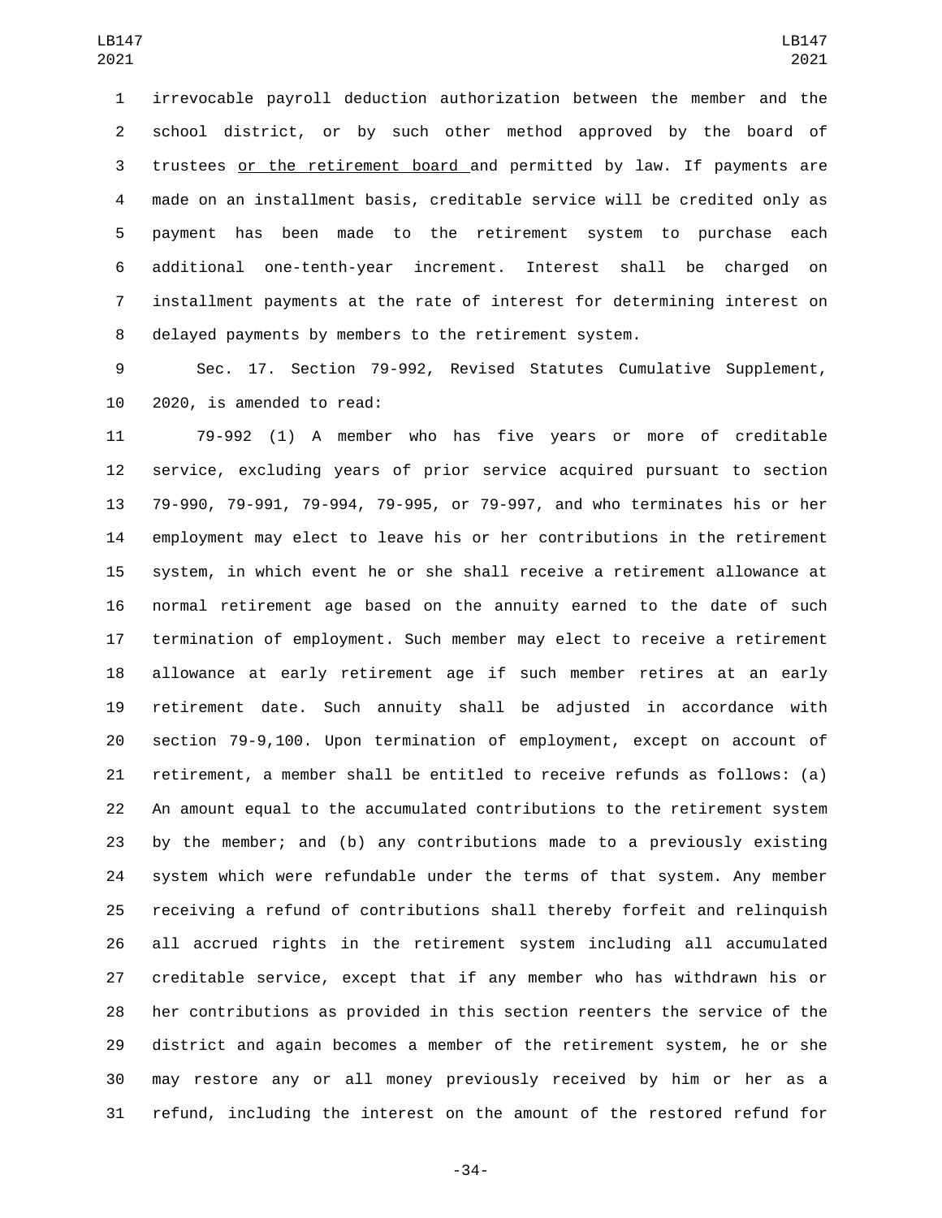irrevocable payroll deduction authorization between the member and the school district, or by such other method approved by the board of trustees <u>or the retirement board</u> and permitted by law. If payments are made on an installment basis, creditable service will be credited only as payment has been made to the retirement system to purchase each additional one-tenth-year increment. Interest shall be charged on installment payments at the rate of interest for determining interest on delayed payments by members to the retirement system.

Sec. 17. Section 79-992, Revised Statutes Cumulative Supplement, 2020, is amended to read:

79-992 (1) A member who has five years or more of creditable service, excluding years of prior service acquired pursuant to section 79-990, 79-991, 79-994, 79-995, or 79-997, and who terminates his or her employment may elect to leave his or her contributions in the retirement system, in which event he or she shall receive a retirement allowance at normal retirement age based on the annuity earned to the date of such termination of employment. Such member may elect to receive a retirement allowance at early retirement age if such member retires at an early retirement date. Such annuity shall be adjusted in accordance with section 79-9,100. Upon termination of employment, except on account of retirement, a member shall be entitled to receive refunds as follows: (a) An amount equal to the accumulated contributions to the retirement system by the member; and (b) any contributions made to a previously existing system which were refundable under the terms of that system. Any member receiving a refund of contributions shall thereby forfeit and relinquish all accrued rights in the retirement system including all accumulated creditable service, except that if any member who has withdrawn his or her contributions as provided in this section reenters the service of the district and again becomes a member of the retirement system, he or she may restore any or all money previously received by him or her as a refund, including the interest on the amount of the restored refund for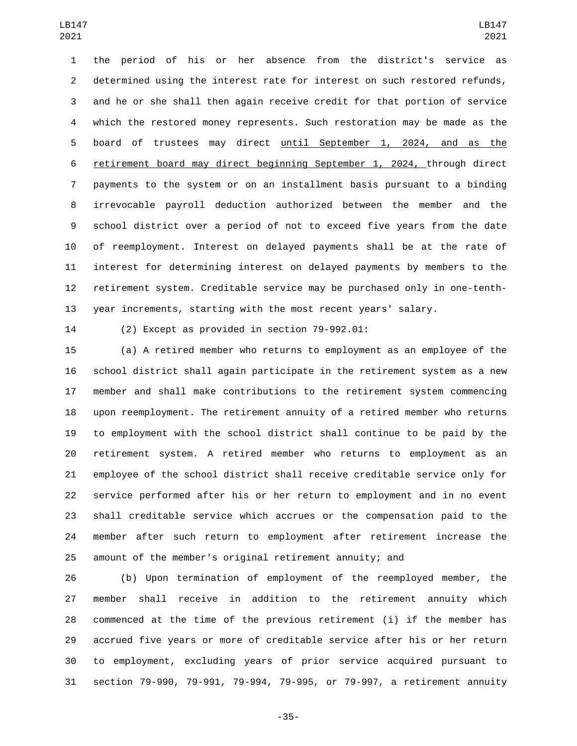the period of his or her absence from the district's service as determined using the interest rate for interest on such restored refunds, and he or she shall then again receive credit for that portion of service which the restored money represents. Such restoration may be made as the board of trustees may direct until September 1, 2024, and as the retirement board may direct beginning September 1, 2024, through direct payments to the system or on an installment basis pursuant to a binding irrevocable payroll deduction authorized between the member and the school district over a period of not to exceed five years from the date of reemployment. Interest on delayed payments shall be at the rate of interest for determining interest on delayed payments by members to the retirement system. Creditable service may be purchased only in one-tenth-year increments, starting with the most recent years' salary.

(2) Except as provided in section 79-992.01:

(a) A retired member who returns to employment as an employee of the school district shall again participate in the retirement system as a new member and shall make contributions to the retirement system commencing upon reemployment. The retirement annuity of a retired member who returns to employment with the school district shall continue to be paid by the retirement system. A retired member who returns to employment as an employee of the school district shall receive creditable service only for service performed after his or her return to employment and in no event shall creditable service which accrues or the compensation paid to the member after such return to employment after retirement increase the amount of the member's original retirement annuity; and

(b) Upon termination of employment of the reemployed member, the member shall receive in addition to the retirement annuity which commenced at the time of the previous retirement (i) if the member has accrued five years or more of creditable service after his or her return to employment, excluding years of prior service acquired pursuant to section 79-990, 79-991, 79-994, 79-995, or 79-997, a retirement annuity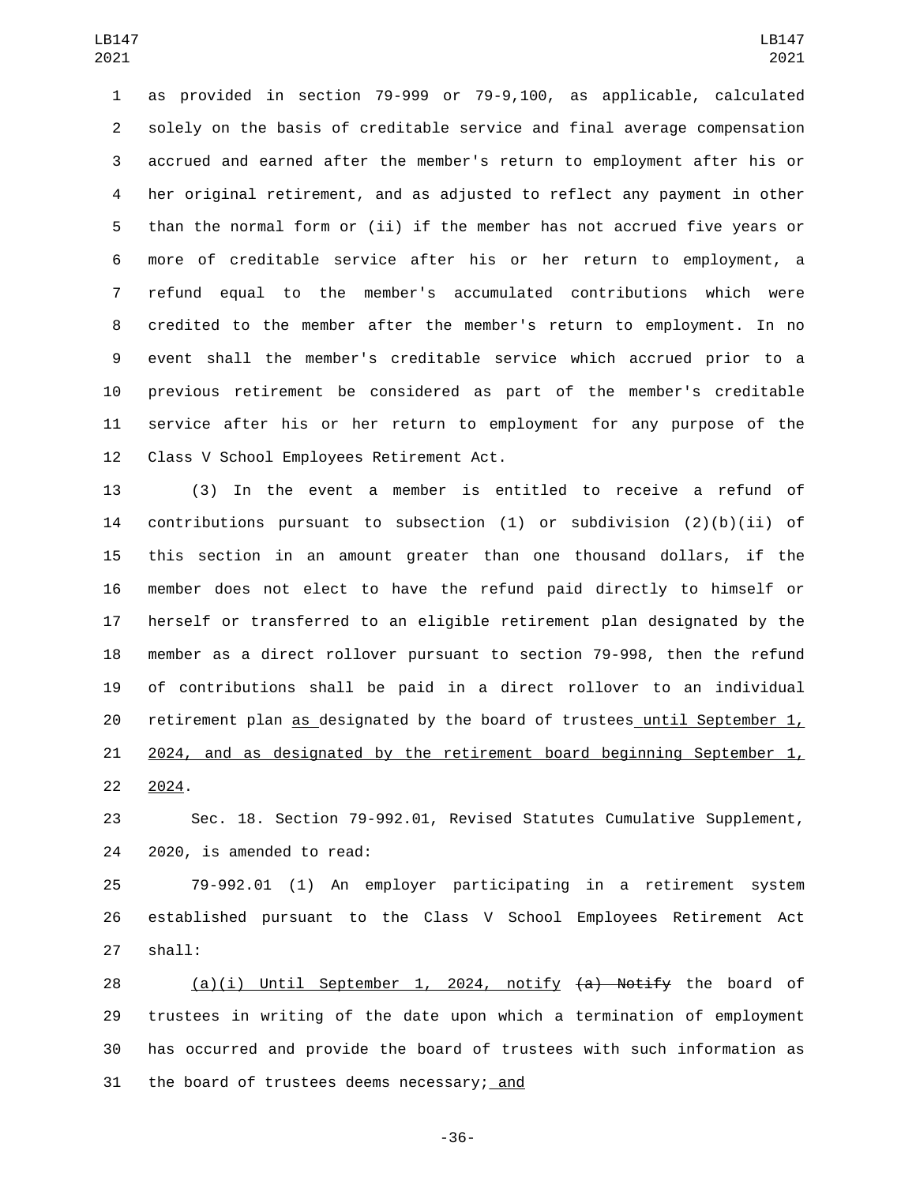as provided in section 79-999 or 79-9,100, as applicable, calculated solely on the basis of creditable service and final average compensation accrued and earned after the member's return to employment after his or her original retirement, and as adjusted to reflect any payment in other than the normal form or (ii) if the member has not accrued five years or more of creditable service after his or her return to employment, a refund equal to the member's accumulated contributions which were credited to the member after the member's return to employment. In no event shall the member's creditable service which accrued prior to a previous retirement be considered as part of the member's creditable service after his or her return to employment for any purpose of the Class V School Employees Retirement Act.

(3) In the event a member is entitled to receive a refund of contributions pursuant to subsection (1) or subdivision (2)(b)(ii) of this section in an amount greater than one thousand dollars, if the member does not elect to have the refund paid directly to himself or herself or transferred to an eligible retirement plan designated by the member as a direct rollover pursuant to section 79-998, then the refund of contributions shall be paid in a direct rollover to an individual retirement plan as designated by the board of trustees until September 1, 2024, and as designated by the retirement board beginning September 1, 2024.

Sec. 18. Section 79-992.01, Revised Statutes Cumulative Supplement, 2020, is amended to read:

79-992.01 (1) An employer participating in a retirement system established pursuant to the Class V School Employees Retirement Act shall:

(a)(i) Until September 1, 2024, notify ~~(a) Notify~~ the board of trustees in writing of the date upon which a termination of employment has occurred and provide the board of trustees with such information as the board of trustees deems necessary; and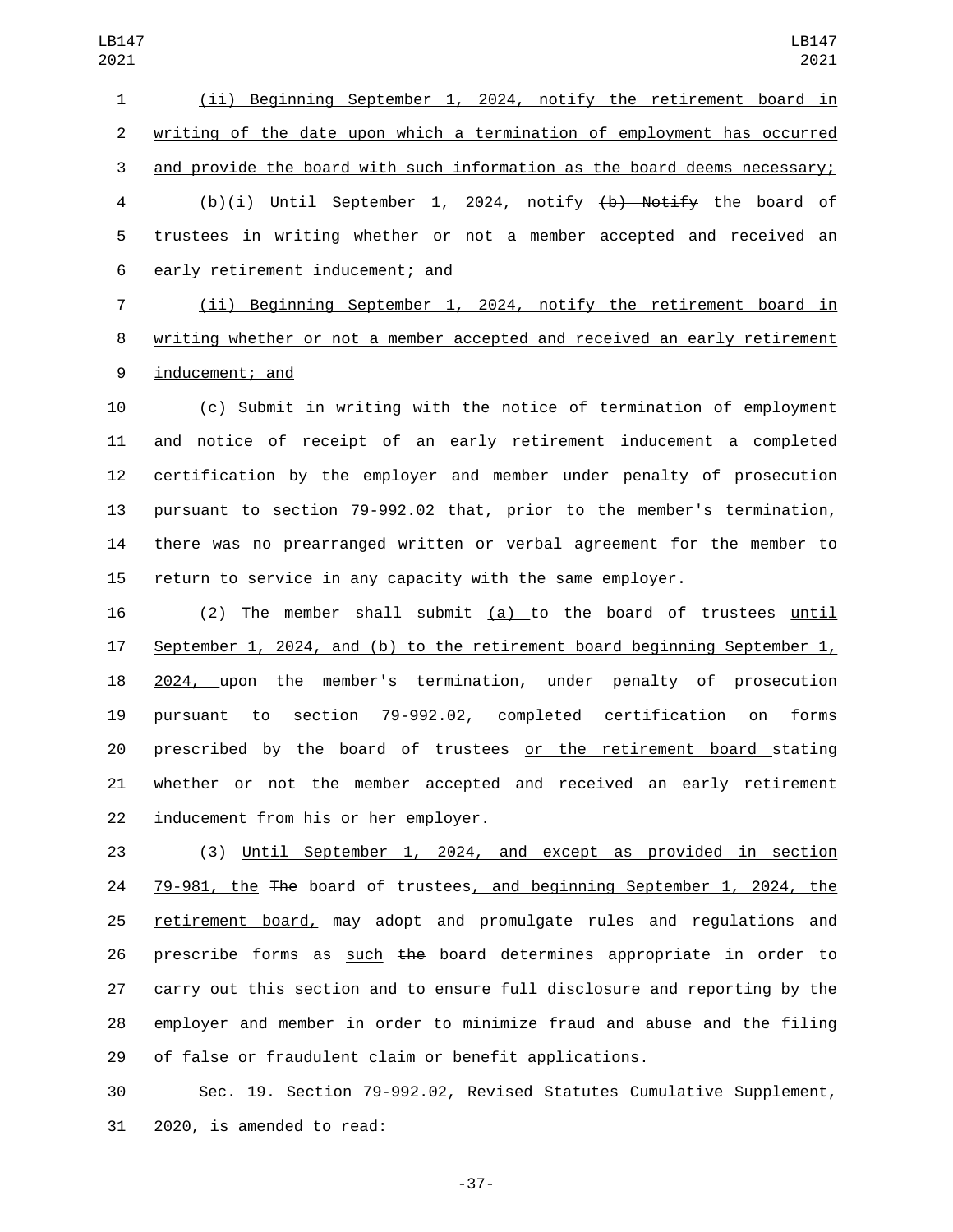(ii) Beginning September 1, 2024, notify the retirement board in writing of the date upon which a termination of employment has occurred and provide the board with such information as the board deems necessary;

(b)(i) Until September 1, 2024, notify ~~(b) Notify~~ the board of trustees in writing whether or not a member accepted and received an early retirement inducement; and

(ii) Beginning September 1, 2024, notify the retirement board in writing whether or not a member accepted and received an early retirement inducement; and

(c) Submit in writing with the notice of termination of employment and notice of receipt of an early retirement inducement a completed certification by the employer and member under penalty of prosecution pursuant to section 79-992.02 that, prior to the member's termination, there was no prearranged written or verbal agreement for the member to return to service in any capacity with the same employer.

(2) The member shall submit (a) to the board of trustees until September 1, 2024, and (b) to the retirement board beginning September 1, 2024, upon the member's termination, under penalty of prosecution pursuant to section 79-992.02, completed certification on forms prescribed by the board of trustees or the retirement board stating whether or not the member accepted and received an early retirement inducement from his or her employer.

(3) Until September 1, 2024, and except as provided in section 79-981, the ~~The~~ board of trustees, and beginning September 1, 2024, the retirement board, may adopt and promulgate rules and regulations and prescribe forms as such ~~the~~ board determines appropriate in order to carry out this section and to ensure full disclosure and reporting by the employer and member in order to minimize fraud and abuse and the filing of false or fraudulent claim or benefit applications.

Sec. 19. Section 79-992.02, Revised Statutes Cumulative Supplement, 2020, is amended to read: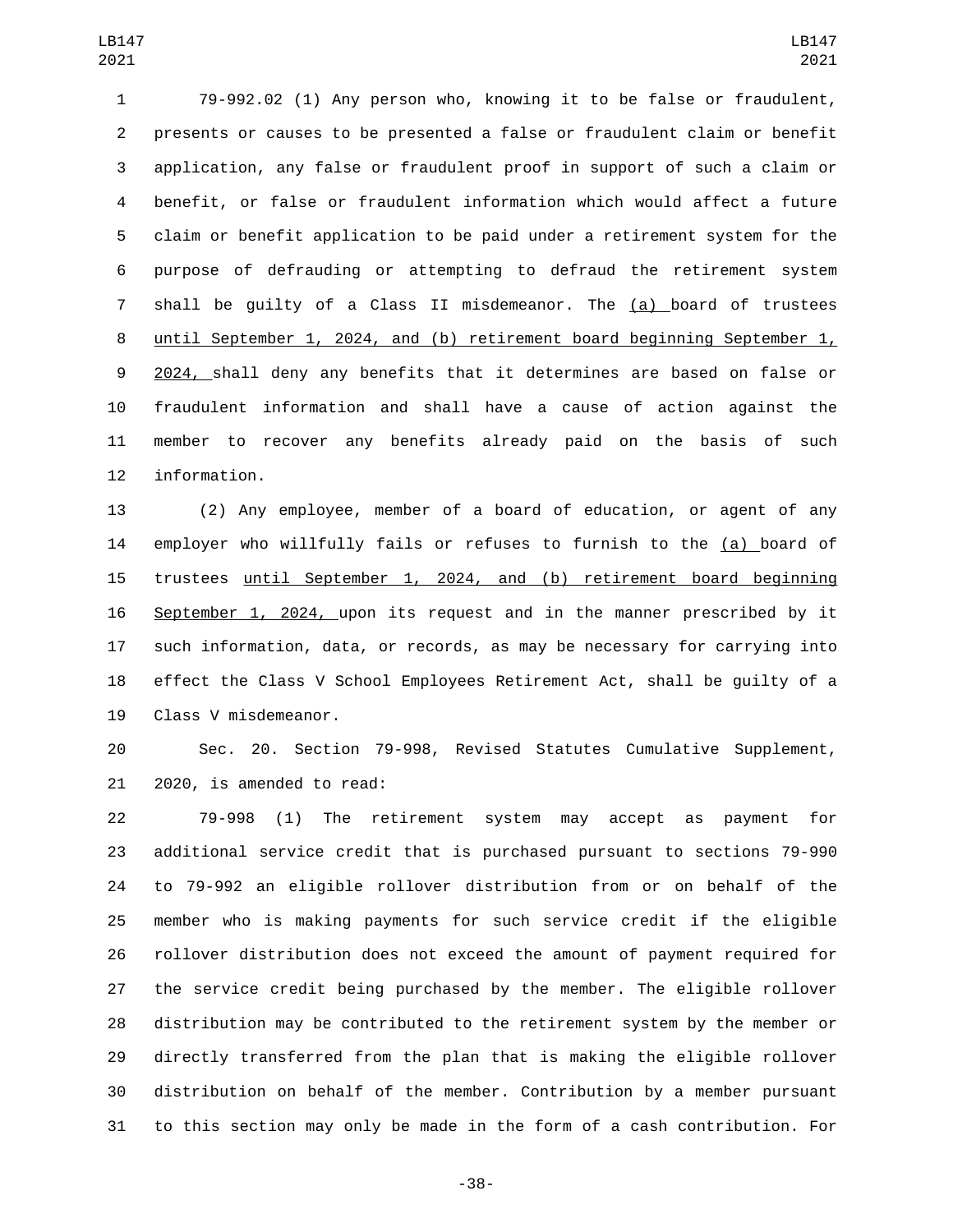79-992.02 (1) Any person who, knowing it to be false or fraudulent, presents or causes to be presented a false or fraudulent claim or benefit application, any false or fraudulent proof in support of such a claim or benefit, or false or fraudulent information which would affect a future claim or benefit application to be paid under a retirement system for the purpose of defrauding or attempting to defraud the retirement system shall be guilty of a Class II misdemeanor. The (a) board of trustees until September 1, 2024, and (b) retirement board beginning September 1, 2024, shall deny any benefits that it determines are based on false or fraudulent information and shall have a cause of action against the member to recover any benefits already paid on the basis of such information.

(2) Any employee, member of a board of education, or agent of any employer who willfully fails or refuses to furnish to the (a) board of trustees until September 1, 2024, and (b) retirement board beginning September 1, 2024, upon its request and in the manner prescribed by it such information, data, or records, as may be necessary for carrying into effect the Class V School Employees Retirement Act, shall be guilty of a Class V misdemeanor.

Sec. 20. Section 79-998, Revised Statutes Cumulative Supplement, 2020, is amended to read:

79-998 (1) The retirement system may accept as payment for additional service credit that is purchased pursuant to sections 79-990 to 79-992 an eligible rollover distribution from or on behalf of the member who is making payments for such service credit if the eligible rollover distribution does not exceed the amount of payment required for the service credit being purchased by the member. The eligible rollover distribution may be contributed to the retirement system by the member or directly transferred from the plan that is making the eligible rollover distribution on behalf of the member. Contribution by a member pursuant to this section may only be made in the form of a cash contribution. For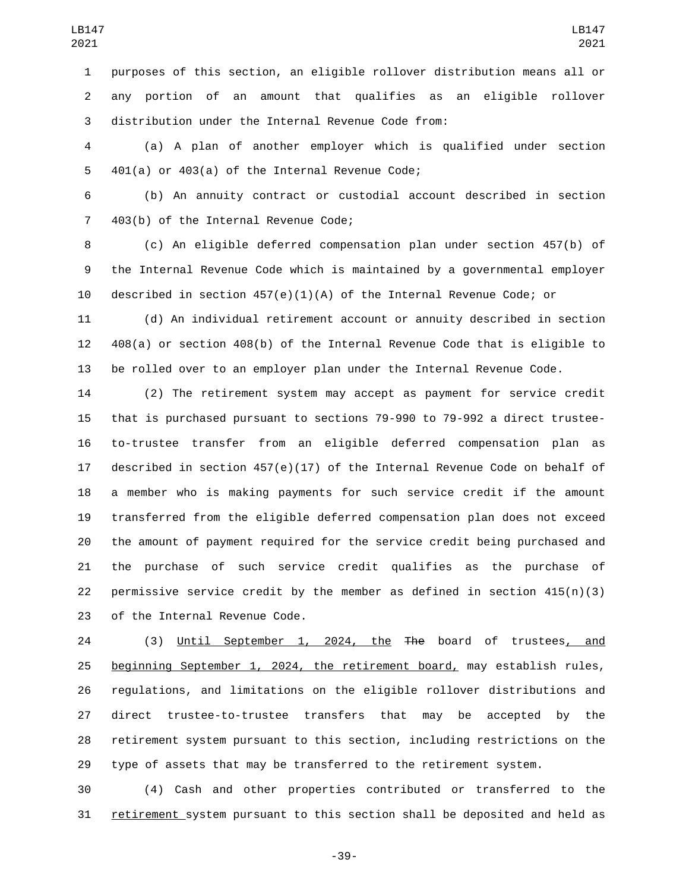purposes of this section, an eligible rollover distribution means all or any portion of an amount that qualifies as an eligible rollover distribution under the Internal Revenue Code from:

(a) A plan of another employer which is qualified under section 401(a) or 403(a) of the Internal Revenue Code;

(b) An annuity contract or custodial account described in section 403(b) of the Internal Revenue Code;

(c) An eligible deferred compensation plan under section 457(b) of the Internal Revenue Code which is maintained by a governmental employer described in section 457(e)(1)(A) of the Internal Revenue Code; or

(d) An individual retirement account or annuity described in section 408(a) or section 408(b) of the Internal Revenue Code that is eligible to be rolled over to an employer plan under the Internal Revenue Code.

(2) The retirement system may accept as payment for service credit that is purchased pursuant to sections 79-990 to 79-992 a direct trustee-to-trustee transfer from an eligible deferred compensation plan as described in section 457(e)(17) of the Internal Revenue Code on behalf of a member who is making payments for such service credit if the amount transferred from the eligible deferred compensation plan does not exceed the amount of payment required for the service credit being purchased and the purchase of such service credit qualifies as the purchase of permissive service credit by the member as defined in section 415(n)(3) of the Internal Revenue Code.

(3) Until September 1, 2024, the ~~The~~ board of trustees, and beginning September 1, 2024, the retirement board, may establish rules, regulations, and limitations on the eligible rollover distributions and direct trustee-to-trustee transfers that may be accepted by the retirement system pursuant to this section, including restrictions on the type of assets that may be transferred to the retirement system.

(4) Cash and other properties contributed or transferred to the retirement system pursuant to this section shall be deposited and held as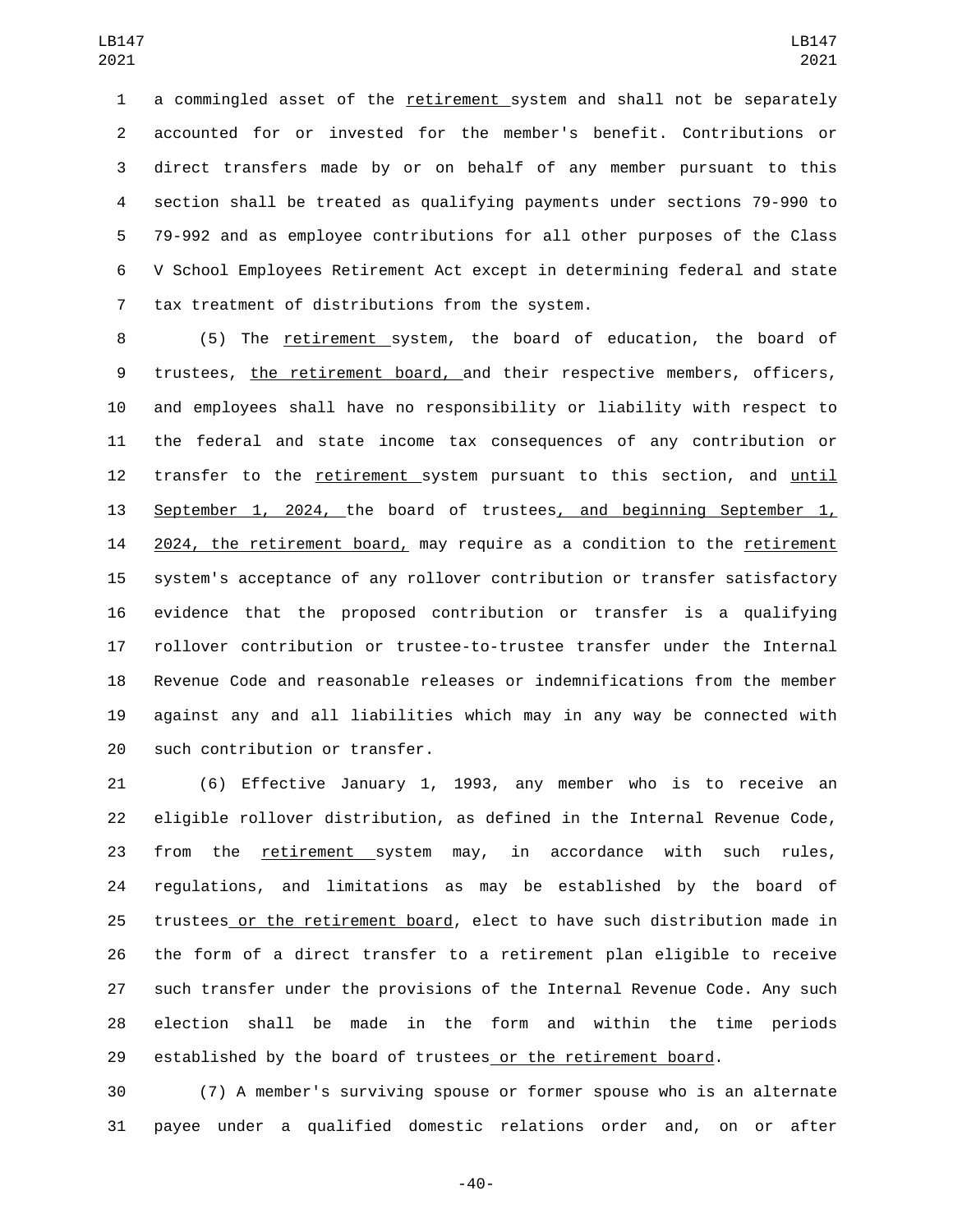a commingled asset of the retirement system and shall not be separately accounted for or invested for the member's benefit. Contributions or direct transfers made by or on behalf of any member pursuant to this section shall be treated as qualifying payments under sections 79-990 to 79-992 and as employee contributions for all other purposes of the Class V School Employees Retirement Act except in determining federal and state tax treatment of distributions from the system.

(5) The retirement system, the board of education, the board of trustees, the retirement board, and their respective members, officers, and employees shall have no responsibility or liability with respect to the federal and state income tax consequences of any contribution or transfer to the retirement system pursuant to this section, and until September 1, 2024, the board of trustees, and beginning September 1, 2024, the retirement board, may require as a condition to the retirement system's acceptance of any rollover contribution or transfer satisfactory evidence that the proposed contribution or transfer is a qualifying rollover contribution or trustee-to-trustee transfer under the Internal Revenue Code and reasonable releases or indemnifications from the member against any and all liabilities which may in any way be connected with such contribution or transfer.

(6) Effective January 1, 1993, any member who is to receive an eligible rollover distribution, as defined in the Internal Revenue Code, from the retirement system may, in accordance with such rules, regulations, and limitations as may be established by the board of trustees or the retirement board, elect to have such distribution made in the form of a direct transfer to a retirement plan eligible to receive such transfer under the provisions of the Internal Revenue Code. Any such election shall be made in the form and within the time periods established by the board of trustees or the retirement board.

(7) A member's surviving spouse or former spouse who is an alternate payee under a qualified domestic relations order and, on or after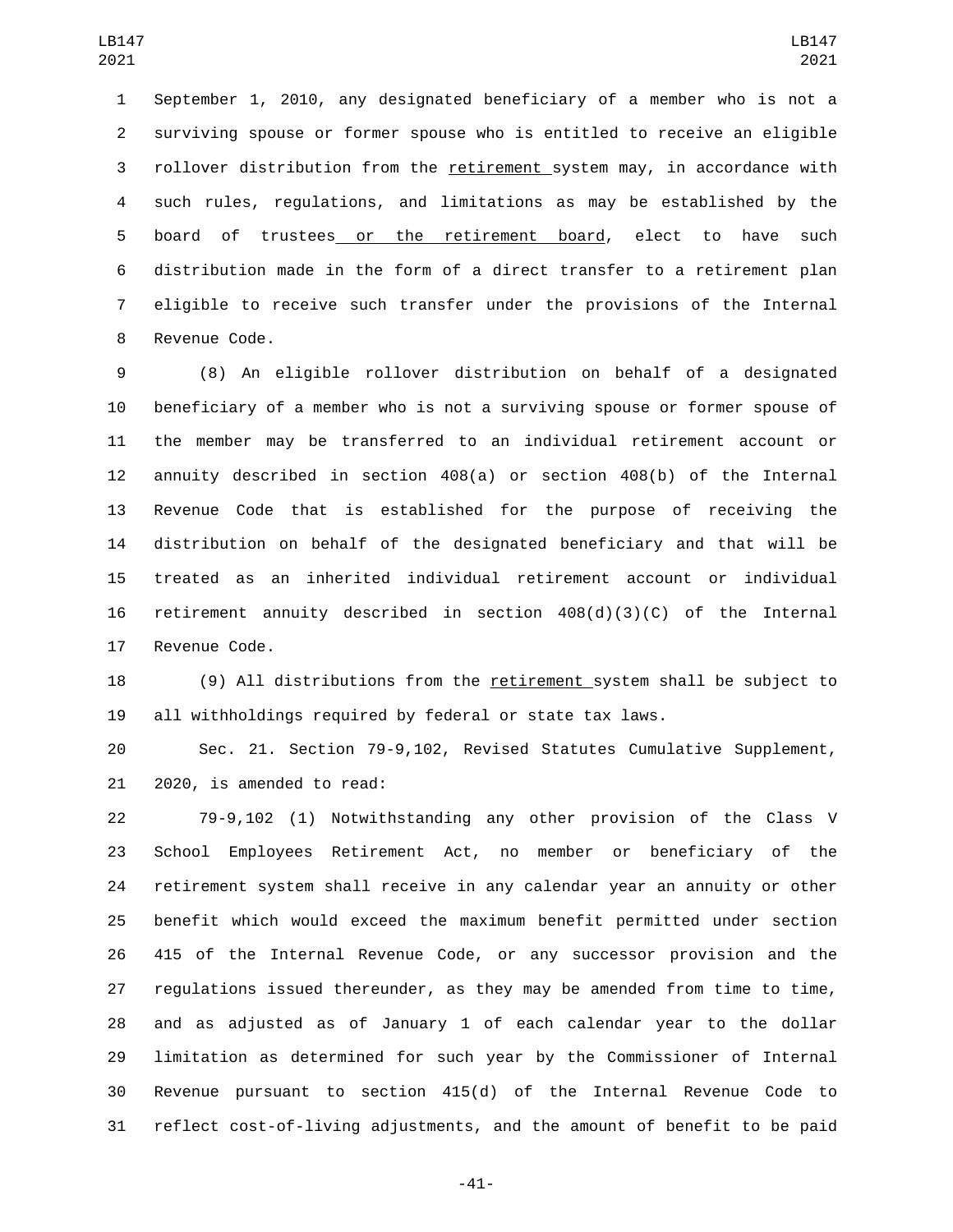September 1, 2010, any designated beneficiary of a member who is not a surviving spouse or former spouse who is entitled to receive an eligible rollover distribution from the retirement system may, in accordance with such rules, regulations, and limitations as may be established by the board of trustees or the retirement board, elect to have such distribution made in the form of a direct transfer to a retirement plan eligible to receive such transfer under the provisions of the Internal Revenue Code.

(8) An eligible rollover distribution on behalf of a designated beneficiary of a member who is not a surviving spouse or former spouse of the member may be transferred to an individual retirement account or annuity described in section 408(a) or section 408(b) of the Internal Revenue Code that is established for the purpose of receiving the distribution on behalf of the designated beneficiary and that will be treated as an inherited individual retirement account or individual retirement annuity described in section 408(d)(3)(C) of the Internal Revenue Code.

(9) All distributions from the retirement system shall be subject to all withholdings required by federal or state tax laws.

Sec. 21. Section 79-9,102, Revised Statutes Cumulative Supplement, 2020, is amended to read:

79-9,102 (1) Notwithstanding any other provision of the Class V School Employees Retirement Act, no member or beneficiary of the retirement system shall receive in any calendar year an annuity or other benefit which would exceed the maximum benefit permitted under section 415 of the Internal Revenue Code, or any successor provision and the regulations issued thereunder, as they may be amended from time to time, and as adjusted as of January 1 of each calendar year to the dollar limitation as determined for such year by the Commissioner of Internal Revenue pursuant to section 415(d) of the Internal Revenue Code to reflect cost-of-living adjustments, and the amount of benefit to be paid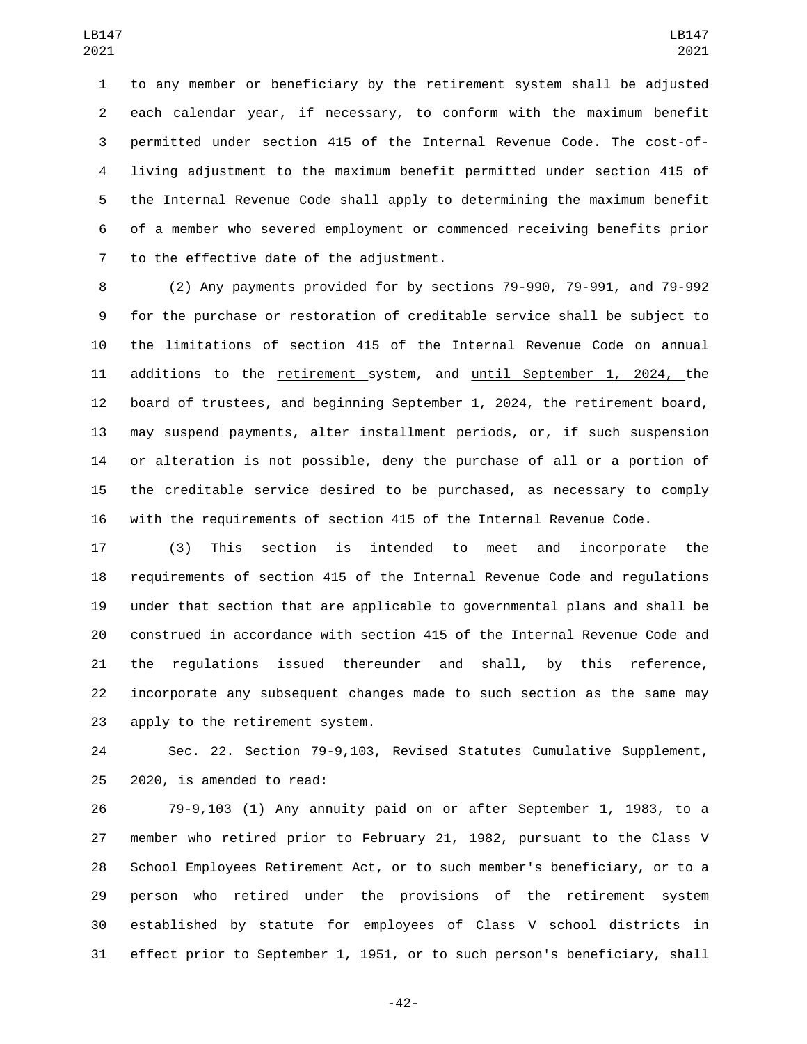to any member or beneficiary by the retirement system shall be adjusted each calendar year, if necessary, to conform with the maximum benefit permitted under section 415 of the Internal Revenue Code. The cost-of-living adjustment to the maximum benefit permitted under section 415 of the Internal Revenue Code shall apply to determining the maximum benefit of a member who severed employment or commenced receiving benefits prior to the effective date of the adjustment.

(2) Any payments provided for by sections 79-990, 79-991, and 79-992 for the purchase or restoration of creditable service shall be subject to the limitations of section 415 of the Internal Revenue Code on annual additions to the retirement system, and until September 1, 2024, the board of trustees, and beginning September 1, 2024, the retirement board, may suspend payments, alter installment periods, or, if such suspension or alteration is not possible, deny the purchase of all or a portion of the creditable service desired to be purchased, as necessary to comply with the requirements of section 415 of the Internal Revenue Code.

(3) This section is intended to meet and incorporate the requirements of section 415 of the Internal Revenue Code and regulations under that section that are applicable to governmental plans and shall be construed in accordance with section 415 of the Internal Revenue Code and the regulations issued thereunder and shall, by this reference, incorporate any subsequent changes made to such section as the same may apply to the retirement system.

Sec. 22. Section 79-9,103, Revised Statutes Cumulative Supplement, 2020, is amended to read:

79-9,103 (1) Any annuity paid on or after September 1, 1983, to a member who retired prior to February 21, 1982, pursuant to the Class V School Employees Retirement Act, or to such member's beneficiary, or to a person who retired under the provisions of the retirement system established by statute for employees of Class V school districts in effect prior to September 1, 1951, or to such person's beneficiary, shall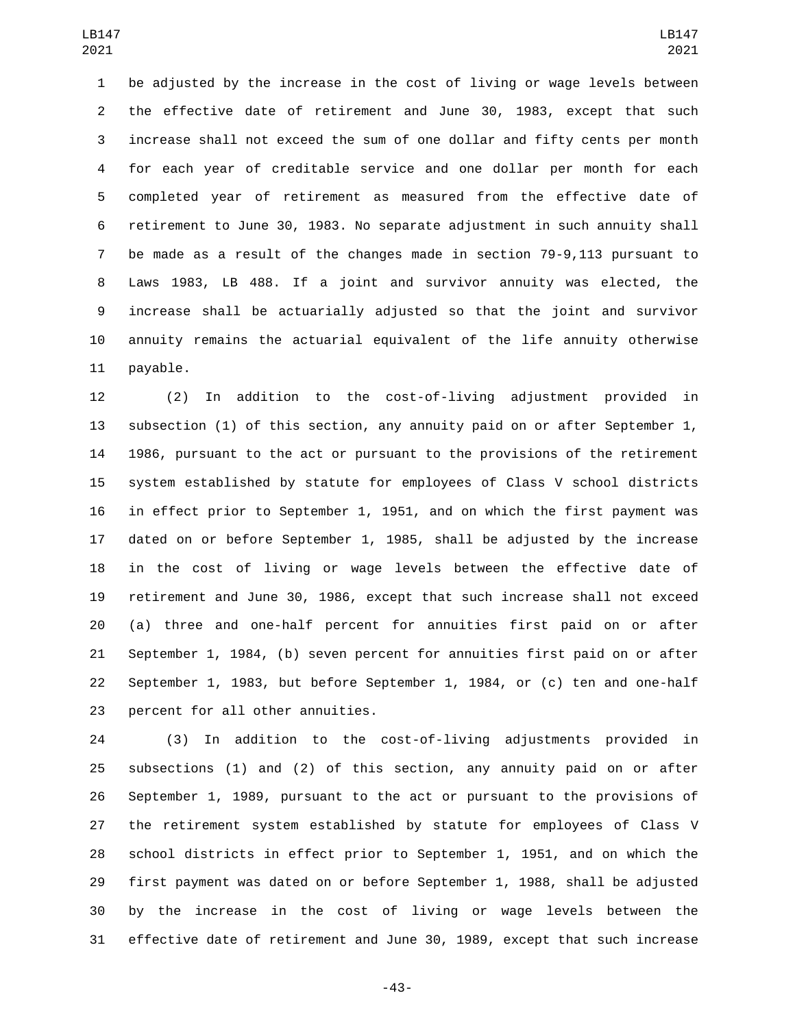be adjusted by the increase in the cost of living or wage levels between the effective date of retirement and June 30, 1983, except that such increase shall not exceed the sum of one dollar and fifty cents per month for each year of creditable service and one dollar per month for each completed year of retirement as measured from the effective date of retirement to June 30, 1983. No separate adjustment in such annuity shall be made as a result of the changes made in section 79-9,113 pursuant to Laws 1983, LB 488. If a joint and survivor annuity was elected, the increase shall be actuarially adjusted so that the joint and survivor annuity remains the actuarial equivalent of the life annuity otherwise payable.

(2) In addition to the cost-of-living adjustment provided in subsection (1) of this section, any annuity paid on or after September 1, 1986, pursuant to the act or pursuant to the provisions of the retirement system established by statute for employees of Class V school districts in effect prior to September 1, 1951, and on which the first payment was dated on or before September 1, 1985, shall be adjusted by the increase in the cost of living or wage levels between the effective date of retirement and June 30, 1986, except that such increase shall not exceed (a) three and one-half percent for annuities first paid on or after September 1, 1984, (b) seven percent for annuities first paid on or after September 1, 1983, but before September 1, 1984, or (c) ten and one-half percent for all other annuities.

(3) In addition to the cost-of-living adjustments provided in subsections (1) and (2) of this section, any annuity paid on or after September 1, 1989, pursuant to the act or pursuant to the provisions of the retirement system established by statute for employees of Class V school districts in effect prior to September 1, 1951, and on which the first payment was dated on or before September 1, 1988, shall be adjusted by the increase in the cost of living or wage levels between the effective date of retirement and June 30, 1989, except that such increase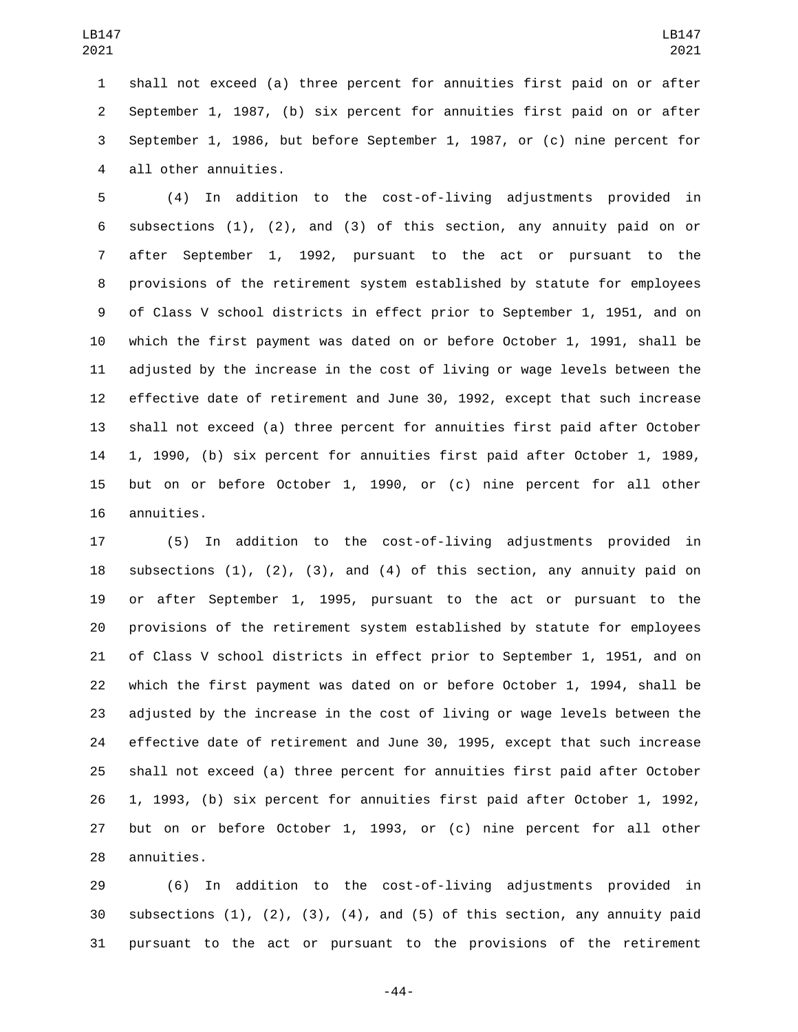shall not exceed (a) three percent for annuities first paid on or after September 1, 1987, (b) six percent for annuities first paid on or after September 1, 1986, but before September 1, 1987, or (c) nine percent for all other annuities.

(4) In addition to the cost-of-living adjustments provided in subsections (1), (2), and (3) of this section, any annuity paid on or after September 1, 1992, pursuant to the act or pursuant to the provisions of the retirement system established by statute for employees of Class V school districts in effect prior to September 1, 1951, and on which the first payment was dated on or before October 1, 1991, shall be adjusted by the increase in the cost of living or wage levels between the effective date of retirement and June 30, 1992, except that such increase shall not exceed (a) three percent for annuities first paid after October 1, 1990, (b) six percent for annuities first paid after October 1, 1989, but on or before October 1, 1990, or (c) nine percent for all other annuities.

(5) In addition to the cost-of-living adjustments provided in subsections (1), (2), (3), and (4) of this section, any annuity paid on or after September 1, 1995, pursuant to the act or pursuant to the provisions of the retirement system established by statute for employees of Class V school districts in effect prior to September 1, 1951, and on which the first payment was dated on or before October 1, 1994, shall be adjusted by the increase in the cost of living or wage levels between the effective date of retirement and June 30, 1995, except that such increase shall not exceed (a) three percent for annuities first paid after October 1, 1993, (b) six percent for annuities first paid after October 1, 1992, but on or before October 1, 1993, or (c) nine percent for all other annuities.

(6) In addition to the cost-of-living adjustments provided in subsections (1), (2), (3), (4), and (5) of this section, any annuity paid pursuant to the act or pursuant to the provisions of the retirement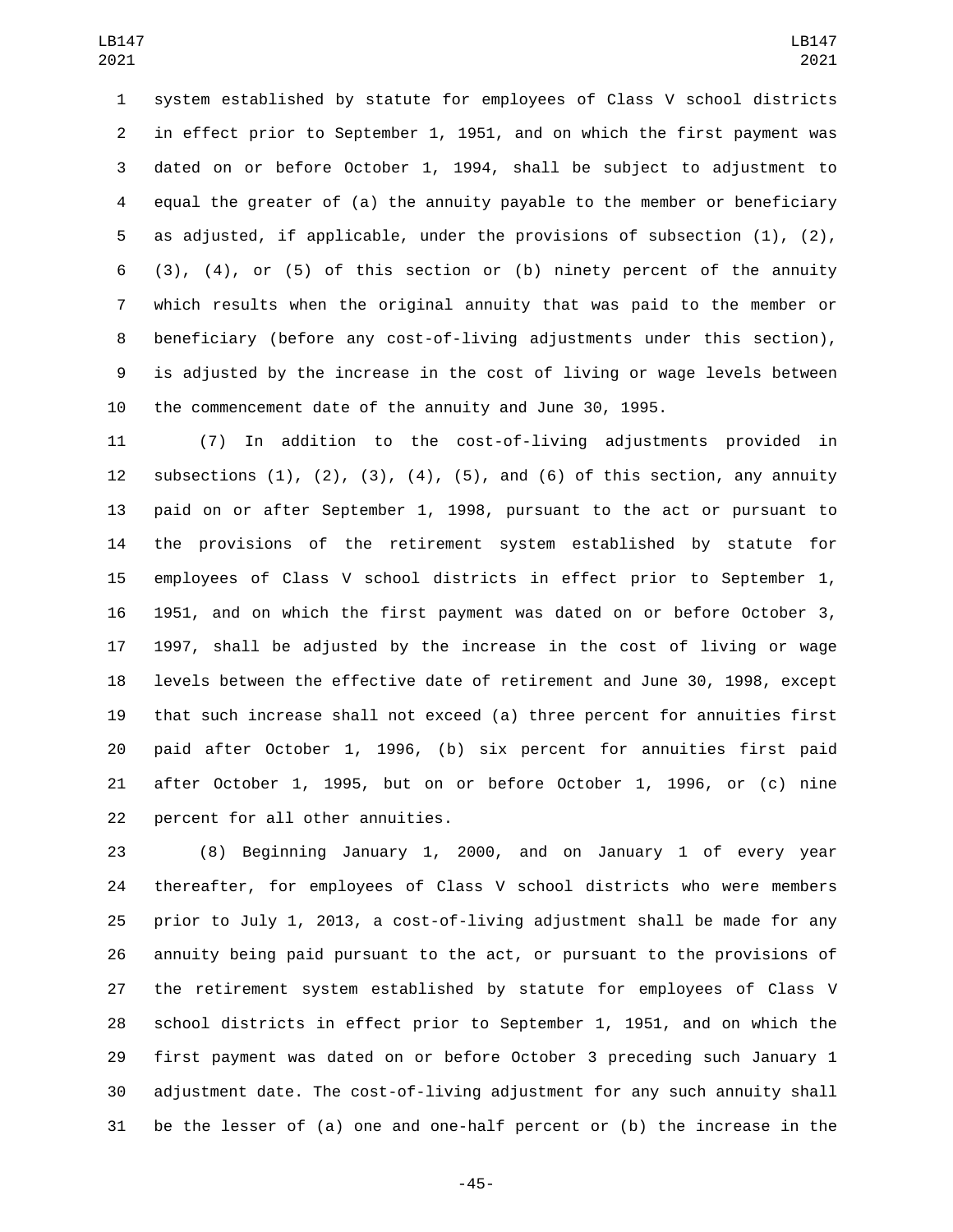system established by statute for employees of Class V school districts in effect prior to September 1, 1951, and on which the first payment was dated on or before October 1, 1994, shall be subject to adjustment to equal the greater of (a) the annuity payable to the member or beneficiary as adjusted, if applicable, under the provisions of subsection (1), (2), (3), (4), or (5) of this section or (b) ninety percent of the annuity which results when the original annuity that was paid to the member or beneficiary (before any cost-of-living adjustments under this section), is adjusted by the increase in the cost of living or wage levels between the commencement date of the annuity and June 30, 1995.

(7) In addition to the cost-of-living adjustments provided in subsections (1), (2), (3), (4), (5), and (6) of this section, any annuity paid on or after September 1, 1998, pursuant to the act or pursuant to the provisions of the retirement system established by statute for employees of Class V school districts in effect prior to September 1, 1951, and on which the first payment was dated on or before October 3, 1997, shall be adjusted by the increase in the cost of living or wage levels between the effective date of retirement and June 30, 1998, except that such increase shall not exceed (a) three percent for annuities first paid after October 1, 1996, (b) six percent for annuities first paid after October 1, 1995, but on or before October 1, 1996, or (c) nine percent for all other annuities.

(8) Beginning January 1, 2000, and on January 1 of every year thereafter, for employees of Class V school districts who were members prior to July 1, 2013, a cost-of-living adjustment shall be made for any annuity being paid pursuant to the act, or pursuant to the provisions of the retirement system established by statute for employees of Class V school districts in effect prior to September 1, 1951, and on which the first payment was dated on or before October 3 preceding such January 1 adjustment date. The cost-of-living adjustment for any such annuity shall be the lesser of (a) one and one-half percent or (b) the increase in the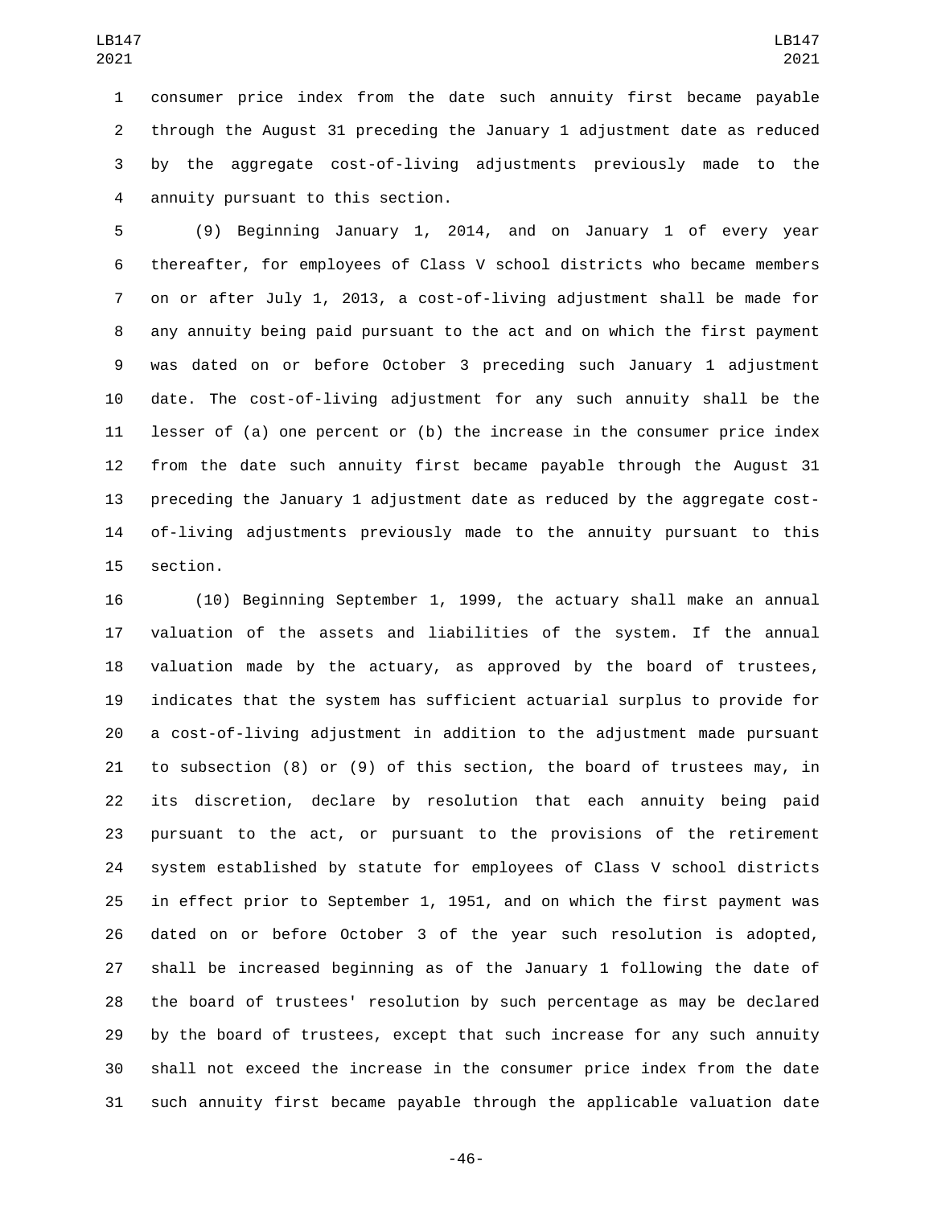consumer price index from the date such annuity first became payable through the August 31 preceding the January 1 adjustment date as reduced by the aggregate cost-of-living adjustments previously made to the annuity pursuant to this section.

(9) Beginning January 1, 2014, and on January 1 of every year thereafter, for employees of Class V school districts who became members on or after July 1, 2013, a cost-of-living adjustment shall be made for any annuity being paid pursuant to the act and on which the first payment was dated on or before October 3 preceding such January 1 adjustment date. The cost-of-living adjustment for any such annuity shall be the lesser of (a) one percent or (b) the increase in the consumer price index from the date such annuity first became payable through the August 31 preceding the January 1 adjustment date as reduced by the aggregate cost-of-living adjustments previously made to the annuity pursuant to this section.

(10) Beginning September 1, 1999, the actuary shall make an annual valuation of the assets and liabilities of the system. If the annual valuation made by the actuary, as approved by the board of trustees, indicates that the system has sufficient actuarial surplus to provide for a cost-of-living adjustment in addition to the adjustment made pursuant to subsection (8) or (9) of this section, the board of trustees may, in its discretion, declare by resolution that each annuity being paid pursuant to the act, or pursuant to the provisions of the retirement system established by statute for employees of Class V school districts in effect prior to September 1, 1951, and on which the first payment was dated on or before October 3 of the year such resolution is adopted, shall be increased beginning as of the January 1 following the date of the board of trustees' resolution by such percentage as may be declared by the board of trustees, except that such increase for any such annuity shall not exceed the increase in the consumer price index from the date such annuity first became payable through the applicable valuation date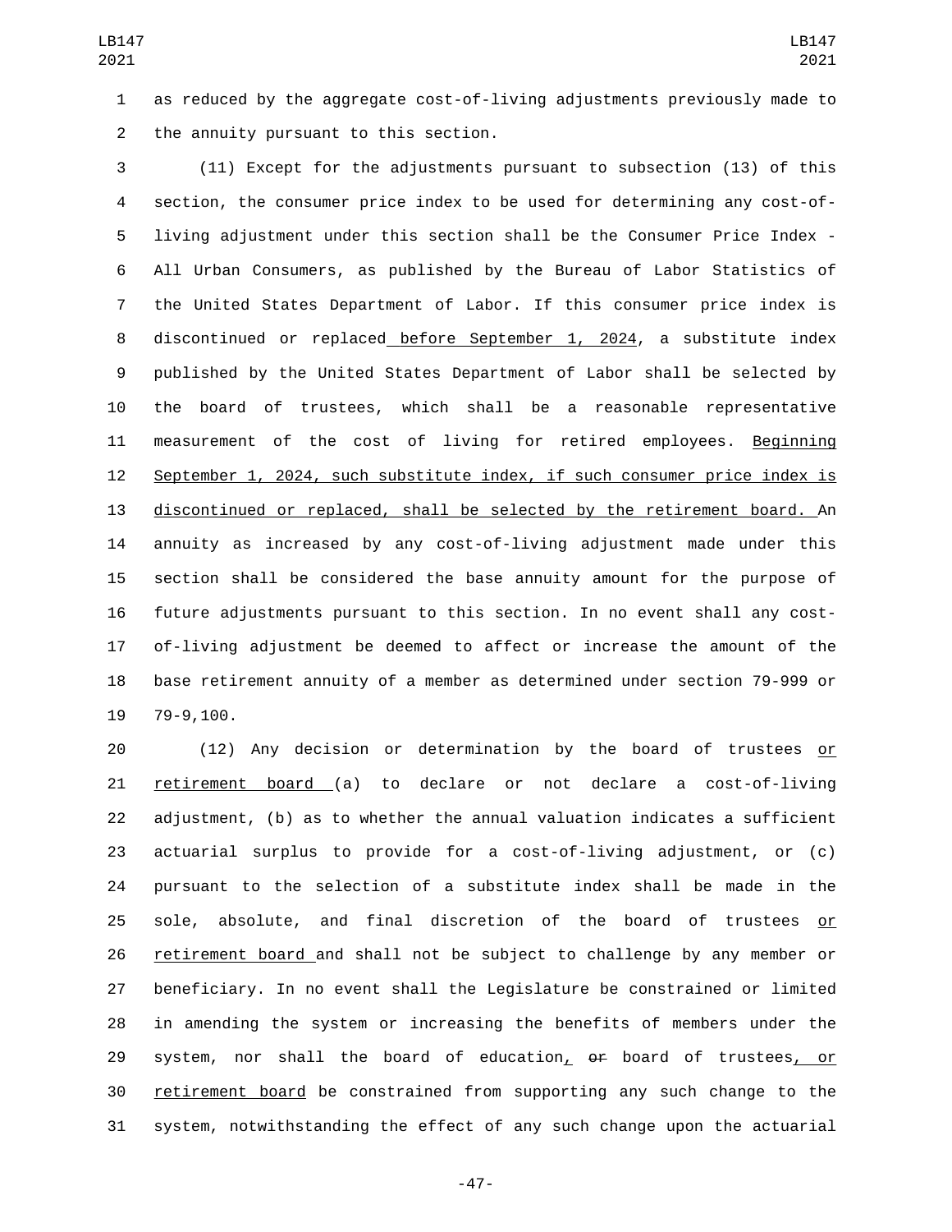as reduced by the aggregate cost-of-living adjustments previously made to the annuity pursuant to this section.

(11) Except for the adjustments pursuant to subsection (13) of this section, the consumer price index to be used for determining any cost-of-living adjustment under this section shall be the Consumer Price Index - All Urban Consumers, as published by the Bureau of Labor Statistics of the United States Department of Labor. If this consumer price index is discontinued or replaced before September 1, 2024, a substitute index published by the United States Department of Labor shall be selected by the board of trustees, which shall be a reasonable representative measurement of the cost of living for retired employees. Beginning September 1, 2024, such substitute index, if such consumer price index is discontinued or replaced, shall be selected by the retirement board. An annuity as increased by any cost-of-living adjustment made under this section shall be considered the base annuity amount for the purpose of future adjustments pursuant to this section. In no event shall any cost-of-living adjustment be deemed to affect or increase the amount of the base retirement annuity of a member as determined under section 79-999 or 79-9,100.

(12) Any decision or determination by the board of trustees or retirement board (a) to declare or not declare a cost-of-living adjustment, (b) as to whether the annual valuation indicates a sufficient actuarial surplus to provide for a cost-of-living adjustment, or (c) pursuant to the selection of a substitute index shall be made in the sole, absolute, and final discretion of the board of trustees or retirement board and shall not be subject to challenge by any member or beneficiary. In no event shall the Legislature be constrained or limited in amending the system or increasing the benefits of members under the system, nor shall the board of education, ~~or~~ board of trustees, or retirement board be constrained from supporting any such change to the system, notwithstanding the effect of any such change upon the actuarial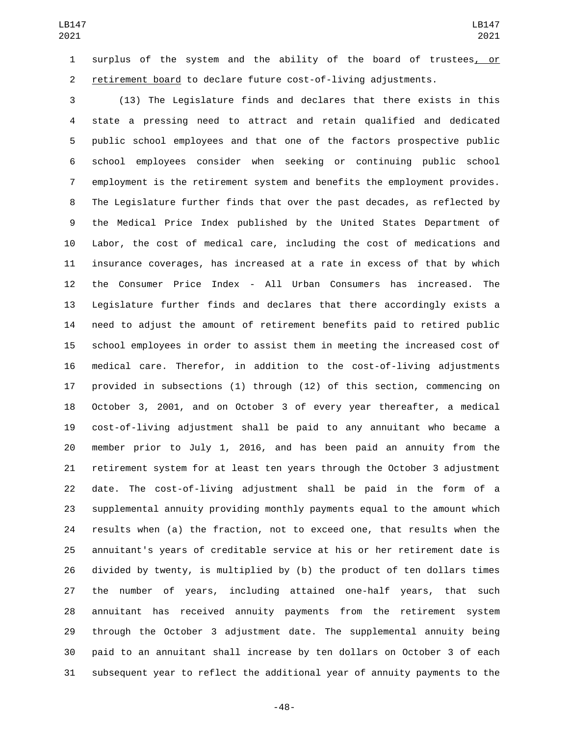surplus of the system and the ability of the board of trustees, or retirement board to declare future cost-of-living adjustments.

(13) The Legislature finds and declares that there exists in this state a pressing need to attract and retain qualified and dedicated public school employees and that one of the factors prospective public school employees consider when seeking or continuing public school employment is the retirement system and benefits the employment provides. The Legislature further finds that over the past decades, as reflected by the Medical Price Index published by the United States Department of Labor, the cost of medical care, including the cost of medications and insurance coverages, has increased at a rate in excess of that by which the Consumer Price Index - All Urban Consumers has increased. The Legislature further finds and declares that there accordingly exists a need to adjust the amount of retirement benefits paid to retired public school employees in order to assist them in meeting the increased cost of medical care. Therefor, in addition to the cost-of-living adjustments provided in subsections (1) through (12) of this section, commencing on October 3, 2001, and on October 3 of every year thereafter, a medical cost-of-living adjustment shall be paid to any annuitant who became a member prior to July 1, 2016, and has been paid an annuity from the retirement system for at least ten years through the October 3 adjustment date. The cost-of-living adjustment shall be paid in the form of a supplemental annuity providing monthly payments equal to the amount which results when (a) the fraction, not to exceed one, that results when the annuitant's years of creditable service at his or her retirement date is divided by twenty, is multiplied by (b) the product of ten dollars times the number of years, including attained one-half years, that such annuitant has received annuity payments from the retirement system through the October 3 adjustment date. The supplemental annuity being paid to an annuitant shall increase by ten dollars on October 3 of each subsequent year to reflect the additional year of annuity payments to the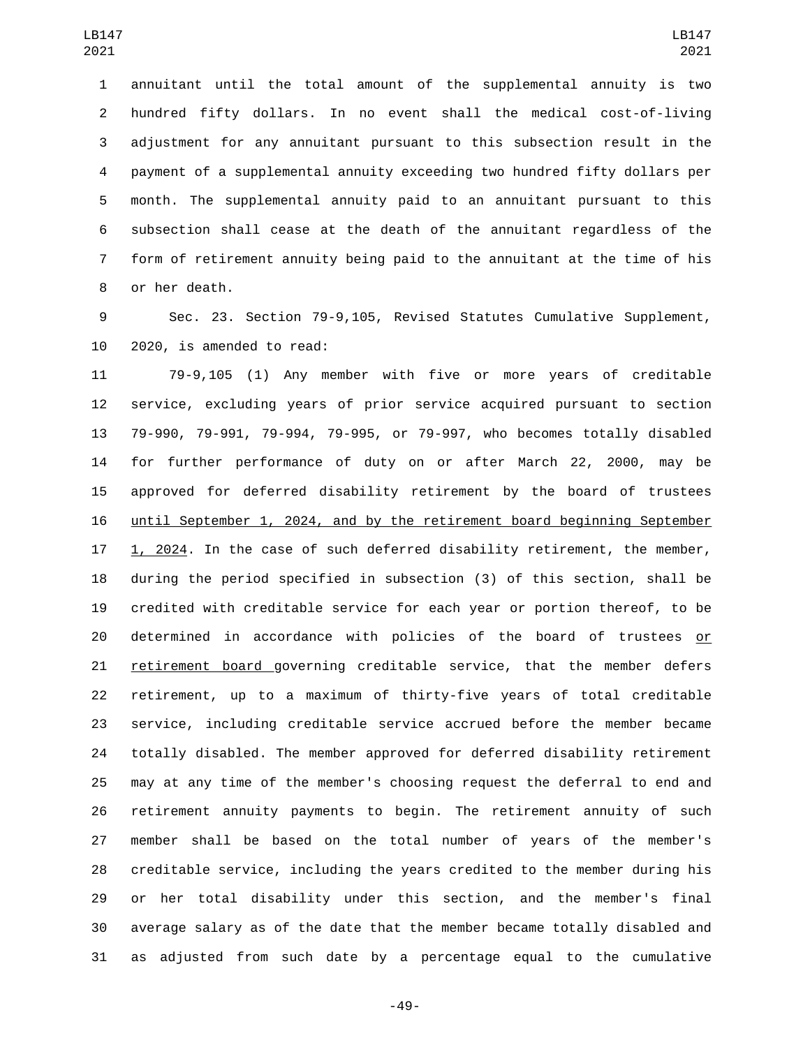annuitant until the total amount of the supplemental annuity is two hundred fifty dollars. In no event shall the medical cost-of-living adjustment for any annuitant pursuant to this subsection result in the payment of a supplemental annuity exceeding two hundred fifty dollars per month. The supplemental annuity paid to an annuitant pursuant to this subsection shall cease at the death of the annuitant regardless of the form of retirement annuity being paid to the annuitant at the time of his or her death.

Sec. 23. Section 79-9,105, Revised Statutes Cumulative Supplement, 2020, is amended to read:

79-9,105 (1) Any member with five or more years of creditable service, excluding years of prior service acquired pursuant to section 79-990, 79-991, 79-994, 79-995, or 79-997, who becomes totally disabled for further performance of duty on or after March 22, 2000, may be approved for deferred disability retirement by the board of trustees until September 1, 2024, and by the retirement board beginning September 1, 2024. In the case of such deferred disability retirement, the member, during the period specified in subsection (3) of this section, shall be credited with creditable service for each year or portion thereof, to be determined in accordance with policies of the board of trustees or retirement board governing creditable service, that the member defers retirement, up to a maximum of thirty-five years of total creditable service, including creditable service accrued before the member became totally disabled. The member approved for deferred disability retirement may at any time of the member's choosing request the deferral to end and retirement annuity payments to begin. The retirement annuity of such member shall be based on the total number of years of the member's creditable service, including the years credited to the member during his or her total disability under this section, and the member's final average salary as of the date that the member became totally disabled and as adjusted from such date by a percentage equal to the cumulative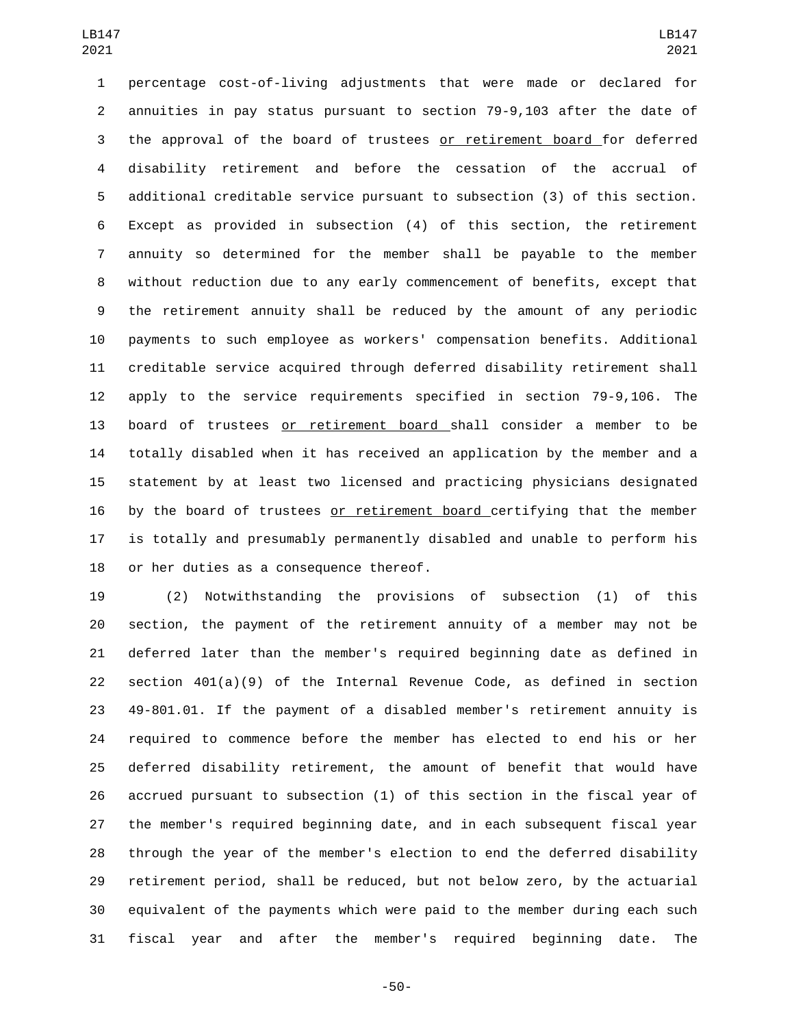percentage cost-of-living adjustments that were made or declared for annuities in pay status pursuant to section 79-9,103 after the date of the approval of the board of trustees or retirement board for deferred disability retirement and before the cessation of the accrual of additional creditable service pursuant to subsection (3) of this section. Except as provided in subsection (4) of this section, the retirement annuity so determined for the member shall be payable to the member without reduction due to any early commencement of benefits, except that the retirement annuity shall be reduced by the amount of any periodic payments to such employee as workers' compensation benefits. Additional creditable service acquired through deferred disability retirement shall apply to the service requirements specified in section 79-9,106. The board of trustees or retirement board shall consider a member to be totally disabled when it has received an application by the member and a statement by at least two licensed and practicing physicians designated by the board of trustees or retirement board certifying that the member is totally and presumably permanently disabled and unable to perform his or her duties as a consequence thereof.

(2) Notwithstanding the provisions of subsection (1) of this section, the payment of the retirement annuity of a member may not be deferred later than the member's required beginning date as defined in section 401(a)(9) of the Internal Revenue Code, as defined in section 49-801.01. If the payment of a disabled member's retirement annuity is required to commence before the member has elected to end his or her deferred disability retirement, the amount of benefit that would have accrued pursuant to subsection (1) of this section in the fiscal year of the member's required beginning date, and in each subsequent fiscal year through the year of the member's election to end the deferred disability retirement period, shall be reduced, but not below zero, by the actuarial equivalent of the payments which were paid to the member during each such fiscal year and after the member's required beginning date. The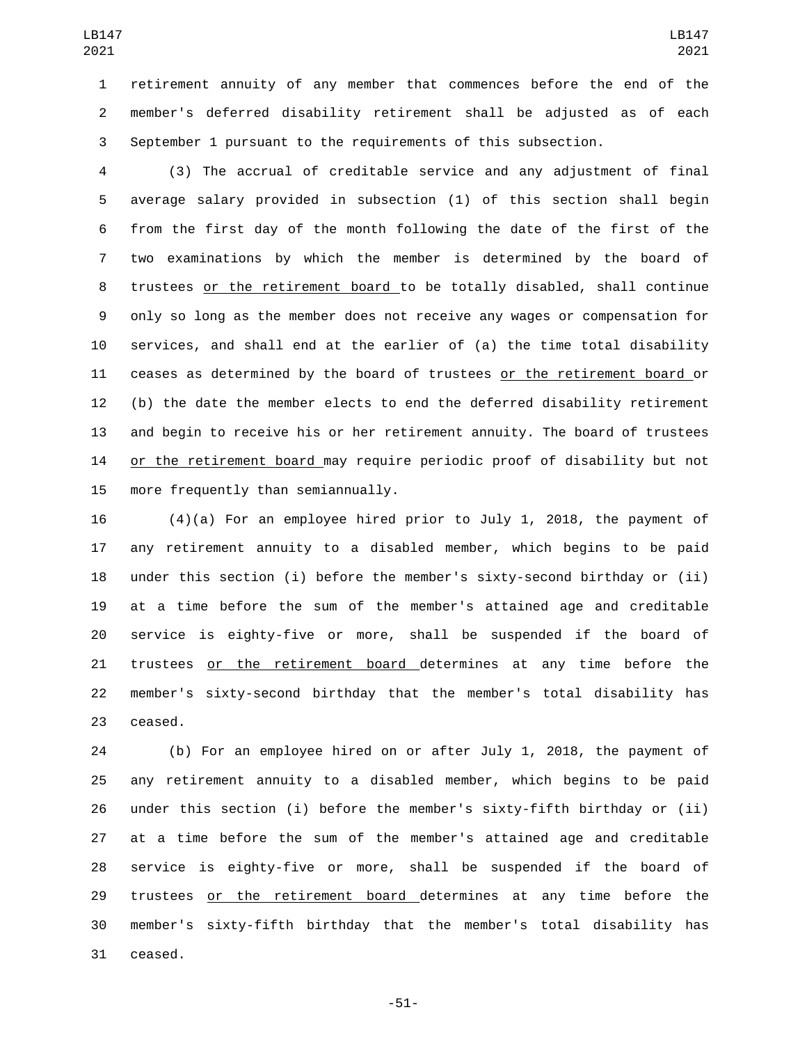retirement annuity of any member that commences before the end of the member's deferred disability retirement shall be adjusted as of each September 1 pursuant to the requirements of this subsection.

(3) The accrual of creditable service and any adjustment of final average salary provided in subsection (1) of this section shall begin from the first day of the month following the date of the first of the two examinations by which the member is determined by the board of trustees <u>or the retirement board</u> to be totally disabled, shall continue only so long as the member does not receive any wages or compensation for services, and shall end at the earlier of (a) the time total disability ceases as determined by the board of trustees <u>or the retirement board</u> or (b) the date the member elects to end the deferred disability retirement and begin to receive his or her retirement annuity. The board of trustees <u>or the retirement board</u> may require periodic proof of disability but not more frequently than semiannually.

(4)(a) For an employee hired prior to July 1, 2018, the payment of any retirement annuity to a disabled member, which begins to be paid under this section (i) before the member's sixty-second birthday or (ii) at a time before the sum of the member's attained age and creditable service is eighty-five or more, shall be suspended if the board of trustees <u>or the retirement board</u> determines at any time before the member's sixty-second birthday that the member's total disability has ceased.

(b) For an employee hired on or after July 1, 2018, the payment of any retirement annuity to a disabled member, which begins to be paid under this section (i) before the member's sixty-fifth birthday or (ii) at a time before the sum of the member's attained age and creditable service is eighty-five or more, shall be suspended if the board of trustees <u>or the retirement board</u> determines at any time before the member's sixty-fifth birthday that the member's total disability has ceased.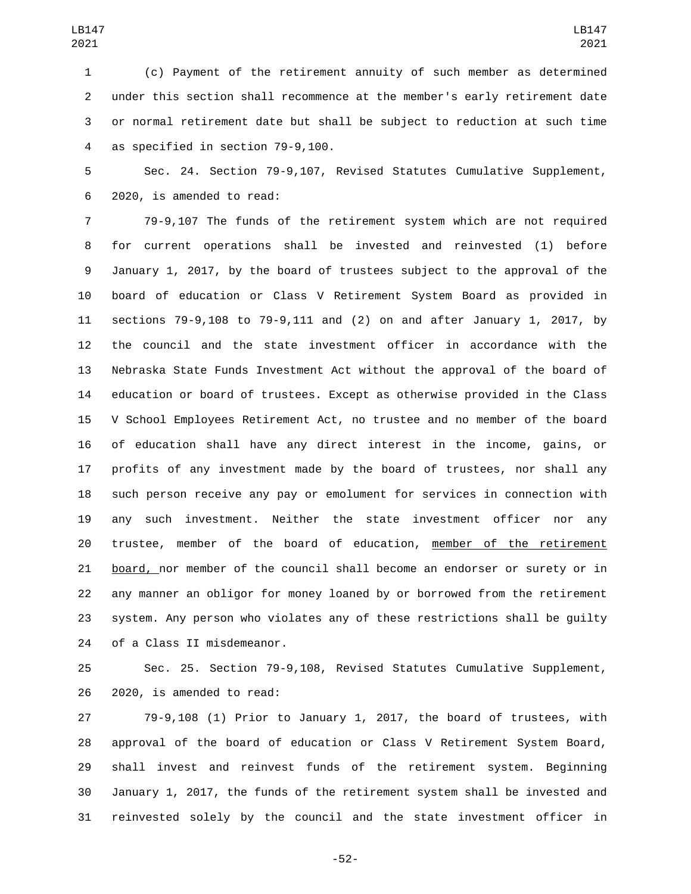(c) Payment of the retirement annuity of such member as determined under this section shall recommence at the member's early retirement date or normal retirement date but shall be subject to reduction at such time as specified in section 79-9,100.

Sec. 24. Section 79-9,107, Revised Statutes Cumulative Supplement, 2020, is amended to read:

79-9,107 The funds of the retirement system which are not required for current operations shall be invested and reinvested (1) before January 1, 2017, by the board of trustees subject to the approval of the board of education or Class V Retirement System Board as provided in sections 79-9,108 to 79-9,111 and (2) on and after January 1, 2017, by the council and the state investment officer in accordance with the Nebraska State Funds Investment Act without the approval of the board of education or board of trustees. Except as otherwise provided in the Class V School Employees Retirement Act, no trustee and no member of the board of education shall have any direct interest in the income, gains, or profits of any investment made by the board of trustees, nor shall any such person receive any pay or emolument for services in connection with any such investment. Neither the state investment officer nor any trustee, member of the board of education, <u>member of the retirement board,</u> nor member of the council shall become an endorser or surety or in any manner an obligor for money loaned by or borrowed from the retirement system. Any person who violates any of these restrictions shall be guilty of a Class II misdemeanor.

Sec. 25. Section 79-9,108, Revised Statutes Cumulative Supplement, 2020, is amended to read:

79-9,108 (1) Prior to January 1, 2017, the board of trustees, with approval of the board of education or Class V Retirement System Board, shall invest and reinvest funds of the retirement system. Beginning January 1, 2017, the funds of the retirement system shall be invested and reinvested solely by the council and the state investment officer in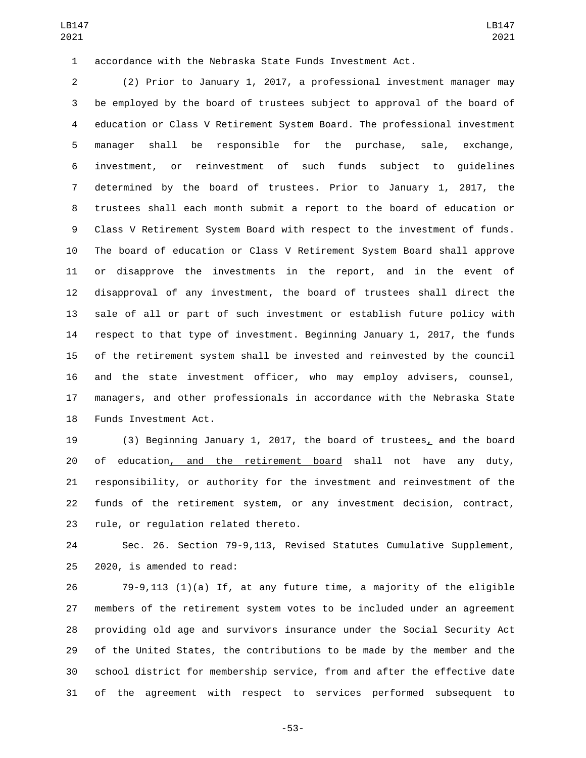accordance with the Nebraska State Funds Investment Act.

(2) Prior to January 1, 2017, a professional investment manager may be employed by the board of trustees subject to approval of the board of education or Class V Retirement System Board. The professional investment manager shall be responsible for the purchase, sale, exchange, investment, or reinvestment of such funds subject to guidelines determined by the board of trustees. Prior to January 1, 2017, the trustees shall each month submit a report to the board of education or Class V Retirement System Board with respect to the investment of funds. The board of education or Class V Retirement System Board shall approve or disapprove the investments in the report, and in the event of disapproval of any investment, the board of trustees shall direct the sale of all or part of such investment or establish future policy with respect to that type of investment. Beginning January 1, 2017, the funds of the retirement system shall be invested and reinvested by the council and the state investment officer, who may employ advisers, counsel, managers, and other professionals in accordance with the Nebraska State Funds Investment Act.

(3) Beginning January 1, 2017, the board of trustees, ~~and~~ the board of education, and the retirement board shall not have any duty, responsibility, or authority for the investment and reinvestment of the funds of the retirement system, or any investment decision, contract, rule, or regulation related thereto.

Sec. 26. Section 79-9,113, Revised Statutes Cumulative Supplement, 2020, is amended to read:

79-9,113 (1)(a) If, at any future time, a majority of the eligible members of the retirement system votes to be included under an agreement providing old age and survivors insurance under the Social Security Act of the United States, the contributions to be made by the member and the school district for membership service, from and after the effective date of the agreement with respect to services performed subsequent to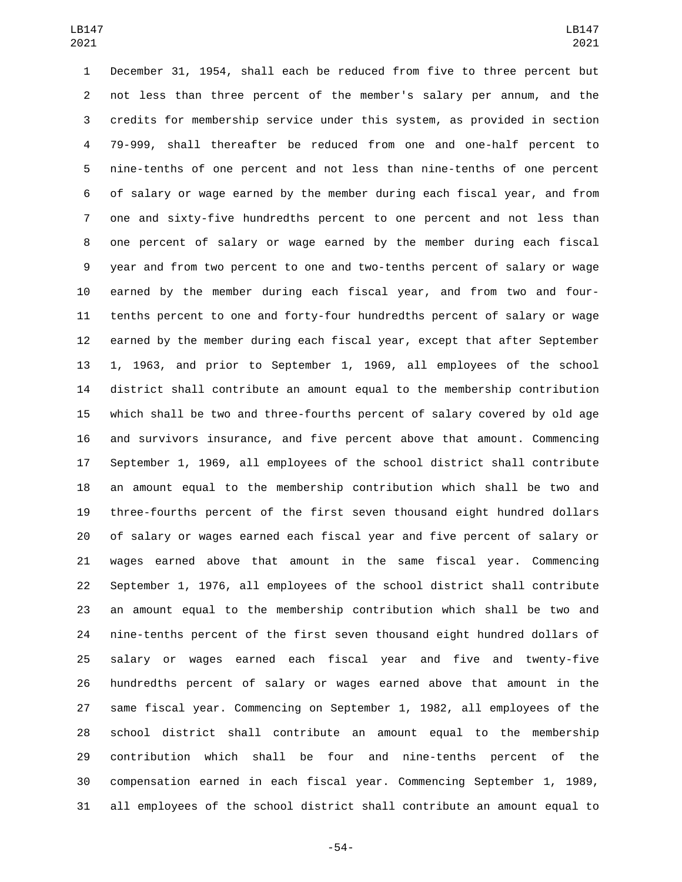December 31, 1954, shall each be reduced from five to three percent but not less than three percent of the member's salary per annum, and the credits for membership service under this system, as provided in section 79-999, shall thereafter be reduced from one and one-half percent to nine-tenths of one percent and not less than nine-tenths of one percent of salary or wage earned by the member during each fiscal year, and from one and sixty-five hundredths percent to one percent and not less than one percent of salary or wage earned by the member during each fiscal year and from two percent to one and two-tenths percent of salary or wage earned by the member during each fiscal year, and from two and four-tenths percent to one and forty-four hundredths percent of salary or wage earned by the member during each fiscal year, except that after September 1, 1963, and prior to September 1, 1969, all employees of the school district shall contribute an amount equal to the membership contribution which shall be two and three-fourths percent of salary covered by old age and survivors insurance, and five percent above that amount. Commencing September 1, 1969, all employees of the school district shall contribute an amount equal to the membership contribution which shall be two and three-fourths percent of the first seven thousand eight hundred dollars of salary or wages earned each fiscal year and five percent of salary or wages earned above that amount in the same fiscal year. Commencing September 1, 1976, all employees of the school district shall contribute an amount equal to the membership contribution which shall be two and nine-tenths percent of the first seven thousand eight hundred dollars of salary or wages earned each fiscal year and five and twenty-five hundredths percent of salary or wages earned above that amount in the same fiscal year. Commencing on September 1, 1982, all employees of the school district shall contribute an amount equal to the membership contribution which shall be four and nine-tenths percent of the compensation earned in each fiscal year. Commencing September 1, 1989, all employees of the school district shall contribute an amount equal to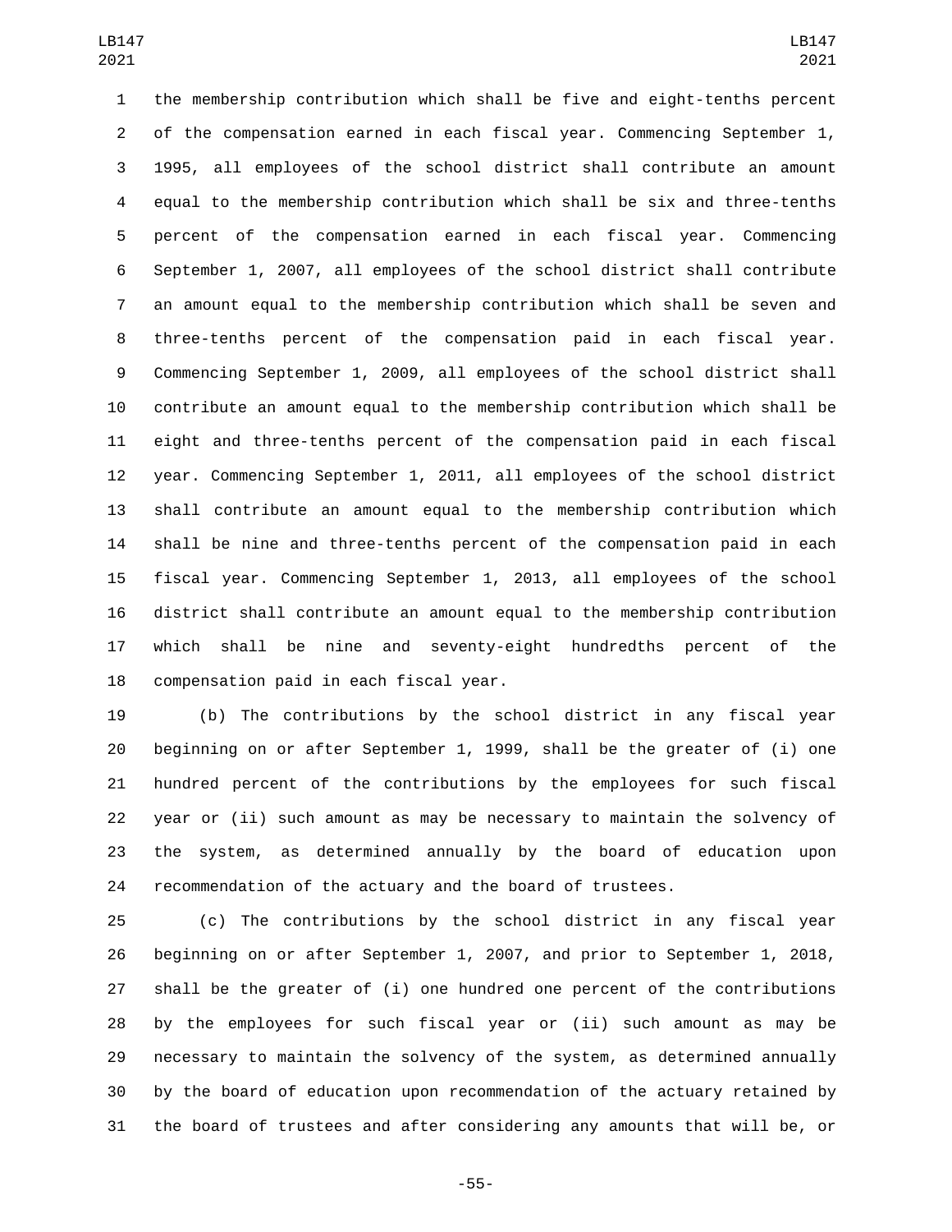the membership contribution which shall be five and eight-tenths percent of the compensation earned in each fiscal year. Commencing September 1, 1995, all employees of the school district shall contribute an amount equal to the membership contribution which shall be six and three-tenths percent of the compensation earned in each fiscal year. Commencing September 1, 2007, all employees of the school district shall contribute an amount equal to the membership contribution which shall be seven and three-tenths percent of the compensation paid in each fiscal year. Commencing September 1, 2009, all employees of the school district shall contribute an amount equal to the membership contribution which shall be eight and three-tenths percent of the compensation paid in each fiscal year. Commencing September 1, 2011, all employees of the school district shall contribute an amount equal to the membership contribution which shall be nine and three-tenths percent of the compensation paid in each fiscal year. Commencing September 1, 2013, all employees of the school district shall contribute an amount equal to the membership contribution which shall be nine and seventy-eight hundredths percent of the compensation paid in each fiscal year.

(b) The contributions by the school district in any fiscal year beginning on or after September 1, 1999, shall be the greater of (i) one hundred percent of the contributions by the employees for such fiscal year or (ii) such amount as may be necessary to maintain the solvency of the system, as determined annually by the board of education upon recommendation of the actuary and the board of trustees.

(c) The contributions by the school district in any fiscal year beginning on or after September 1, 2007, and prior to September 1, 2018, shall be the greater of (i) one hundred one percent of the contributions by the employees for such fiscal year or (ii) such amount as may be necessary to maintain the solvency of the system, as determined annually by the board of education upon recommendation of the actuary retained by the board of trustees and after considering any amounts that will be, or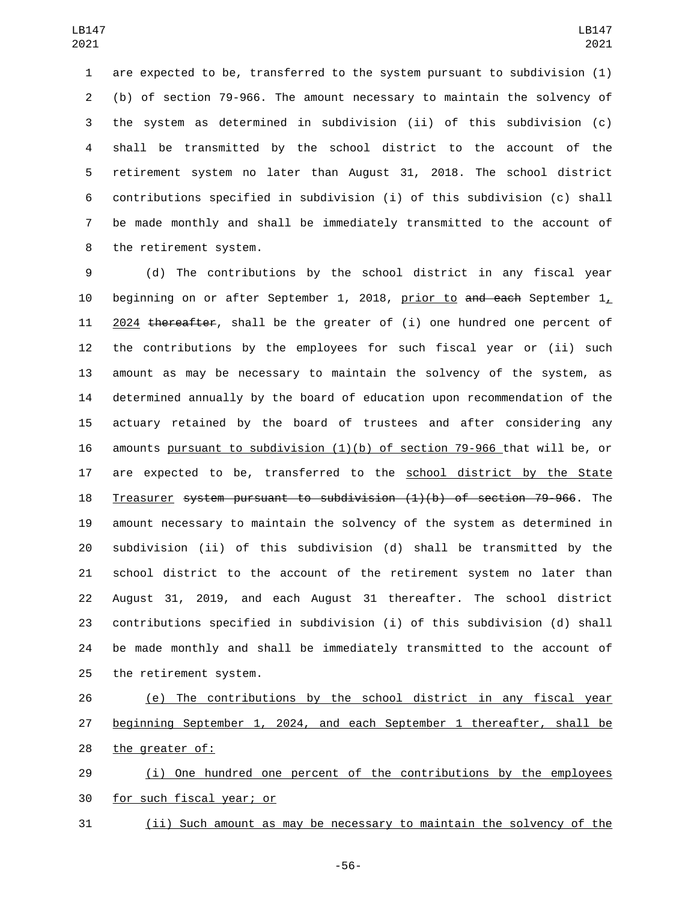are expected to be, transferred to the system pursuant to subdivision (1)(b) of section 79-966. The amount necessary to maintain the solvency of the system as determined in subdivision (ii) of this subdivision (c) shall be transmitted by the school district to the account of the retirement system no later than August 31, 2018. The school district contributions specified in subdivision (i) of this subdivision (c) shall be made monthly and shall be immediately transmitted to the account of the retirement system.

(d) The contributions by the school district in any fiscal year beginning on or after September 1, 2018, prior to ~~and each~~ September 1, 2024 ~~thereafter~~, shall be the greater of (i) one hundred one percent of the contributions by the employees for such fiscal year or (ii) such amount as may be necessary to maintain the solvency of the system, as determined annually by the board of education upon recommendation of the actuary retained by the board of trustees and after considering any amounts pursuant to subdivision (1)(b) of section 79-966 that will be, or are expected to be, transferred to the school district by the State Treasurer ~~system pursuant to subdivision (1)(b) of section 79-966~~. The amount necessary to maintain the solvency of the system as determined in subdivision (ii) of this subdivision (d) shall be transmitted by the school district to the account of the retirement system no later than August 31, 2019, and each August 31 thereafter. The school district contributions specified in subdivision (i) of this subdivision (d) shall be made monthly and shall be immediately transmitted to the account of the retirement system.

(e) The contributions by the school district in any fiscal year beginning September 1, 2024, and each September 1 thereafter, shall be the greater of:

(i) One hundred one percent of the contributions by the employees for such fiscal year; or

(ii) Such amount as may be necessary to maintain the solvency of the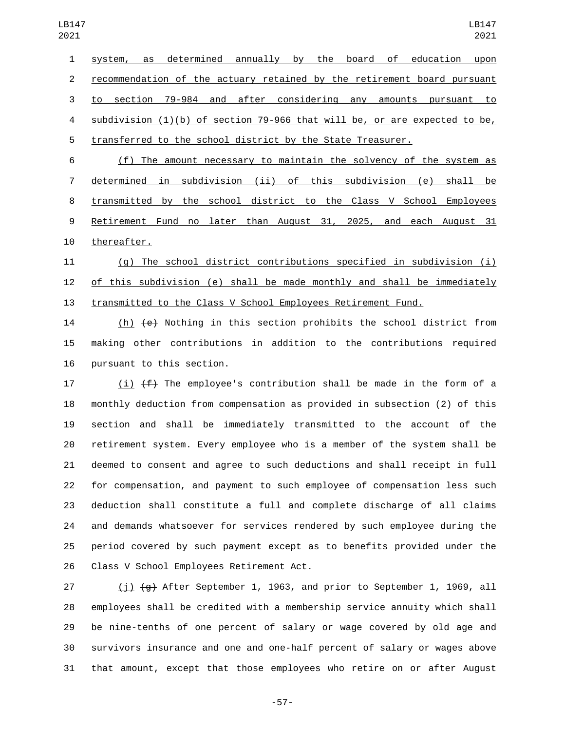system, as determined annually by the board of education upon recommendation of the actuary retained by the retirement board pursuant to section 79-984 and after considering any amounts pursuant to subdivision (1)(b) of section 79-966 that will be, or are expected to be, transferred to the school district by the State Treasurer.

(f) The amount necessary to maintain the solvency of the system as determined in subdivision (ii) of this subdivision (e) shall be transmitted by the school district to the Class V School Employees Retirement Fund no later than August 31, 2025, and each August 31 thereafter.

(g) The school district contributions specified in subdivision (i) of this subdivision (e) shall be made monthly and shall be immediately transmitted to the Class V School Employees Retirement Fund.

(h) ~~(e)~~ Nothing in this section prohibits the school district from making other contributions in addition to the contributions required pursuant to this section.

(i) ~~(f)~~ The employee's contribution shall be made in the form of a monthly deduction from compensation as provided in subsection (2) of this section and shall be immediately transmitted to the account of the retirement system. Every employee who is a member of the system shall be deemed to consent and agree to such deductions and shall receipt in full for compensation, and payment to such employee of compensation less such deduction shall constitute a full and complete discharge of all claims and demands whatsoever for services rendered by such employee during the period covered by such payment except as to benefits provided under the Class V School Employees Retirement Act.

(j) ~~(g)~~ After September 1, 1963, and prior to September 1, 1969, all employees shall be credited with a membership service annuity which shall be nine-tenths of one percent of salary or wage covered by old age and survivors insurance and one and one-half percent of salary or wages above that amount, except that those employees who retire on or after August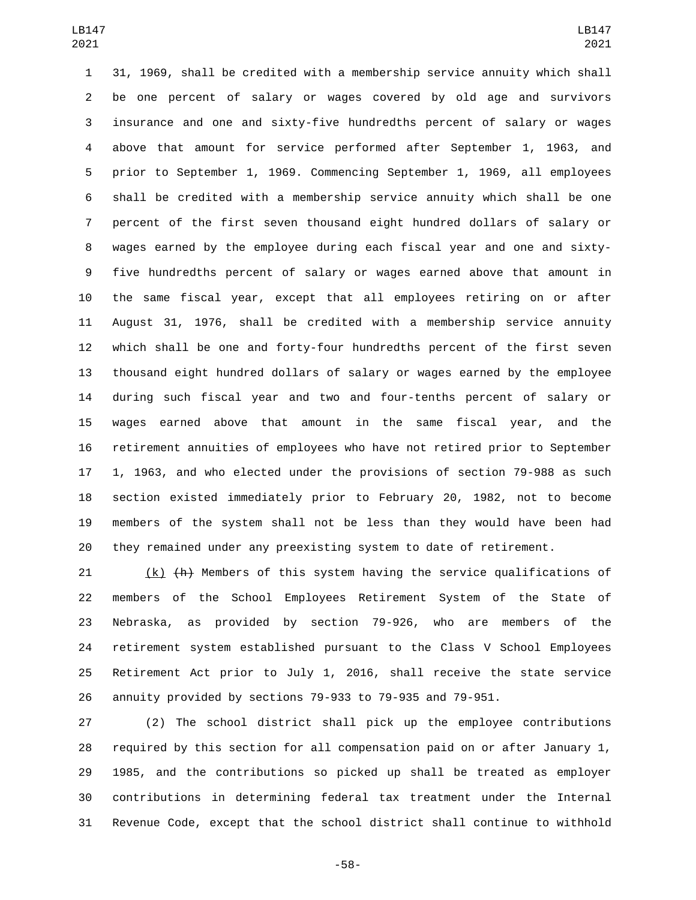31, 1969, shall be credited with a membership service annuity which shall be one percent of salary or wages covered by old age and survivors insurance and one and sixty-five hundredths percent of salary or wages above that amount for service performed after September 1, 1963, and prior to September 1, 1969. Commencing September 1, 1969, all employees shall be credited with a membership service annuity which shall be one percent of the first seven thousand eight hundred dollars of salary or wages earned by the employee during each fiscal year and one and sixty-five hundredths percent of salary or wages earned above that amount in the same fiscal year, except that all employees retiring on or after August 31, 1976, shall be credited with a membership service annuity which shall be one and forty-four hundredths percent of the first seven thousand eight hundred dollars of salary or wages earned by the employee during such fiscal year and two and four-tenths percent of salary or wages earned above that amount in the same fiscal year, and the retirement annuities of employees who have not retired prior to September 1, 1963, and who elected under the provisions of section 79-988 as such section existed immediately prior to February 20, 1982, not to become members of the system shall not be less than they would have been had they remained under any preexisting system to date of retirement.

(k) ~~(h)~~ Members of this system having the service qualifications of members of the School Employees Retirement System of the State of Nebraska, as provided by section 79-926, who are members of the retirement system established pursuant to the Class V School Employees Retirement Act prior to July 1, 2016, shall receive the state service annuity provided by sections 79-933 to 79-935 and 79-951.

(2) The school district shall pick up the employee contributions required by this section for all compensation paid on or after January 1, 1985, and the contributions so picked up shall be treated as employer contributions in determining federal tax treatment under the Internal Revenue Code, except that the school district shall continue to withhold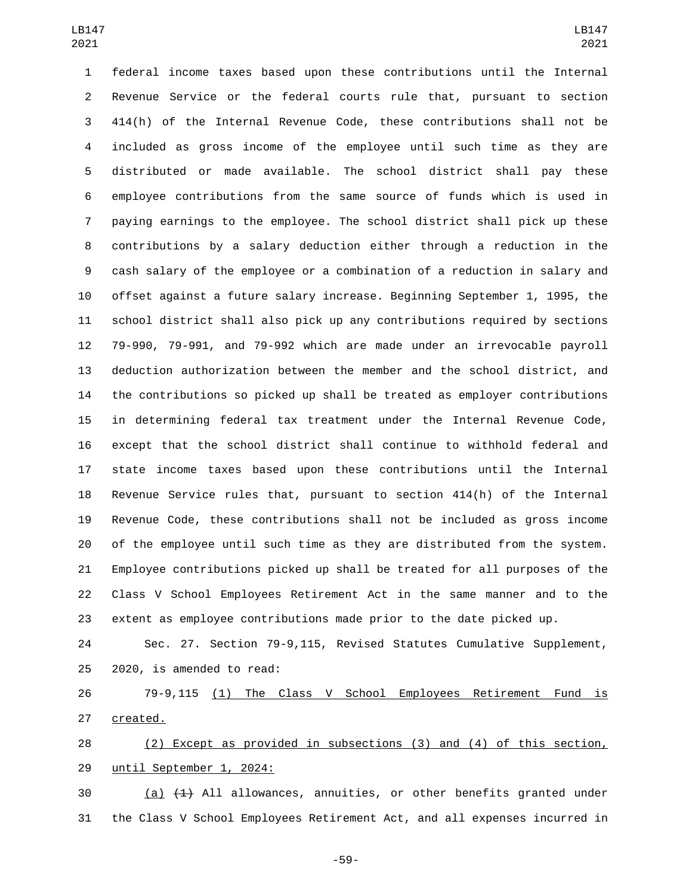federal income taxes based upon these contributions until the Internal Revenue Service or the federal courts rule that, pursuant to section 414(h) of the Internal Revenue Code, these contributions shall not be included as gross income of the employee until such time as they are distributed or made available. The school district shall pay these employee contributions from the same source of funds which is used in paying earnings to the employee. The school district shall pick up these contributions by a salary deduction either through a reduction in the cash salary of the employee or a combination of a reduction in salary and offset against a future salary increase. Beginning September 1, 1995, the school district shall also pick up any contributions required by sections 79-990, 79-991, and 79-992 which are made under an irrevocable payroll deduction authorization between the member and the school district, and the contributions so picked up shall be treated as employer contributions in determining federal tax treatment under the Internal Revenue Code, except that the school district shall continue to withhold federal and state income taxes based upon these contributions until the Internal Revenue Service rules that, pursuant to section 414(h) of the Internal Revenue Code, these contributions shall not be included as gross income of the employee until such time as they are distributed from the system. Employee contributions picked up shall be treated for all purposes of the Class V School Employees Retirement Act in the same manner and to the extent as employee contributions made prior to the date picked up.

Sec. 27. Section 79-9,115, Revised Statutes Cumulative Supplement, 2020, is amended to read:

79-9,115 (1) The Class V School Employees Retirement Fund is created.

(2) Except as provided in subsections (3) and (4) of this section, until September 1, 2024:

(a) ~~(1)~~ All allowances, annuities, or other benefits granted under the Class V School Employees Retirement Act, and all expenses incurred in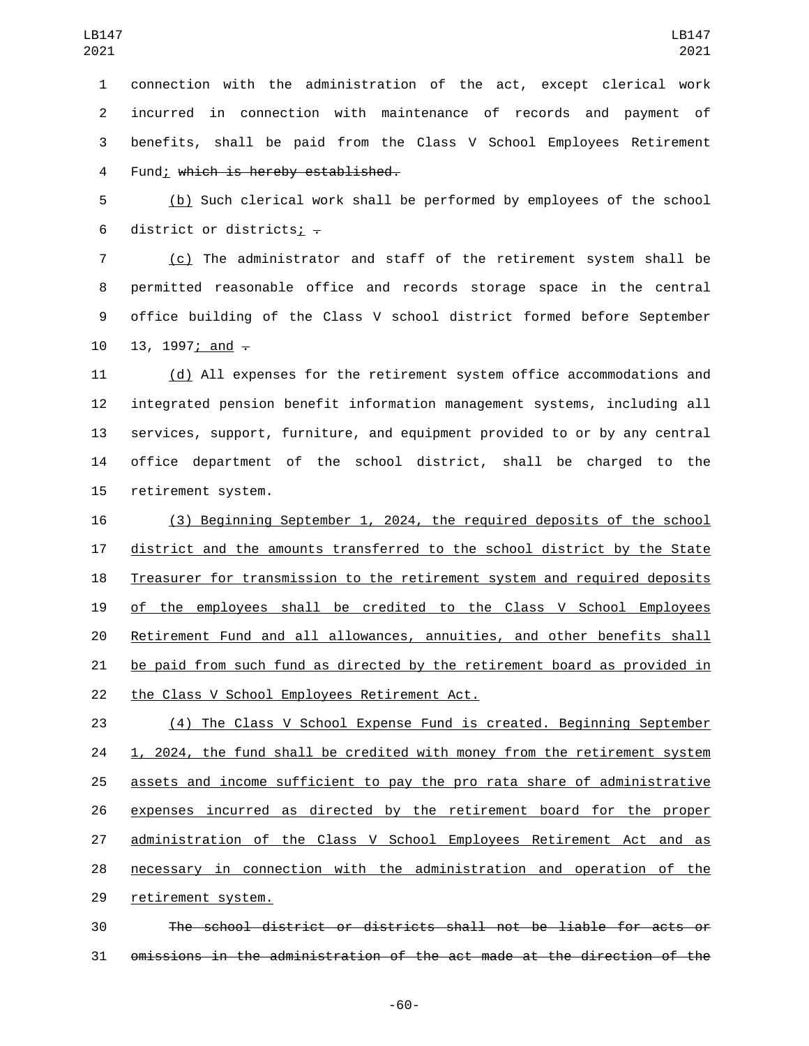connection with the administration of the act, except clerical work incurred in connection with maintenance of records and payment of benefits, shall be paid from the Class V School Employees Retirement Fund; ~~which is hereby established.~~

(b) Such clerical work shall be performed by employees of the school district or districts; ~~.~~

(c) The administrator and staff of the retirement system shall be permitted reasonable office and records storage space in the central office building of the Class V school district formed before September 13, 1997; and ~~.~~

(d) All expenses for the retirement system office accommodations and integrated pension benefit information management systems, including all services, support, furniture, and equipment provided to or by any central office department of the school district, shall be charged to the retirement system.

(3) Beginning September 1, 2024, the required deposits of the school district and the amounts transferred to the school district by the State Treasurer for transmission to the retirement system and required deposits of the employees shall be credited to the Class V School Employees Retirement Fund and all allowances, annuities, and other benefits shall be paid from such fund as directed by the retirement board as provided in the Class V School Employees Retirement Act.

(4) The Class V School Expense Fund is created. Beginning September 1, 2024, the fund shall be credited with money from the retirement system assets and income sufficient to pay the pro rata share of administrative expenses incurred as directed by the retirement board for the proper administration of the Class V School Employees Retirement Act and as necessary in connection with the administration and operation of the retirement system.

~~The school district or districts shall not be liable for acts or omissions in the administration of the act made at the direction of the~~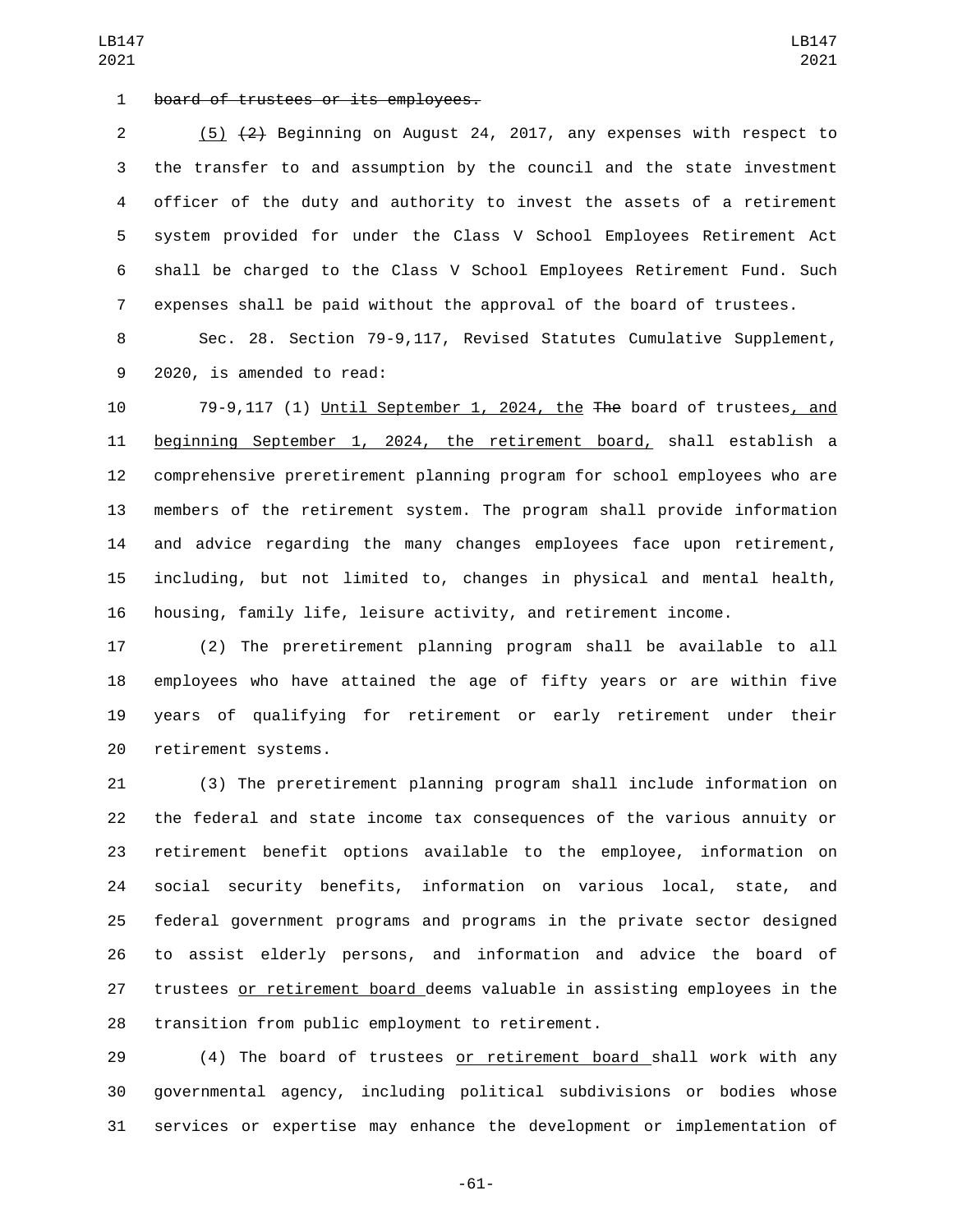~~board of trustees or its employees.~~

(5) ~~(2)~~ Beginning on August 24, 2017, any expenses with respect to the transfer to and assumption by the council and the state investment officer of the duty and authority to invest the assets of a retirement system provided for under the Class V School Employees Retirement Act shall be charged to the Class V School Employees Retirement Fund. Such expenses shall be paid without the approval of the board of trustees.

Sec. 28. Section 79-9,117, Revised Statutes Cumulative Supplement, 2020, is amended to read:

79-9,117 (1) Until September 1, 2024, the ~~The~~ board of trustees, and beginning September 1, 2024, the retirement board, shall establish a comprehensive preretirement planning program for school employees who are members of the retirement system. The program shall provide information and advice regarding the many changes employees face upon retirement, including, but not limited to, changes in physical and mental health, housing, family life, leisure activity, and retirement income.

(2) The preretirement planning program shall be available to all employees who have attained the age of fifty years or are within five years of qualifying for retirement or early retirement under their retirement systems.

(3) The preretirement planning program shall include information on the federal and state income tax consequences of the various annuity or retirement benefit options available to the employee, information on social security benefits, information on various local, state, and federal government programs and programs in the private sector designed to assist elderly persons, and information and advice the board of trustees or retirement board deems valuable in assisting employees in the transition from public employment to retirement.

(4) The board of trustees or retirement board shall work with any governmental agency, including political subdivisions or bodies whose services or expertise may enhance the development or implementation of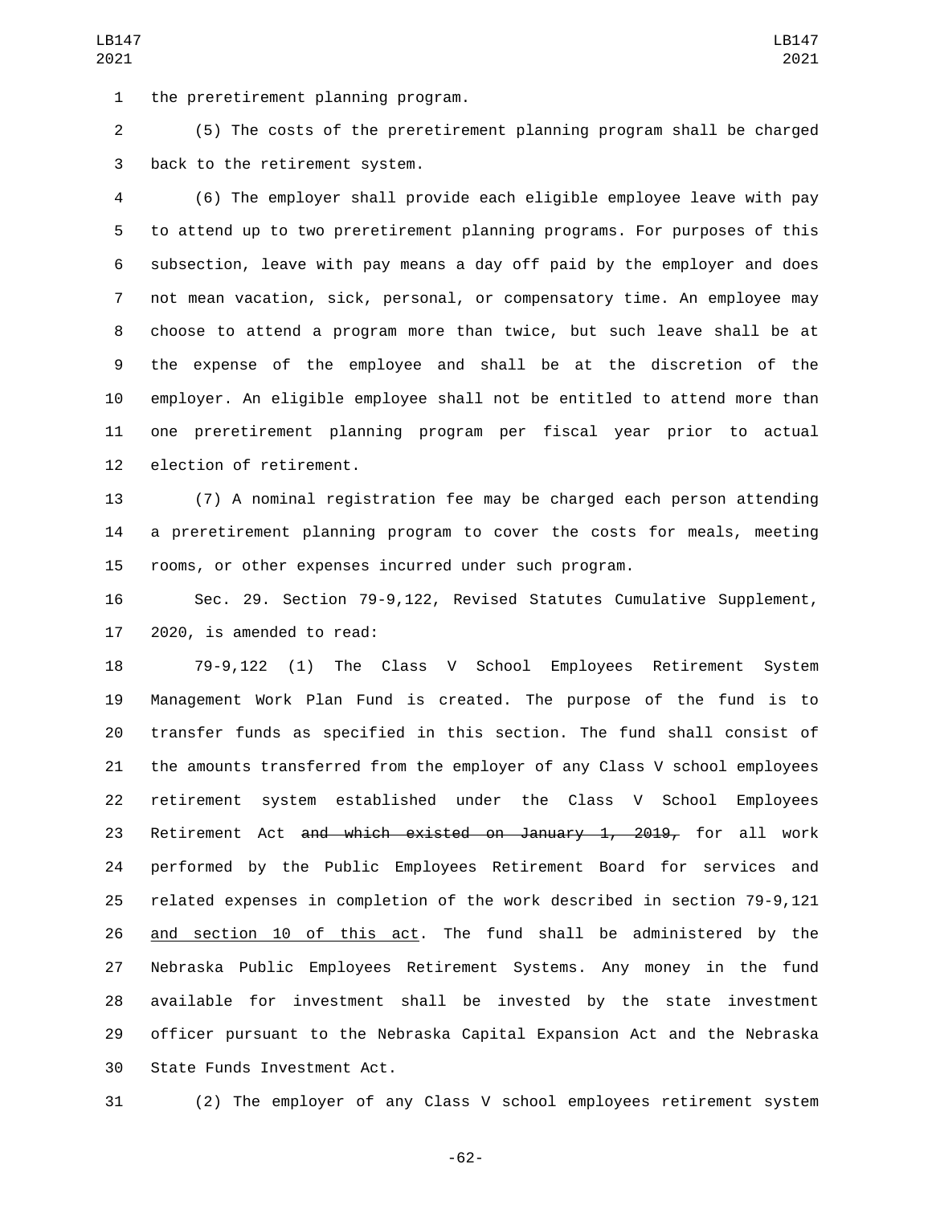the preretirement planning program.

(5) The costs of the preretirement planning program shall be charged back to the retirement system.

(6) The employer shall provide each eligible employee leave with pay to attend up to two preretirement planning programs. For purposes of this subsection, leave with pay means a day off paid by the employer and does not mean vacation, sick, personal, or compensatory time. An employee may choose to attend a program more than twice, but such leave shall be at the expense of the employee and shall be at the discretion of the employer. An eligible employee shall not be entitled to attend more than one preretirement planning program per fiscal year prior to actual election of retirement.

(7) A nominal registration fee may be charged each person attending a preretirement planning program to cover the costs for meals, meeting rooms, or other expenses incurred under such program.

Sec. 29. Section 79-9,122, Revised Statutes Cumulative Supplement, 2020, is amended to read:

79-9,122 (1) The Class V School Employees Retirement System Management Work Plan Fund is created. The purpose of the fund is to transfer funds as specified in this section. The fund shall consist of the amounts transferred from the employer of any Class V school employees retirement system established under the Class V School Employees Retirement Act ~~and which existed on January 1, 2019,~~ for all work performed by the Public Employees Retirement Board for services and related expenses in completion of the work described in section 79-9,121 <u>and section 10 of this act</u>. The fund shall be administered by the Nebraska Public Employees Retirement Systems. Any money in the fund available for investment shall be invested by the state investment officer pursuant to the Nebraska Capital Expansion Act and the Nebraska State Funds Investment Act.

(2) The employer of any Class V school employees retirement system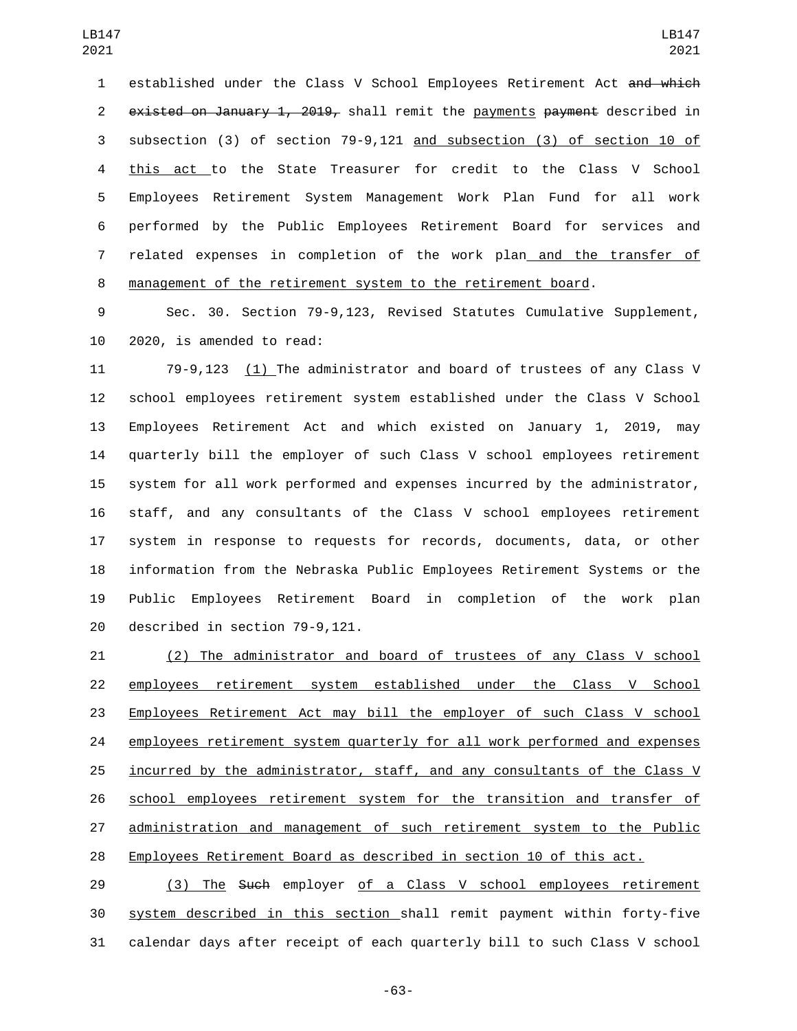established under the Class V School Employees Retirement Act ~~and which existed on January 1, 2019,~~ shall remit the payments ~~payment~~ described in subsection (3) of section 79-9,121 and subsection (3) of section 10 of this act to the State Treasurer for credit to the Class V School Employees Retirement System Management Work Plan Fund for all work performed by the Public Employees Retirement Board for services and related expenses in completion of the work plan and the transfer of management of the retirement system to the retirement board.

Sec. 30. Section 79-9,123, Revised Statutes Cumulative Supplement, 2020, is amended to read:

79-9,123 (1) The administrator and board of trustees of any Class V school employees retirement system established under the Class V School Employees Retirement Act and which existed on January 1, 2019, may quarterly bill the employer of such Class V school employees retirement system for all work performed and expenses incurred by the administrator, staff, and any consultants of the Class V school employees retirement system in response to requests for records, documents, data, or other information from the Nebraska Public Employees Retirement Systems or the Public Employees Retirement Board in completion of the work plan described in section 79-9,121.

(2) The administrator and board of trustees of any Class V school employees retirement system established under the Class V School Employees Retirement Act may bill the employer of such Class V school employees retirement system quarterly for all work performed and expenses incurred by the administrator, staff, and any consultants of the Class V school employees retirement system for the transition and transfer of administration and management of such retirement system to the Public Employees Retirement Board as described in section 10 of this act.

(3) The ~~Such~~ employer of a Class V school employees retirement system described in this section shall remit payment within forty-five calendar days after receipt of each quarterly bill to such Class V school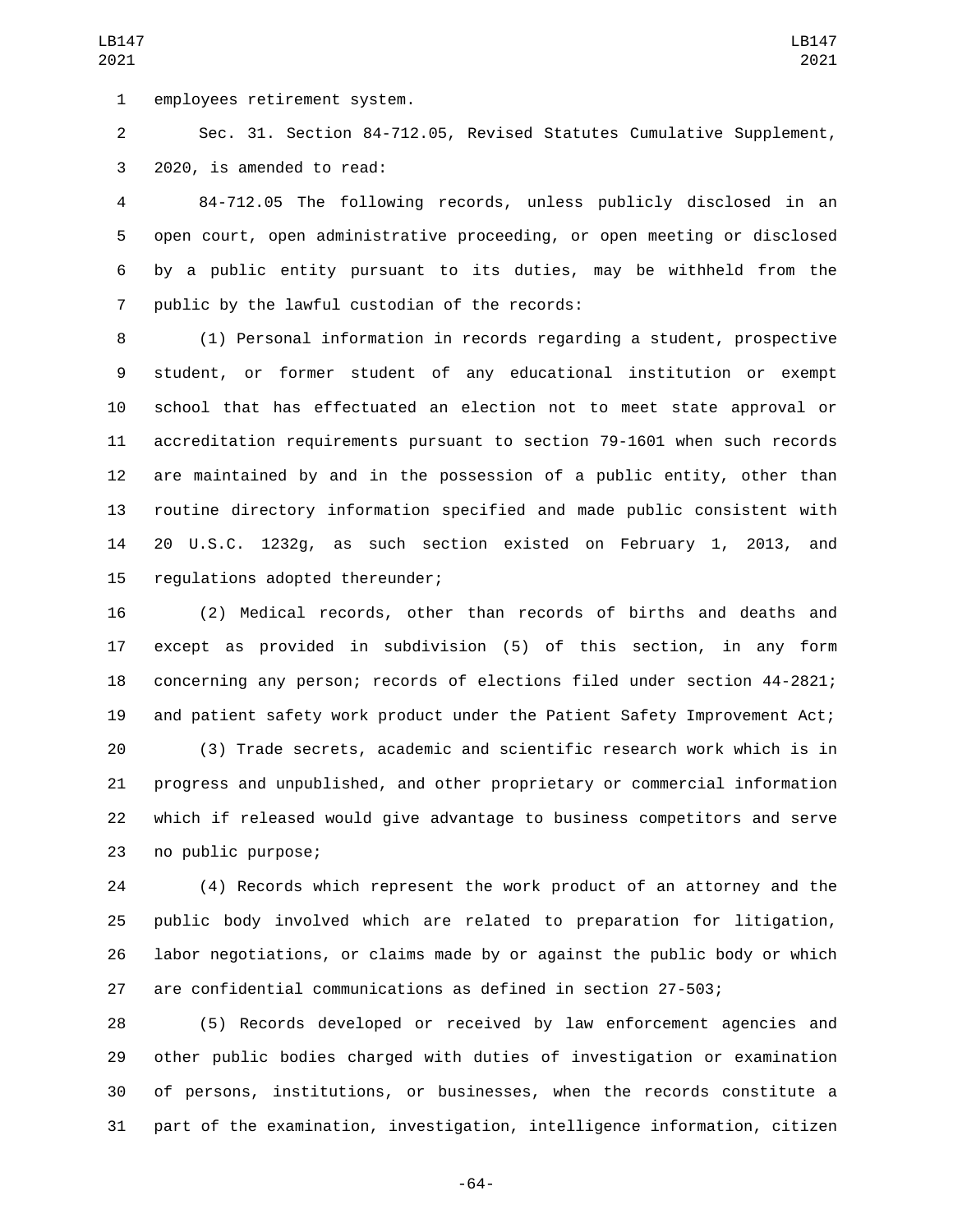employees retirement system.

Sec. 31. Section 84-712.05, Revised Statutes Cumulative Supplement, 2020, is amended to read:

84-712.05 The following records, unless publicly disclosed in an open court, open administrative proceeding, or open meeting or disclosed by a public entity pursuant to its duties, may be withheld from the public by the lawful custodian of the records:

(1) Personal information in records regarding a student, prospective student, or former student of any educational institution or exempt school that has effectuated an election not to meet state approval or accreditation requirements pursuant to section 79-1601 when such records are maintained by and in the possession of a public entity, other than routine directory information specified and made public consistent with 20 U.S.C. 1232g, as such section existed on February 1, 2013, and regulations adopted thereunder;

(2) Medical records, other than records of births and deaths and except as provided in subdivision (5) of this section, in any form concerning any person; records of elections filed under section 44-2821; and patient safety work product under the Patient Safety Improvement Act;

(3) Trade secrets, academic and scientific research work which is in progress and unpublished, and other proprietary or commercial information which if released would give advantage to business competitors and serve no public purpose;

(4) Records which represent the work product of an attorney and the public body involved which are related to preparation for litigation, labor negotiations, or claims made by or against the public body or which are confidential communications as defined in section 27-503;

(5) Records developed or received by law enforcement agencies and other public bodies charged with duties of investigation or examination of persons, institutions, or businesses, when the records constitute a part of the examination, investigation, intelligence information, citizen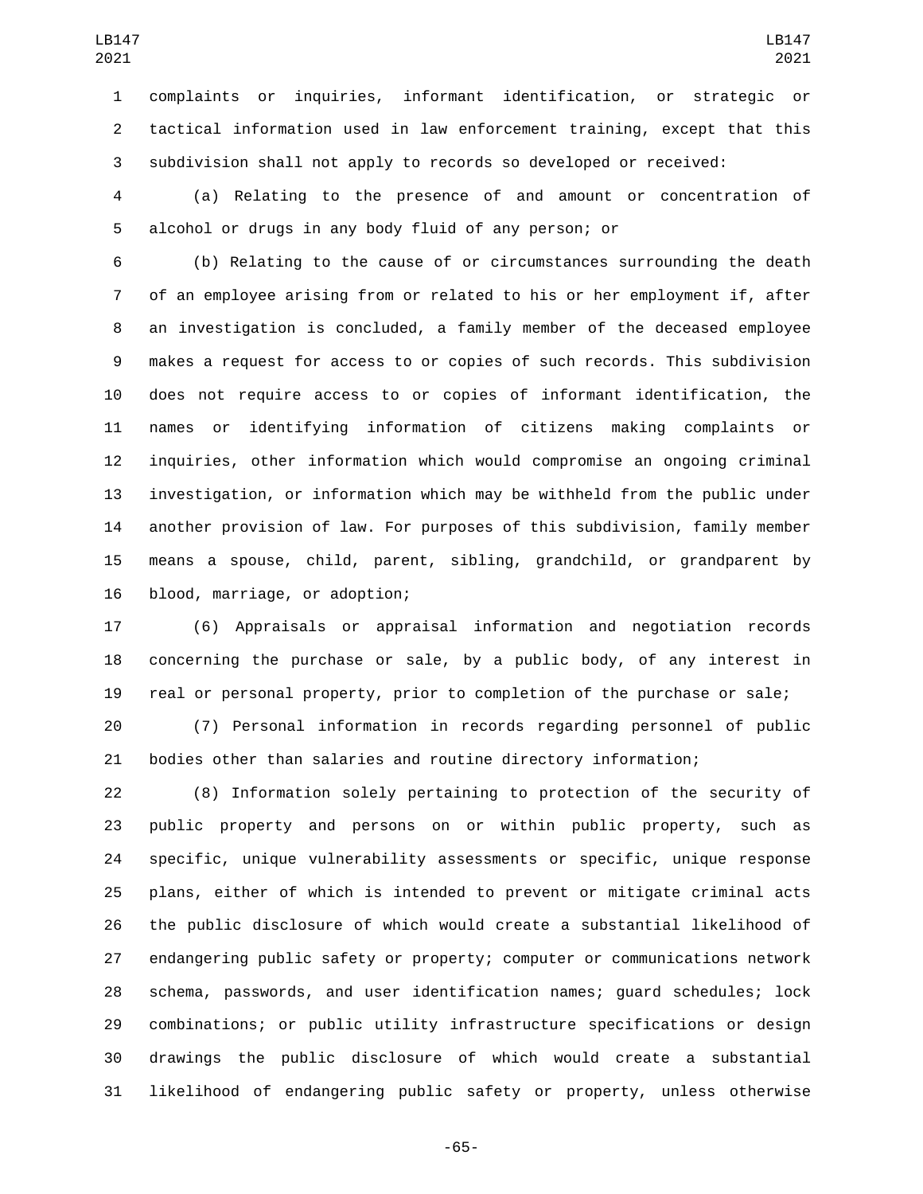complaints or inquiries, informant identification, or strategic or tactical information used in law enforcement training, except that this subdivision shall not apply to records so developed or received:

(a) Relating to the presence of and amount or concentration of alcohol or drugs in any body fluid of any person; or

(b) Relating to the cause of or circumstances surrounding the death of an employee arising from or related to his or her employment if, after an investigation is concluded, a family member of the deceased employee makes a request for access to or copies of such records. This subdivision does not require access to or copies of informant identification, the names or identifying information of citizens making complaints or inquiries, other information which would compromise an ongoing criminal investigation, or information which may be withheld from the public under another provision of law. For purposes of this subdivision, family member means a spouse, child, parent, sibling, grandchild, or grandparent by blood, marriage, or adoption;

(6) Appraisals or appraisal information and negotiation records concerning the purchase or sale, by a public body, of any interest in real or personal property, prior to completion of the purchase or sale;

(7) Personal information in records regarding personnel of public bodies other than salaries and routine directory information;

(8) Information solely pertaining to protection of the security of public property and persons on or within public property, such as specific, unique vulnerability assessments or specific, unique response plans, either of which is intended to prevent or mitigate criminal acts the public disclosure of which would create a substantial likelihood of endangering public safety or property; computer or communications network schema, passwords, and user identification names; guard schedules; lock combinations; or public utility infrastructure specifications or design drawings the public disclosure of which would create a substantial likelihood of endangering public safety or property, unless otherwise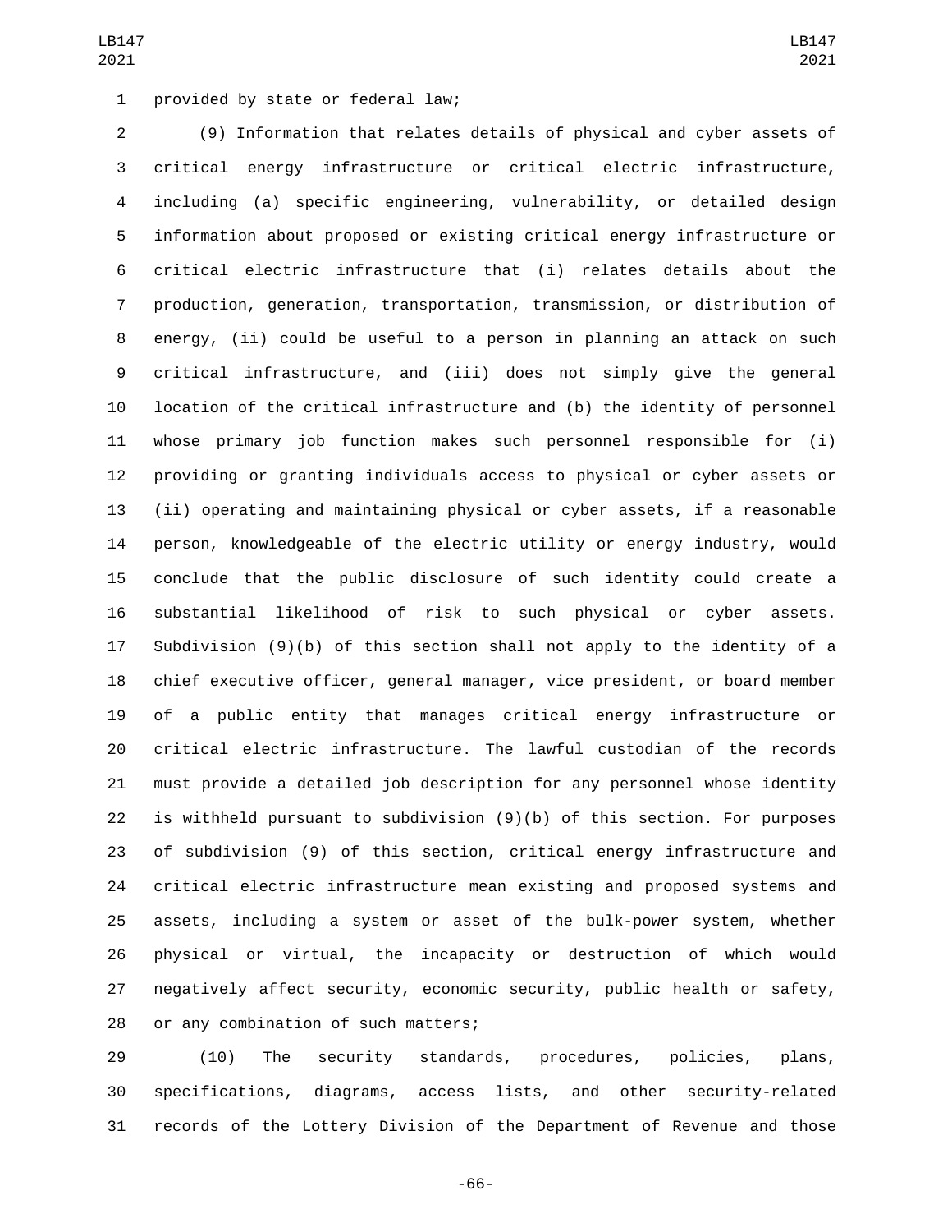provided by state or federal law;

(9) Information that relates details of physical and cyber assets of critical energy infrastructure or critical electric infrastructure, including (a) specific engineering, vulnerability, or detailed design information about proposed or existing critical energy infrastructure or critical electric infrastructure that (i) relates details about the production, generation, transportation, transmission, or distribution of energy, (ii) could be useful to a person in planning an attack on such critical infrastructure, and (iii) does not simply give the general location of the critical infrastructure and (b) the identity of personnel whose primary job function makes such personnel responsible for (i) providing or granting individuals access to physical or cyber assets or (ii) operating and maintaining physical or cyber assets, if a reasonable person, knowledgeable of the electric utility or energy industry, would conclude that the public disclosure of such identity could create a substantial likelihood of risk to such physical or cyber assets. Subdivision (9)(b) of this section shall not apply to the identity of a chief executive officer, general manager, vice president, or board member of a public entity that manages critical energy infrastructure or critical electric infrastructure. The lawful custodian of the records must provide a detailed job description for any personnel whose identity is withheld pursuant to subdivision (9)(b) of this section. For purposes of subdivision (9) of this section, critical energy infrastructure and critical electric infrastructure mean existing and proposed systems and assets, including a system or asset of the bulk-power system, whether physical or virtual, the incapacity or destruction of which would negatively affect security, economic security, public health or safety, or any combination of such matters;

(10) The security standards, procedures, policies, plans, specifications, diagrams, access lists, and other security-related records of the Lottery Division of the Department of Revenue and those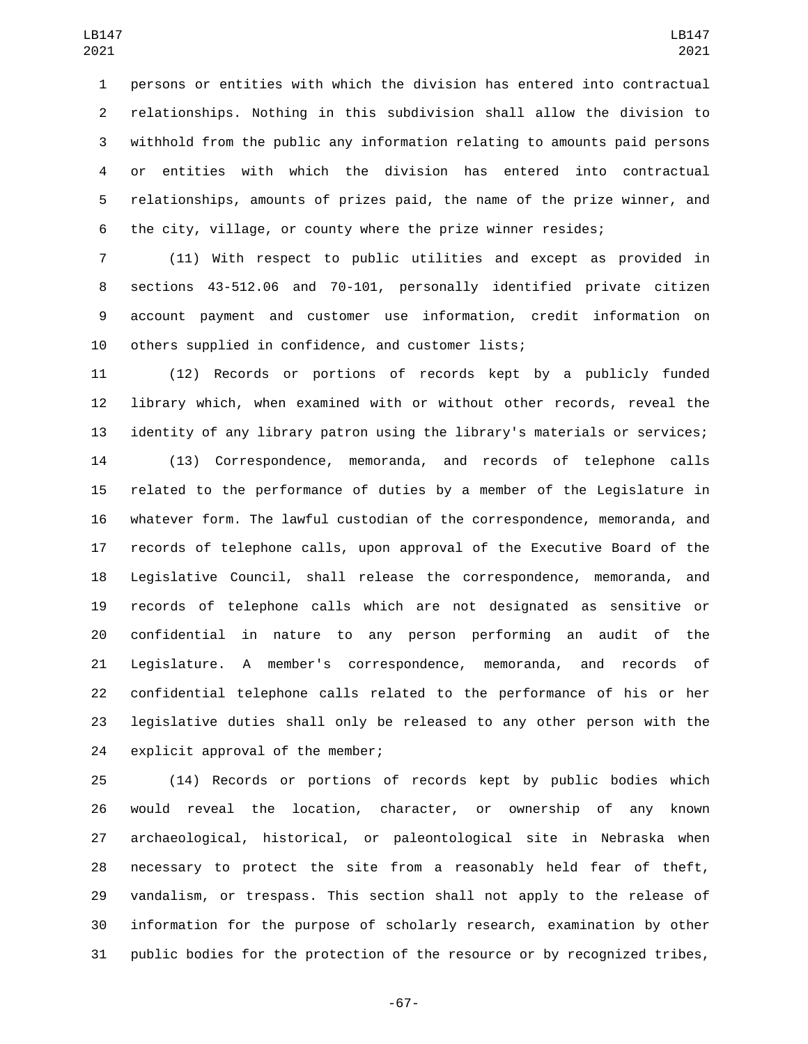persons or entities with which the division has entered into contractual relationships. Nothing in this subdivision shall allow the division to withhold from the public any information relating to amounts paid persons or entities with which the division has entered into contractual relationships, amounts of prizes paid, the name of the prize winner, and the city, village, or county where the prize winner resides;

(11) With respect to public utilities and except as provided in sections 43-512.06 and 70-101, personally identified private citizen account payment and customer use information, credit information on others supplied in confidence, and customer lists;

(12) Records or portions of records kept by a publicly funded library which, when examined with or without other records, reveal the identity of any library patron using the library's materials or services;

(13) Correspondence, memoranda, and records of telephone calls related to the performance of duties by a member of the Legislature in whatever form. The lawful custodian of the correspondence, memoranda, and records of telephone calls, upon approval of the Executive Board of the Legislative Council, shall release the correspondence, memoranda, and records of telephone calls which are not designated as sensitive or confidential in nature to any person performing an audit of the Legislature. A member's correspondence, memoranda, and records of confidential telephone calls related to the performance of his or her legislative duties shall only be released to any other person with the explicit approval of the member;

(14) Records or portions of records kept by public bodies which would reveal the location, character, or ownership of any known archaeological, historical, or paleontological site in Nebraska when necessary to protect the site from a reasonably held fear of theft, vandalism, or trespass. This section shall not apply to the release of information for the purpose of scholarly research, examination by other public bodies for the protection of the resource or by recognized tribes,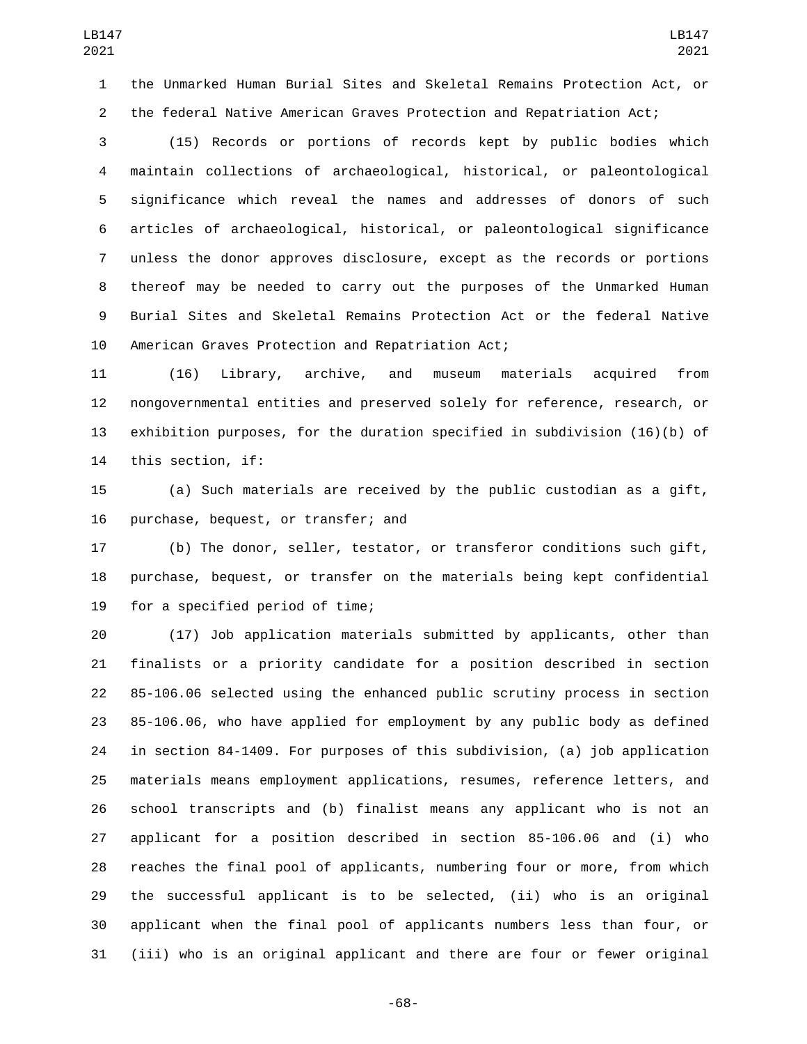the Unmarked Human Burial Sites and Skeletal Remains Protection Act, or the federal Native American Graves Protection and Repatriation Act;

(15) Records or portions of records kept by public bodies which maintain collections of archaeological, historical, or paleontological significance which reveal the names and addresses of donors of such articles of archaeological, historical, or paleontological significance unless the donor approves disclosure, except as the records or portions thereof may be needed to carry out the purposes of the Unmarked Human Burial Sites and Skeletal Remains Protection Act or the federal Native American Graves Protection and Repatriation Act;

(16) Library, archive, and museum materials acquired from nongovernmental entities and preserved solely for reference, research, or exhibition purposes, for the duration specified in subdivision (16)(b) of this section, if:

(a) Such materials are received by the public custodian as a gift, purchase, bequest, or transfer; and

(b) The donor, seller, testator, or transferor conditions such gift, purchase, bequest, or transfer on the materials being kept confidential for a specified period of time;

(17) Job application materials submitted by applicants, other than finalists or a priority candidate for a position described in section 85-106.06 selected using the enhanced public scrutiny process in section 85-106.06, who have applied for employment by any public body as defined in section 84-1409. For purposes of this subdivision, (a) job application materials means employment applications, resumes, reference letters, and school transcripts and (b) finalist means any applicant who is not an applicant for a position described in section 85-106.06 and (i) who reaches the final pool of applicants, numbering four or more, from which the successful applicant is to be selected, (ii) who is an original applicant when the final pool of applicants numbers less than four, or (iii) who is an original applicant and there are four or fewer original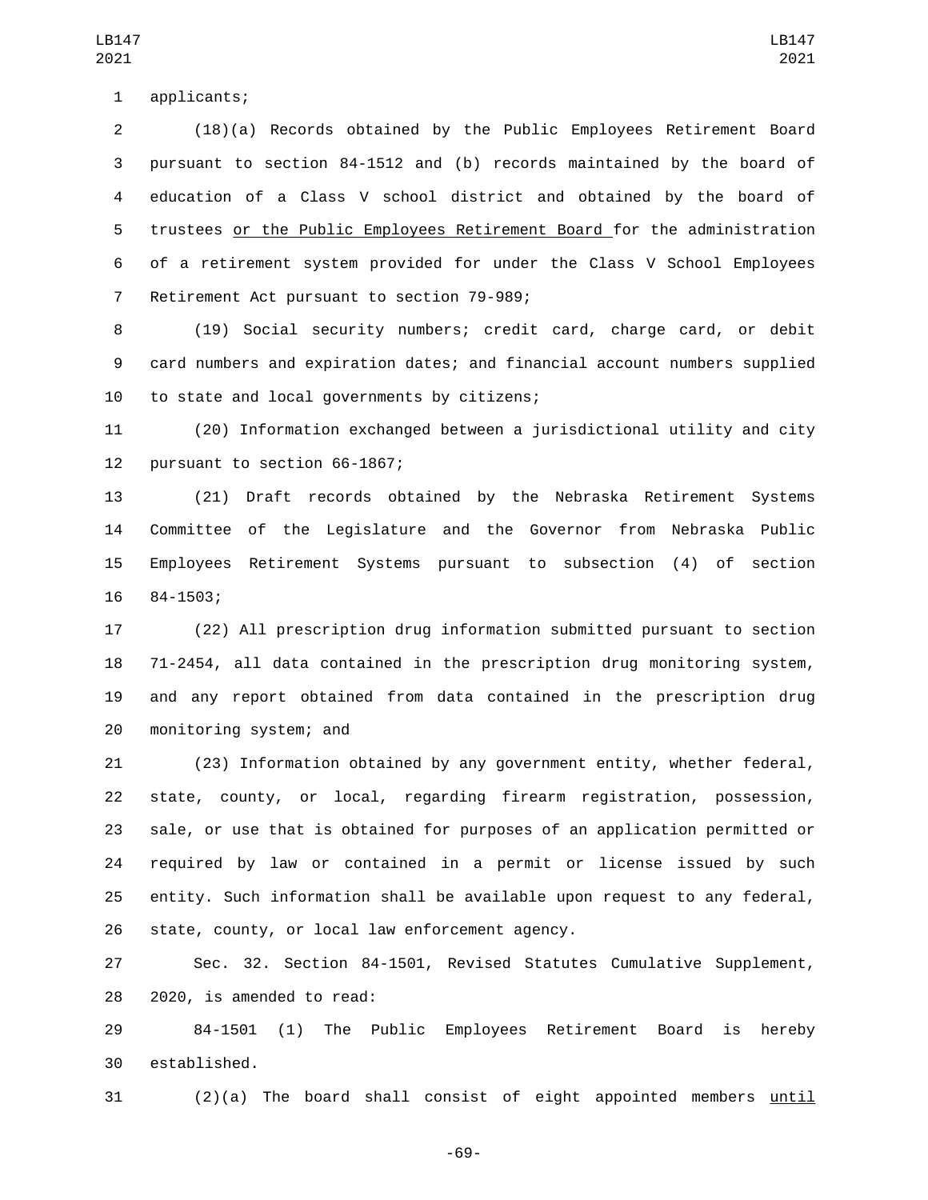applicants;

(18)(a) Records obtained by the Public Employees Retirement Board pursuant to section 84-1512 and (b) records maintained by the board of education of a Class V school district and obtained by the board of trustees or the Public Employees Retirement Board for the administration of a retirement system provided for under the Class V School Employees Retirement Act pursuant to section 79-989;

(19) Social security numbers; credit card, charge card, or debit card numbers and expiration dates; and financial account numbers supplied to state and local governments by citizens;

(20) Information exchanged between a jurisdictional utility and city pursuant to section 66-1867;

(21) Draft records obtained by the Nebraska Retirement Systems Committee of the Legislature and the Governor from Nebraska Public Employees Retirement Systems pursuant to subsection (4) of section 84-1503;

(22) All prescription drug information submitted pursuant to section 71-2454, all data contained in the prescription drug monitoring system, and any report obtained from data contained in the prescription drug monitoring system; and

(23) Information obtained by any government entity, whether federal, state, county, or local, regarding firearm registration, possession, sale, or use that is obtained for purposes of an application permitted or required by law or contained in a permit or license issued by such entity. Such information shall be available upon request to any federal, state, county, or local law enforcement agency.

Sec. 32. Section 84-1501, Revised Statutes Cumulative Supplement, 2020, is amended to read:

84-1501 (1) The Public Employees Retirement Board is hereby established.

(2)(a) The board shall consist of eight appointed members until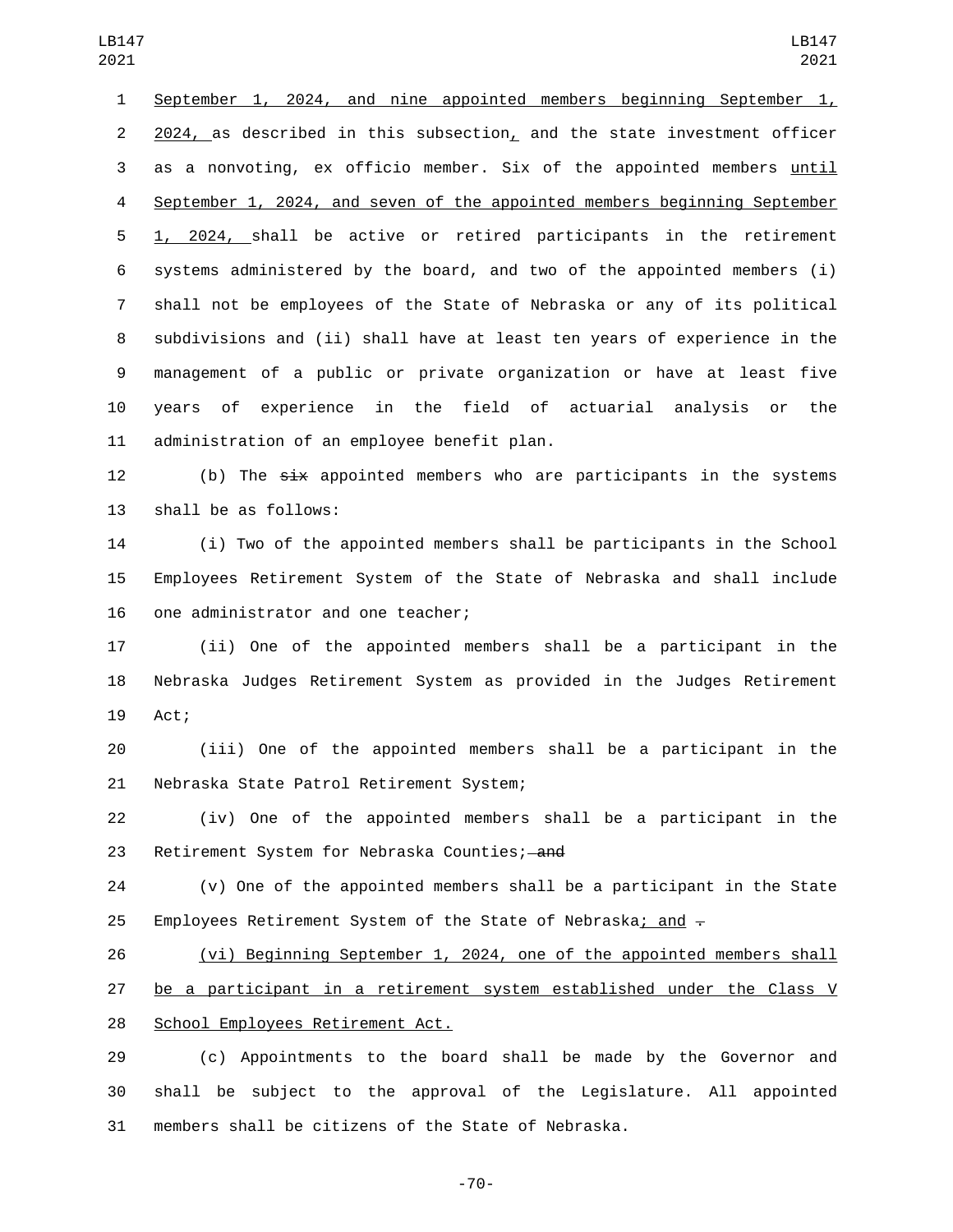September 1, 2024, and nine appointed members beginning September 1, 2024, as described in this subsection, and the state investment officer as a nonvoting, ex officio member. Six of the appointed members until September 1, 2024, and seven of the appointed members beginning September 1, 2024, shall be active or retired participants in the retirement systems administered by the board, and two of the appointed members (i) shall not be employees of the State of Nebraska or any of its political subdivisions and (ii) shall have at least ten years of experience in the management of a public or private organization or have at least five years of experience in the field of actuarial analysis or the administration of an employee benefit plan.

(b) The ~~six~~ appointed members who are participants in the systems shall be as follows:

(i) Two of the appointed members shall be participants in the School Employees Retirement System of the State of Nebraska and shall include one administrator and one teacher;

(ii) One of the appointed members shall be a participant in the Nebraska Judges Retirement System as provided in the Judges Retirement Act;

(iii) One of the appointed members shall be a participant in the Nebraska State Patrol Retirement System;

(iv) One of the appointed members shall be a participant in the Retirement System for Nebraska Counties; ~~and~~

(v) One of the appointed members shall be a participant in the State Employees Retirement System of the State of Nebraska; and ~~.~~

(vi) Beginning September 1, 2024, one of the appointed members shall be a participant in a retirement system established under the Class V School Employees Retirement Act.

(c) Appointments to the board shall be made by the Governor and shall be subject to the approval of the Legislature. All appointed members shall be citizens of the State of Nebraska.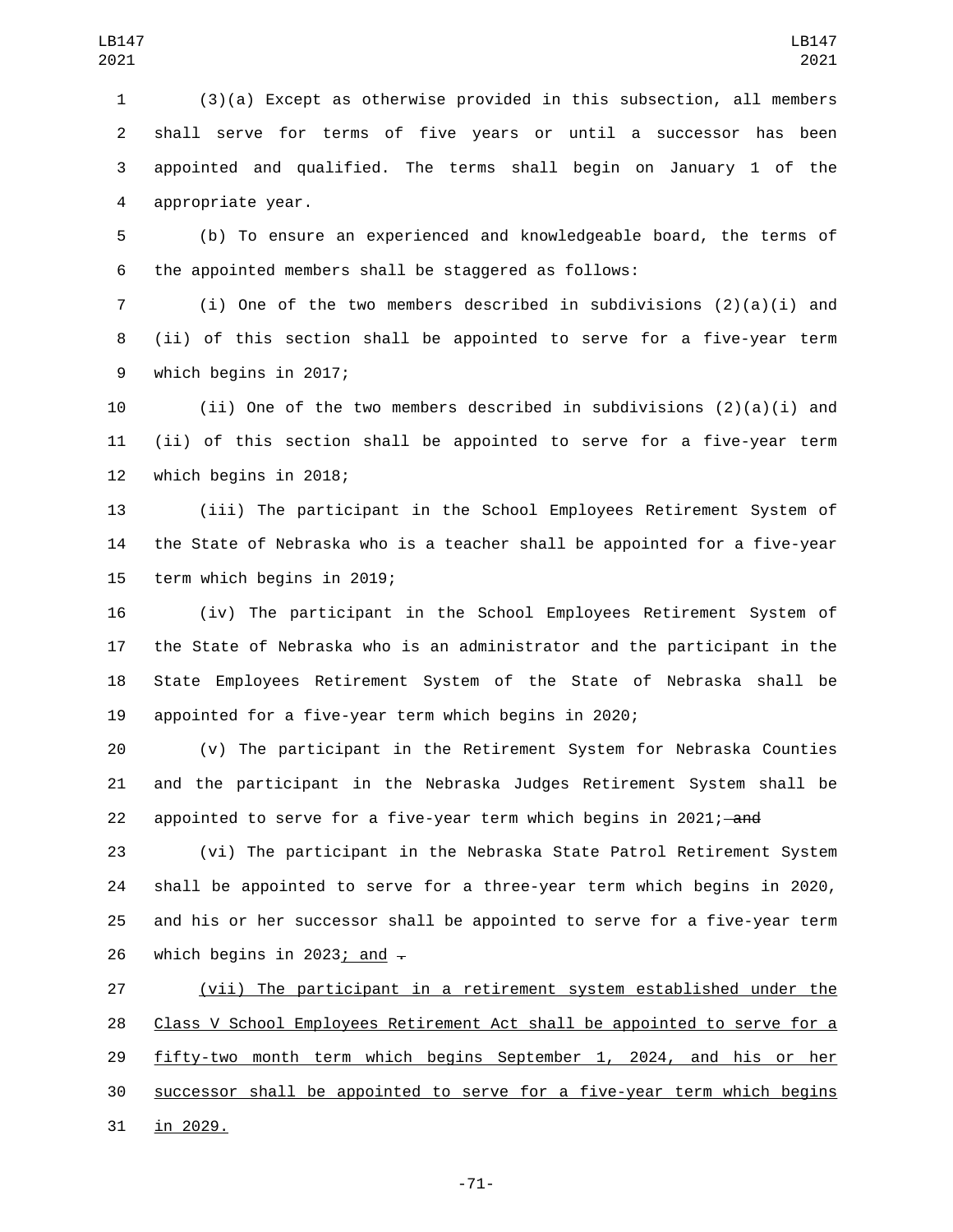(3)(a) Except as otherwise provided in this subsection, all members shall serve for terms of five years or until a successor has been appointed and qualified. The terms shall begin on January 1 of the appropriate year.

(b) To ensure an experienced and knowledgeable board, the terms of the appointed members shall be staggered as follows:

(i) One of the two members described in subdivisions (2)(a)(i) and (ii) of this section shall be appointed to serve for a five-year term which begins in 2017;

(ii) One of the two members described in subdivisions (2)(a)(i) and (ii) of this section shall be appointed to serve for a five-year term which begins in 2018;

(iii) The participant in the School Employees Retirement System of the State of Nebraska who is a teacher shall be appointed for a five-year term which begins in 2019;

(iv) The participant in the School Employees Retirement System of the State of Nebraska who is an administrator and the participant in the State Employees Retirement System of the State of Nebraska shall be appointed for a five-year term which begins in 2020;

(v) The participant in the Retirement System for Nebraska Counties and the participant in the Nebraska Judges Retirement System shall be appointed to serve for a five-year term which begins in 2021; ~~and~~

(vi) The participant in the Nebraska State Patrol Retirement System shall be appointed to serve for a three-year term which begins in 2020, and his or her successor shall be appointed to serve for a five-year term which begins in 2023; and ~~.~~

(vii) The participant in a retirement system established under the Class V School Employees Retirement Act shall be appointed to serve for a fifty-two month term which begins September 1, 2024, and his or her successor shall be appointed to serve for a five-year term which begins in 2029.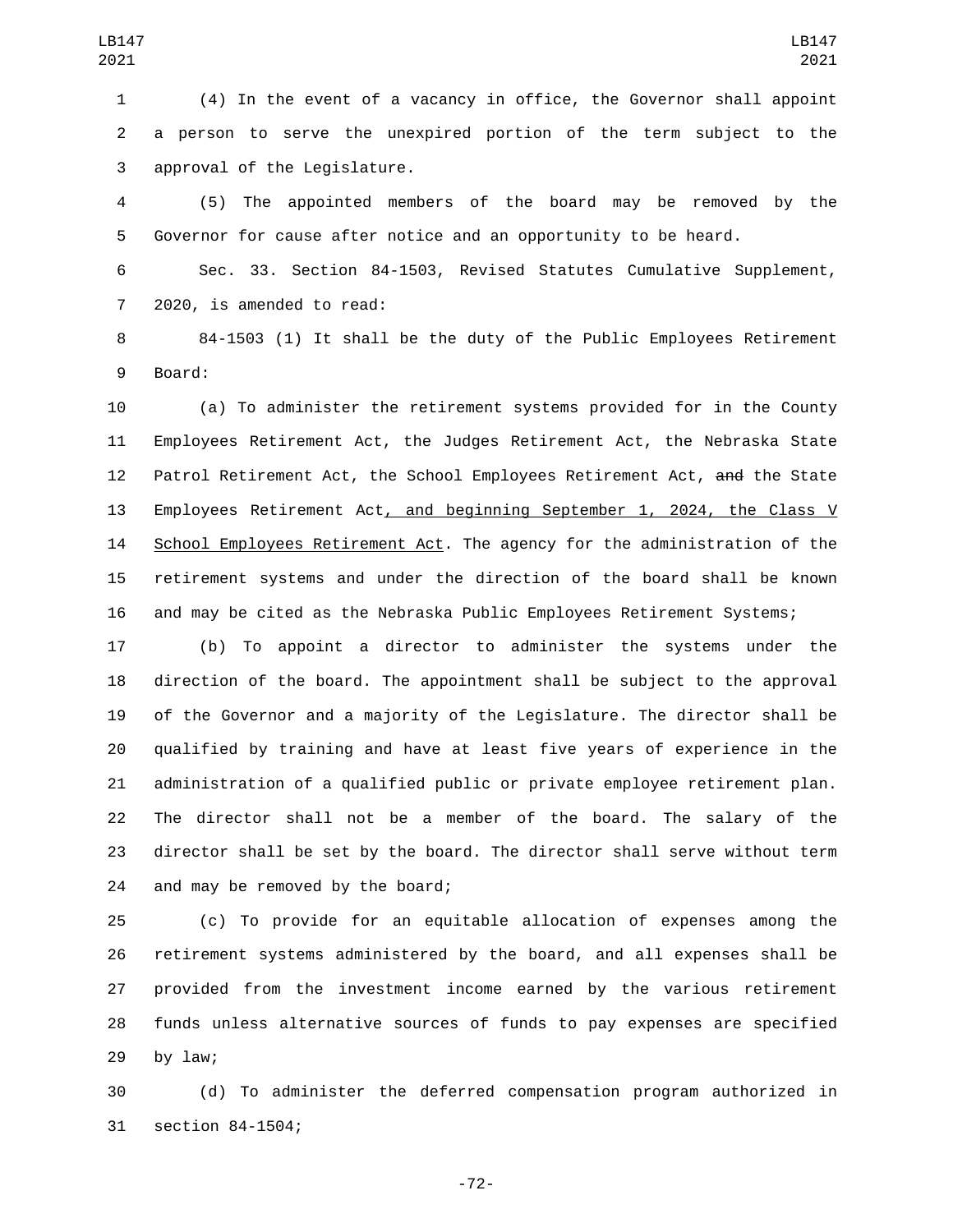(4) In the event of a vacancy in office, the Governor shall appoint a person to serve the unexpired portion of the term subject to the approval of the Legislature.

(5) The appointed members of the board may be removed by the Governor for cause after notice and an opportunity to be heard.

Sec. 33. Section 84-1503, Revised Statutes Cumulative Supplement, 2020, is amended to read:

84-1503 (1) It shall be the duty of the Public Employees Retirement Board:

(a) To administer the retirement systems provided for in the County Employees Retirement Act, the Judges Retirement Act, the Nebraska State Patrol Retirement Act, the School Employees Retirement Act, ~~and~~ the State Employees Retirement Act, and beginning September 1, 2024, the Class V School Employees Retirement Act. The agency for the administration of the retirement systems and under the direction of the board shall be known and may be cited as the Nebraska Public Employees Retirement Systems;

(b) To appoint a director to administer the systems under the direction of the board. The appointment shall be subject to the approval of the Governor and a majority of the Legislature. The director shall be qualified by training and have at least five years of experience in the administration of a qualified public or private employee retirement plan. The director shall not be a member of the board. The salary of the director shall be set by the board. The director shall serve without term and may be removed by the board;

(c) To provide for an equitable allocation of expenses among the retirement systems administered by the board, and all expenses shall be provided from the investment income earned by the various retirement funds unless alternative sources of funds to pay expenses are specified by law;

(d) To administer the deferred compensation program authorized in section 84-1504;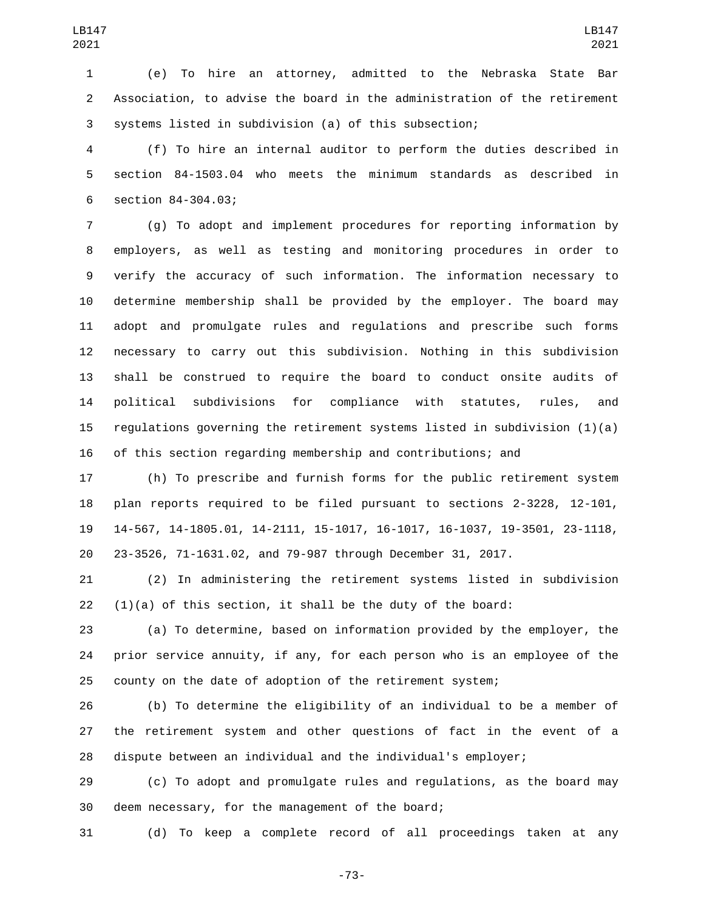(e) To hire an attorney, admitted to the Nebraska State Bar Association, to advise the board in the administration of the retirement systems listed in subdivision (a) of this subsection;

(f) To hire an internal auditor to perform the duties described in section 84-1503.04 who meets the minimum standards as described in section 84-304.03;

(g) To adopt and implement procedures for reporting information by employers, as well as testing and monitoring procedures in order to verify the accuracy of such information. The information necessary to determine membership shall be provided by the employer. The board may adopt and promulgate rules and regulations and prescribe such forms necessary to carry out this subdivision. Nothing in this subdivision shall be construed to require the board to conduct onsite audits of political subdivisions for compliance with statutes, rules, and regulations governing the retirement systems listed in subdivision (1)(a) of this section regarding membership and contributions; and

(h) To prescribe and furnish forms for the public retirement system plan reports required to be filed pursuant to sections 2-3228, 12-101, 14-567, 14-1805.01, 14-2111, 15-1017, 16-1017, 16-1037, 19-3501, 23-1118, 23-3526, 71-1631.02, and 79-987 through December 31, 2017.

(2) In administering the retirement systems listed in subdivision (1)(a) of this section, it shall be the duty of the board:

(a) To determine, based on information provided by the employer, the prior service annuity, if any, for each person who is an employee of the county on the date of adoption of the retirement system;

(b) To determine the eligibility of an individual to be a member of the retirement system and other questions of fact in the event of a dispute between an individual and the individual's employer;

(c) To adopt and promulgate rules and regulations, as the board may deem necessary, for the management of the board;

(d) To keep a complete record of all proceedings taken at any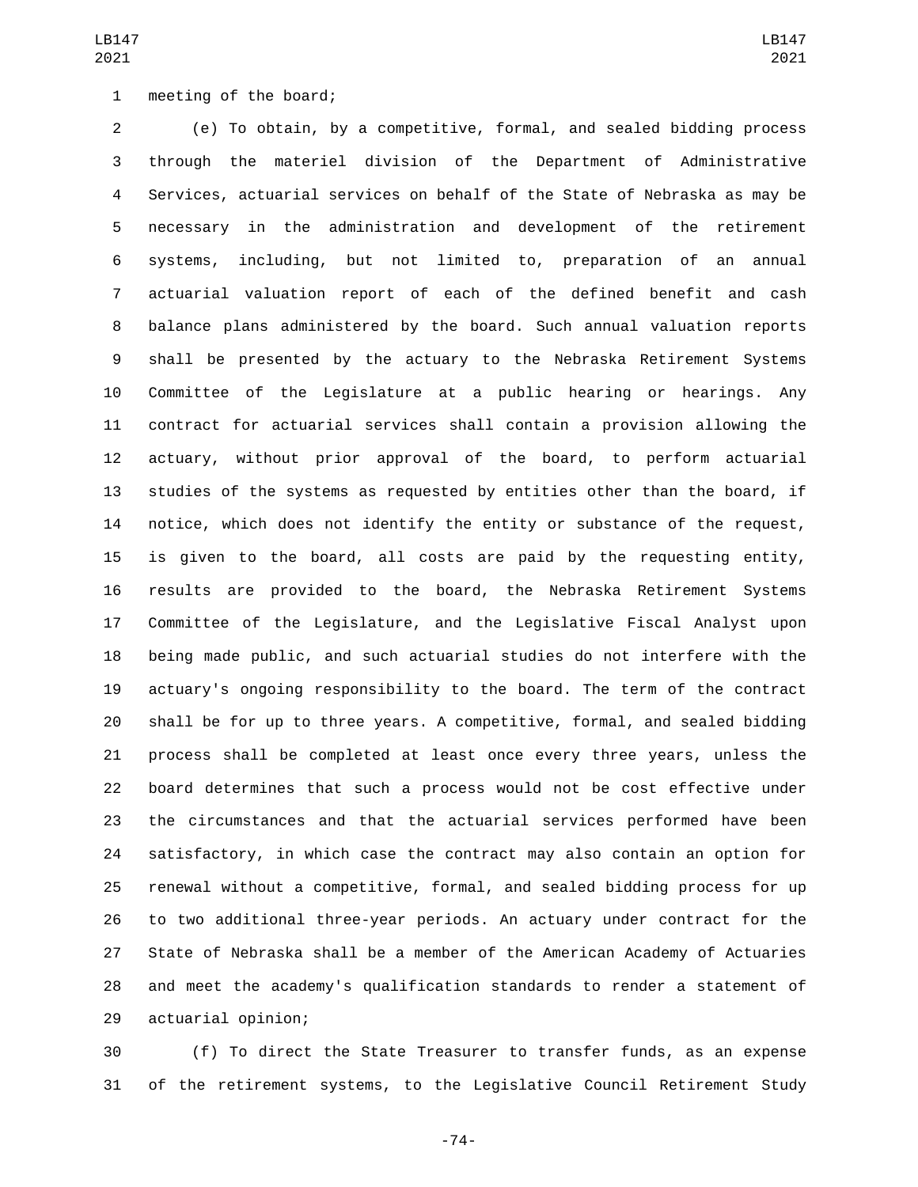meeting of the board;

(e) To obtain, by a competitive, formal, and sealed bidding process through the materiel division of the Department of Administrative Services, actuarial services on behalf of the State of Nebraska as may be necessary in the administration and development of the retirement systems, including, but not limited to, preparation of an annual actuarial valuation report of each of the defined benefit and cash balance plans administered by the board. Such annual valuation reports shall be presented by the actuary to the Nebraska Retirement Systems Committee of the Legislature at a public hearing or hearings. Any contract for actuarial services shall contain a provision allowing the actuary, without prior approval of the board, to perform actuarial studies of the systems as requested by entities other than the board, if notice, which does not identify the entity or substance of the request, is given to the board, all costs are paid by the requesting entity, results are provided to the board, the Nebraska Retirement Systems Committee of the Legislature, and the Legislative Fiscal Analyst upon being made public, and such actuarial studies do not interfere with the actuary's ongoing responsibility to the board. The term of the contract shall be for up to three years. A competitive, formal, and sealed bidding process shall be completed at least once every three years, unless the board determines that such a process would not be cost effective under the circumstances and that the actuarial services performed have been satisfactory, in which case the contract may also contain an option for renewal without a competitive, formal, and sealed bidding process for up to two additional three-year periods. An actuary under contract for the State of Nebraska shall be a member of the American Academy of Actuaries and meet the academy's qualification standards to render a statement of actuarial opinion;

(f) To direct the State Treasurer to transfer funds, as an expense of the retirement systems, to the Legislative Council Retirement Study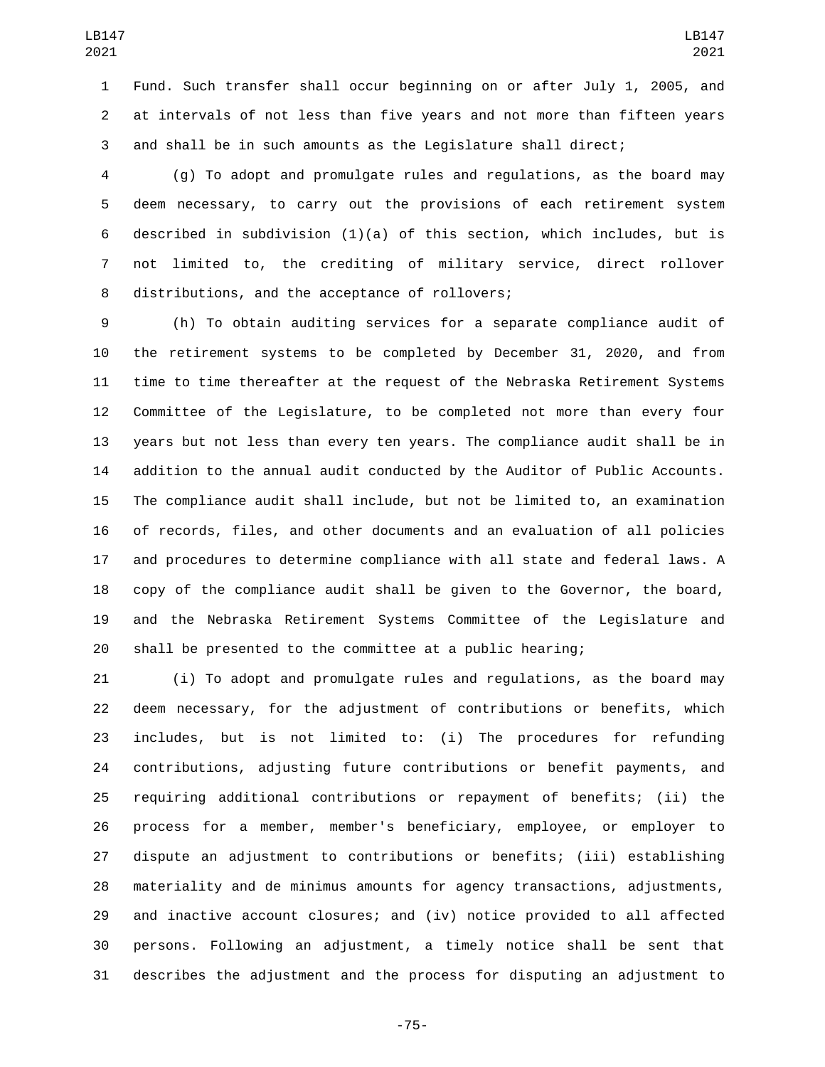Fund. Such transfer shall occur beginning on or after July 1, 2005, and at intervals of not less than five years and not more than fifteen years and shall be in such amounts as the Legislature shall direct;

(g) To adopt and promulgate rules and regulations, as the board may deem necessary, to carry out the provisions of each retirement system described in subdivision (1)(a) of this section, which includes, but is not limited to, the crediting of military service, direct rollover distributions, and the acceptance of rollovers;

(h) To obtain auditing services for a separate compliance audit of the retirement systems to be completed by December 31, 2020, and from time to time thereafter at the request of the Nebraska Retirement Systems Committee of the Legislature, to be completed not more than every four years but not less than every ten years. The compliance audit shall be in addition to the annual audit conducted by the Auditor of Public Accounts. The compliance audit shall include, but not be limited to, an examination of records, files, and other documents and an evaluation of all policies and procedures to determine compliance with all state and federal laws. A copy of the compliance audit shall be given to the Governor, the board, and the Nebraska Retirement Systems Committee of the Legislature and shall be presented to the committee at a public hearing;

(i) To adopt and promulgate rules and regulations, as the board may deem necessary, for the adjustment of contributions or benefits, which includes, but is not limited to: (i) The procedures for refunding contributions, adjusting future contributions or benefit payments, and requiring additional contributions or repayment of benefits; (ii) the process for a member, member's beneficiary, employee, or employer to dispute an adjustment to contributions or benefits; (iii) establishing materiality and de minimus amounts for agency transactions, adjustments, and inactive account closures; and (iv) notice provided to all affected persons. Following an adjustment, a timely notice shall be sent that describes the adjustment and the process for disputing an adjustment to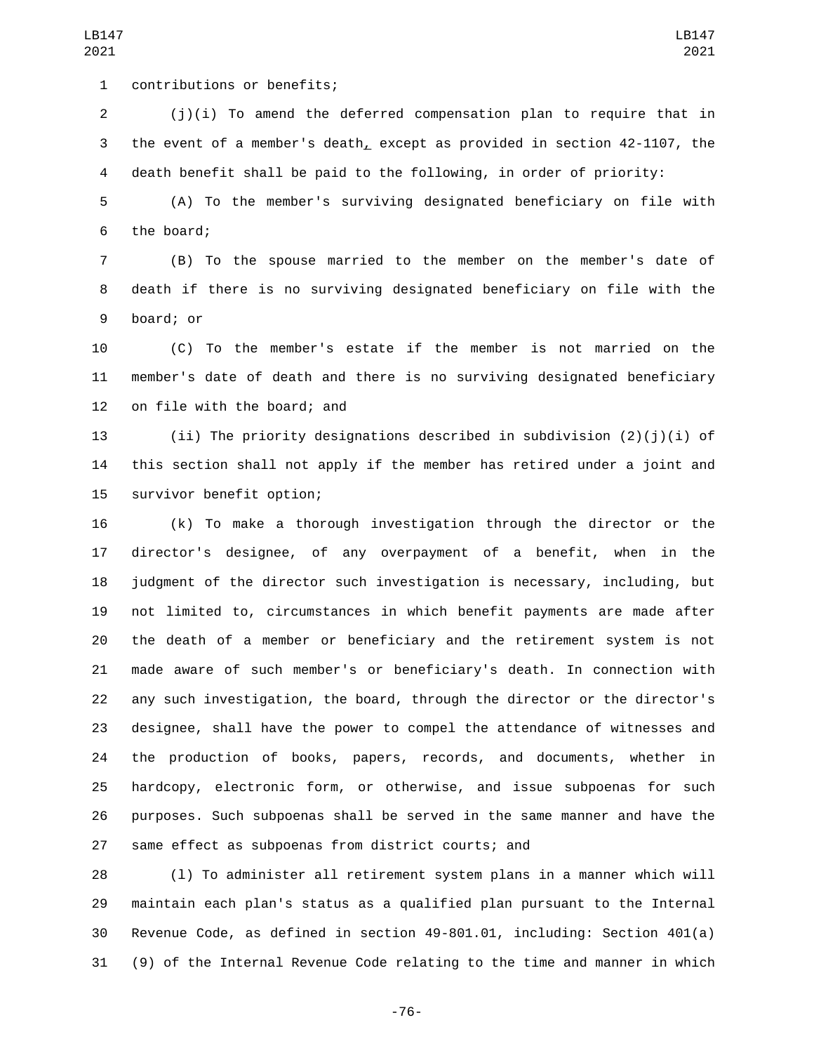contributions or benefits;

(j)(i) To amend the deferred compensation plan to require that in the event of a member's death, except as provided in section 42-1107, the death benefit shall be paid to the following, in order of priority:

(A) To the member's surviving designated beneficiary on file with the board;

(B) To the spouse married to the member on the member's date of death if there is no surviving designated beneficiary on file with the board; or

(C) To the member's estate if the member is not married on the member's date of death and there is no surviving designated beneficiary on file with the board; and

(ii) The priority designations described in subdivision (2)(j)(i) of this section shall not apply if the member has retired under a joint and survivor benefit option;

(k) To make a thorough investigation through the director or the director's designee, of any overpayment of a benefit, when in the judgment of the director such investigation is necessary, including, but not limited to, circumstances in which benefit payments are made after the death of a member or beneficiary and the retirement system is not made aware of such member's or beneficiary's death. In connection with any such investigation, the board, through the director or the director's designee, shall have the power to compel the attendance of witnesses and the production of books, papers, records, and documents, whether in hardcopy, electronic form, or otherwise, and issue subpoenas for such purposes. Such subpoenas shall be served in the same manner and have the same effect as subpoenas from district courts; and

(l) To administer all retirement system plans in a manner which will maintain each plan's status as a qualified plan pursuant to the Internal Revenue Code, as defined in section 49-801.01, including: Section 401(a)(9) of the Internal Revenue Code relating to the time and manner in which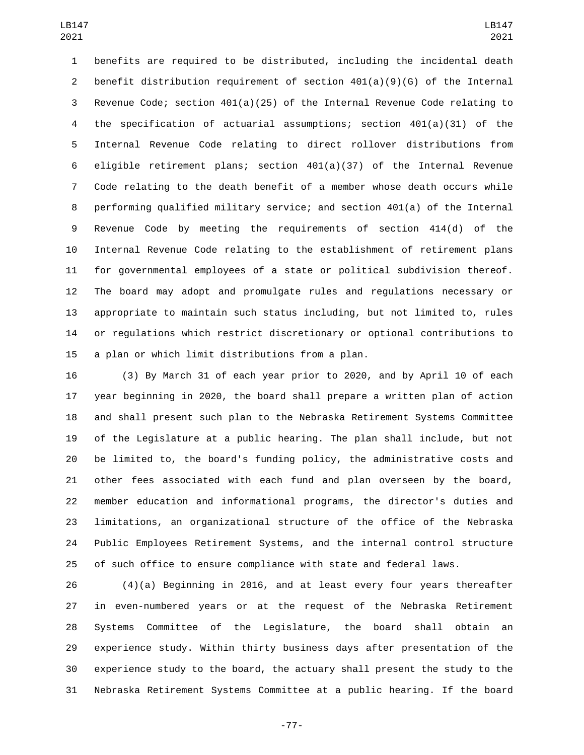benefits are required to be distributed, including the incidental death benefit distribution requirement of section 401(a)(9)(G) of the Internal Revenue Code; section 401(a)(25) of the Internal Revenue Code relating to the specification of actuarial assumptions; section 401(a)(31) of the Internal Revenue Code relating to direct rollover distributions from eligible retirement plans; section 401(a)(37) of the Internal Revenue Code relating to the death benefit of a member whose death occurs while performing qualified military service; and section 401(a) of the Internal Revenue Code by meeting the requirements of section 414(d) of the Internal Revenue Code relating to the establishment of retirement plans for governmental employees of a state or political subdivision thereof. The board may adopt and promulgate rules and regulations necessary or appropriate to maintain such status including, but not limited to, rules or regulations which restrict discretionary or optional contributions to a plan or which limit distributions from a plan.

(3) By March 31 of each year prior to 2020, and by April 10 of each year beginning in 2020, the board shall prepare a written plan of action and shall present such plan to the Nebraska Retirement Systems Committee of the Legislature at a public hearing. The plan shall include, but not be limited to, the board's funding policy, the administrative costs and other fees associated with each fund and plan overseen by the board, member education and informational programs, the director's duties and limitations, an organizational structure of the office of the Nebraska Public Employees Retirement Systems, and the internal control structure of such office to ensure compliance with state and federal laws.

(4)(a) Beginning in 2016, and at least every four years thereafter in even-numbered years or at the request of the Nebraska Retirement Systems Committee of the Legislature, the board shall obtain an experience study. Within thirty business days after presentation of the experience study to the board, the actuary shall present the study to the Nebraska Retirement Systems Committee at a public hearing. If the board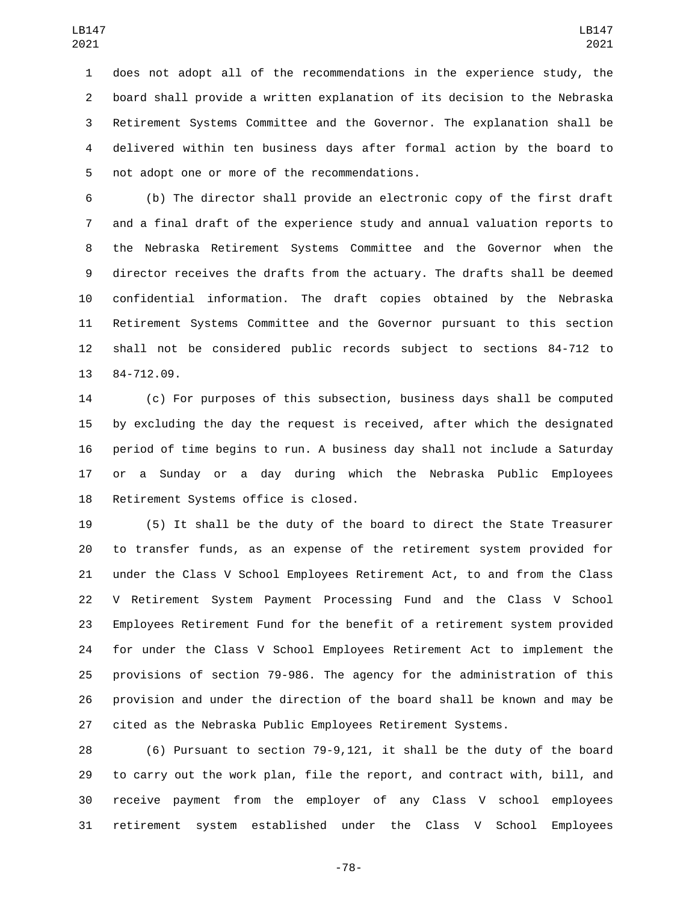does not adopt all of the recommendations in the experience study, the board shall provide a written explanation of its decision to the Nebraska Retirement Systems Committee and the Governor. The explanation shall be delivered within ten business days after formal action by the board to not adopt one or more of the recommendations.

(b) The director shall provide an electronic copy of the first draft and a final draft of the experience study and annual valuation reports to the Nebraska Retirement Systems Committee and the Governor when the director receives the drafts from the actuary. The drafts shall be deemed confidential information. The draft copies obtained by the Nebraska Retirement Systems Committee and the Governor pursuant to this section shall not be considered public records subject to sections 84-712 to 84-712.09.

(c) For purposes of this subsection, business days shall be computed by excluding the day the request is received, after which the designated period of time begins to run. A business day shall not include a Saturday or a Sunday or a day during which the Nebraska Public Employees Retirement Systems office is closed.

(5) It shall be the duty of the board to direct the State Treasurer to transfer funds, as an expense of the retirement system provided for under the Class V School Employees Retirement Act, to and from the Class V Retirement System Payment Processing Fund and the Class V School Employees Retirement Fund for the benefit of a retirement system provided for under the Class V School Employees Retirement Act to implement the provisions of section 79-986. The agency for the administration of this provision and under the direction of the board shall be known and may be cited as the Nebraska Public Employees Retirement Systems.

(6) Pursuant to section 79-9,121, it shall be the duty of the board to carry out the work plan, file the report, and contract with, bill, and receive payment from the employer of any Class V school employees retirement system established under the Class V School Employees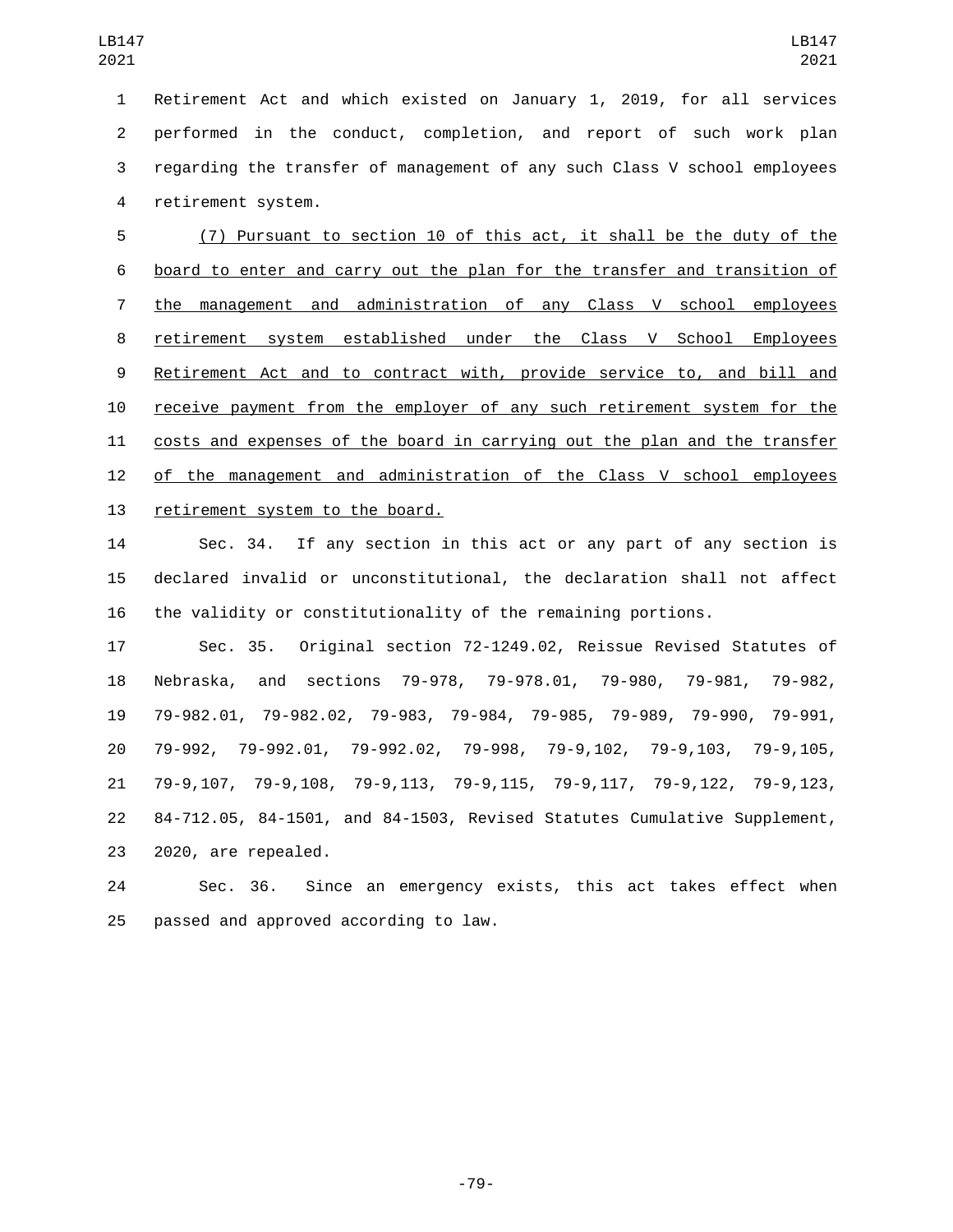Retirement Act and which existed on January 1, 2019, for all services performed in the conduct, completion, and report of such work plan regarding the transfer of management of any such Class V school employees retirement system.

(7) Pursuant to section 10 of this act, it shall be the duty of the board to enter and carry out the plan for the transfer and transition of the management and administration of any Class V school employees retirement system established under the Class V School Employees Retirement Act and to contract with, provide service to, and bill and receive payment from the employer of any such retirement system for the costs and expenses of the board in carrying out the plan and the transfer of the management and administration of the Class V school employees retirement system to the board.

Sec. 34. If any section in this act or any part of any section is declared invalid or unconstitutional, the declaration shall not affect the validity or constitutionality of the remaining portions.

Sec. 35. Original section 72-1249.02, Reissue Revised Statutes of Nebraska, and sections 79-978, 79-978.01, 79-980, 79-981, 79-982, 79-982.01, 79-982.02, 79-983, 79-984, 79-985, 79-989, 79-990, 79-991, 79-992, 79-992.01, 79-992.02, 79-998, 79-9,102, 79-9,103, 79-9,105, 79-9,107, 79-9,108, 79-9,113, 79-9,115, 79-9,117, 79-9,122, 79-9,123, 84-712.05, 84-1501, and 84-1503, Revised Statutes Cumulative Supplement, 2020, are repealed.

Sec. 36. Since an emergency exists, this act takes effect when passed and approved according to law.